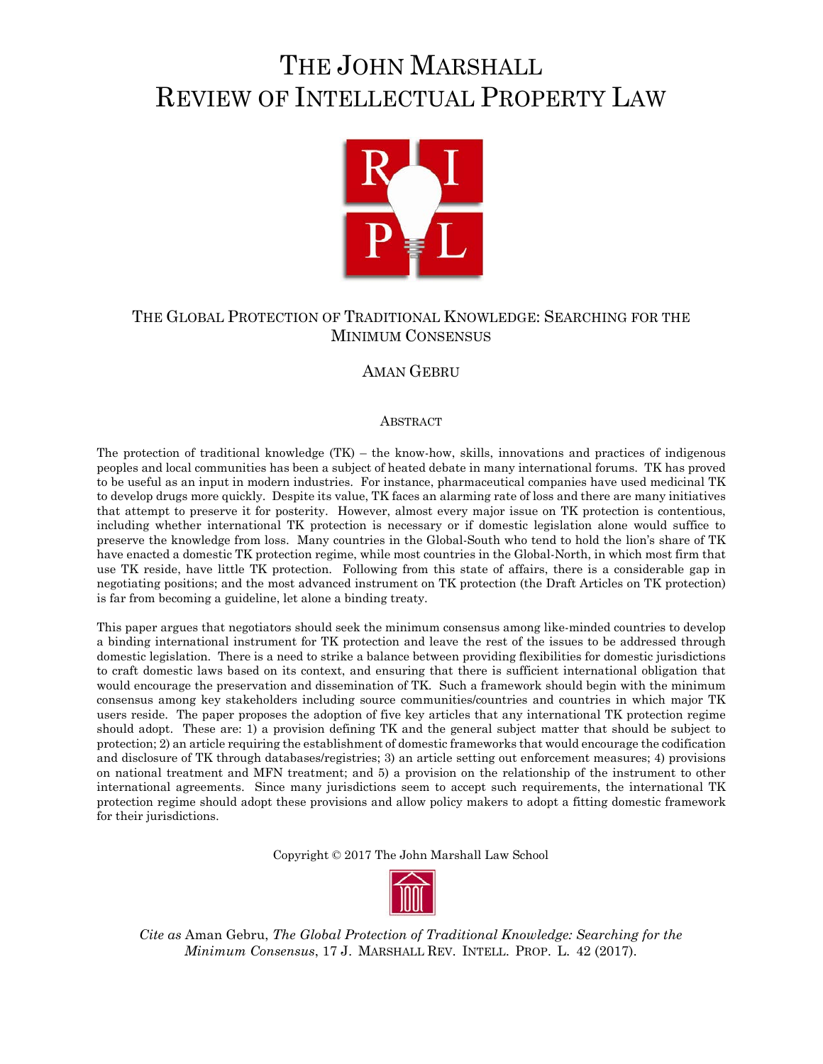# THE JOHN MARSHALL REVIEW OF INTELLECTUAL PROPERTY LAW

## THE GLOBAL PROTECTION OF TRADITIONAL KNOWLEDGE: SEARCHING FOR THE MINIMUM CONSENSUS

AMAN GEBRU

### ABSTRACT

The protection of traditional knowledge (TK) – the know-how, skills, innovations and practices of indigenous peoples and local communities has been a subject of heated debate in many international forums. TK has proved to be useful as an input in modern industries. For instance, pharmaceutical companies have used medicinal TK to develop drugs more quickly. Despite its value, TK faces an alarming rate of loss and there are many initiatives that attempt to preserve it for posterity. However, almost every major issue on TK protection is contentious, including whether international TK protection is necessary or if domestic legislation alone would suffice to preserve the knowledge from loss. Many countries in the Global-South who tend to hold the lion's share of TK have enacted a domestic TK protection regime, while most countries in the Global-North, in which most firm that use TK reside, have little TK protection. Following from this state of affairs, there is a considerable gap in negotiating positions; and the most advanced instrument on TK protection (the Draft Articles on TK protection) is far from becoming a guideline, let alone a binding treaty.

This paper argues that negotiators should seek the minimum consensus among like-minded countries to develop a binding international instrument for TK protection and leave the rest of the issues to be addressed through domestic legislation. There is a need to strike a balance between providing flexibilities for domestic jurisdictions to craft domestic laws based on its context, and ensuring that there is sufficient international obligation that would encourage the preservation and dissemination of TK. Such a framework should begin with the minimum consensus among key stakeholders including source communities/countries and countries in which major TK users reside. The paper proposes the adoption of five key articles that any international TK protection regime should adopt. These are: 1) a provision defining TK and the general subject matter that should be subject to protection; 2) an article requiring the establishment of domestic frameworks that would encourage the codification and disclosure of TK through databases/registries; 3) an article setting out enforcement measures; 4) provisions on national treatment and MFN treatment; and 5) a provision on the relationship of the instrument to other international agreements. Since many jurisdictions seem to accept such requirements, the international TK protection regime should adopt these provisions and allow policy makers to adopt a fitting domestic framework for their jurisdictions.

Copyright © 2017 The John Marshall Law School

*Cite as* Aman Gebru, *The Global Protection of Traditional Knowledge: Searching for the Minimum Consensus*, 17 J. MARSHALL REV. INTELL. PROP. L. 42 (2017).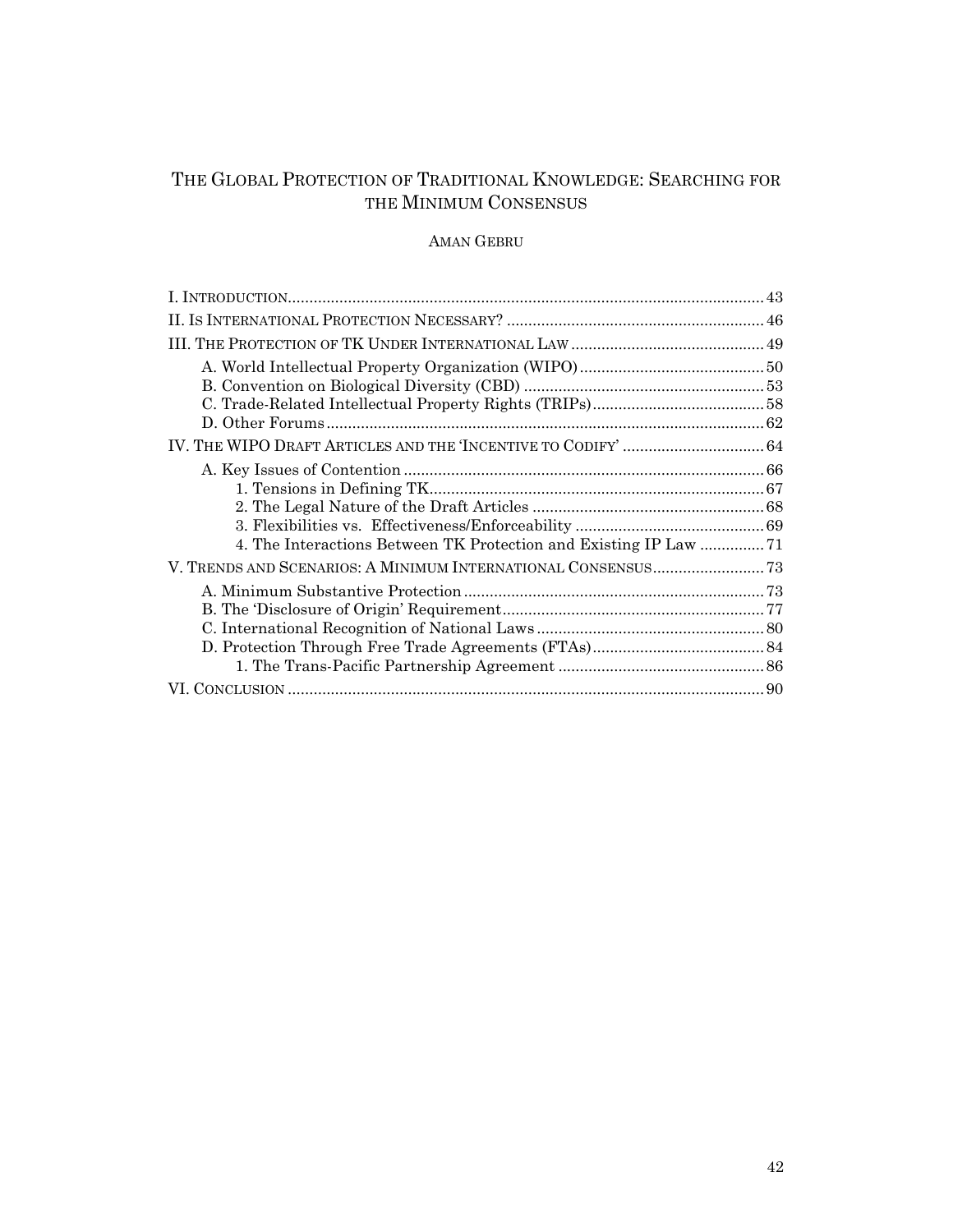# The Global Protection of Traditional Knowledge: Searching for the Minimum Consensus

Aman Gebru

- I. Introduction .......... 43
- II. Is International Protection Necessary? .......... 46
- III. The Protection of TK Under International Law .......... 49
  - A. World Intellectual Property Organization (WIPO) .......... 50
  - B. Convention on Biological Diversity (CBD) .......... 53
  - C. Trade-Related Intellectual Property Rights (TRIPs) .......... 58
  - D. Other Forums .......... 62
- IV. The WIPO Draft Articles and the 'Incentive to Codify' .......... 64
  - A. Key Issues of Contention .......... 66
    - 1. Tensions in Defining TK .......... 67
    - 2. The Legal Nature of the Draft Articles .......... 68
    - 3. Flexibilities vs. Effectiveness/Enforceability .......... 69
    - 4. The Interactions Between TK Protection and Existing IP Law .......... 71
- V. Trends and Scenarios: A Minimum International Consensus .......... 73
  - A. Minimum Substantive Protection .......... 73
  - B. The 'Disclosure of Origin' Requirement .......... 77
  - C. International Recognition of National Laws .......... 80
  - D. Protection Through Free Trade Agreements (FTAs) .......... 84
    - 1. The Trans-Pacific Partnership Agreement .......... 86
- VI. Conclusion .......... 90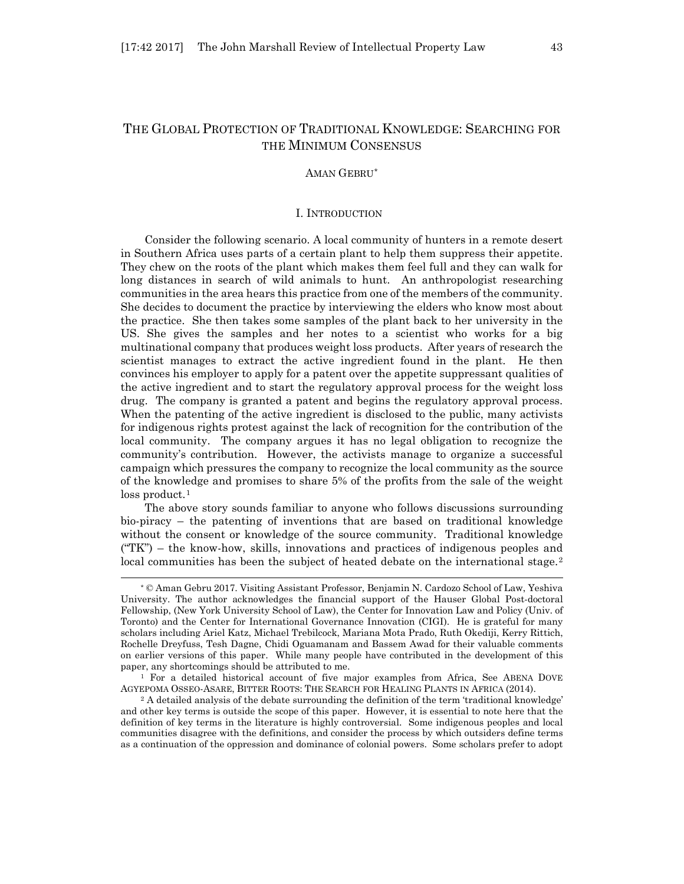# THE GLOBAL PROTECTION OF TRADITIONAL KNOWLEDGE: SEARCHING FOR THE MINIMUM CONSENSUS

AMAN GEBRU*

## I. INTRODUCTION

Consider the following scenario. A local community of hunters in a remote desert in Southern Africa uses parts of a certain plant to help them suppress their appetite. They chew on the roots of the plant which makes them feel full and they can walk for long distances in search of wild animals to hunt. An anthropologist researching communities in the area hears this practice from one of the members of the community. She decides to document the practice by interviewing the elders who know most about the practice. She then takes some samples of the plant back to her university in the US. She gives the samples and her notes to a scientist who works for a big multinational company that produces weight loss products. After years of research the scientist manages to extract the active ingredient found in the plant. He then convinces his employer to apply for a patent over the appetite suppressant qualities of the active ingredient and to start the regulatory approval process for the weight loss drug. The company is granted a patent and begins the regulatory approval process. When the patenting of the active ingredient is disclosed to the public, many activists for indigenous rights protest against the lack of recognition for the contribution of the local community. The company argues it has no legal obligation to recognize the community's contribution. However, the activists manage to organize a successful campaign which pressures the company to recognize the local community as the source of the knowledge and promises to share 5% of the profits from the sale of the weight loss product.[1]

The above story sounds familiar to anyone who follows discussions surrounding bio-piracy – the patenting of inventions that are based on traditional knowledge without the consent or knowledge of the source community. Traditional knowledge ("TK") – the know-how, skills, innovations and practices of indigenous peoples and local communities has been the subject of heated debate on the international stage.[2]

---

* © Aman Gebru 2017. Visiting Assistant Professor, Benjamin N. Cardozo School of Law, Yeshiva University. The author acknowledges the financial support of the Hauser Global Post-doctoral Fellowship, (New York University School of Law), the Center for Innovation Law and Policy (Univ. of Toronto) and the Center for International Governance Innovation (CIGI). He is grateful for many scholars including Ariel Katz, Michael Trebilcock, Mariana Mota Prado, Ruth Okediji, Kerry Rittich, Rochelle Dreyfuss, Tesh Dagne, Chidi Oguamanam and Bassem Awad for their valuable comments on earlier versions of this paper. While many people have contributed in the development of this paper, any shortcomings should be attributed to me.

[1] For a detailed historical account of five major examples from Africa, See ABENA DOVE AGYEPOMA OSSEO-ASARE, BITTER ROOTS: THE SEARCH FOR HEALING PLANTS IN AFRICA (2014).

[2] A detailed analysis of the debate surrounding the definition of the term 'traditional knowledge' and other key terms is outside the scope of this paper. However, it is essential to note here that the definition of key terms in the literature is highly controversial. Some indigenous peoples and local communities disagree with the definitions, and consider the process by which outsiders define terms as a continuation of the oppression and dominance of colonial powers. Some scholars prefer to adopt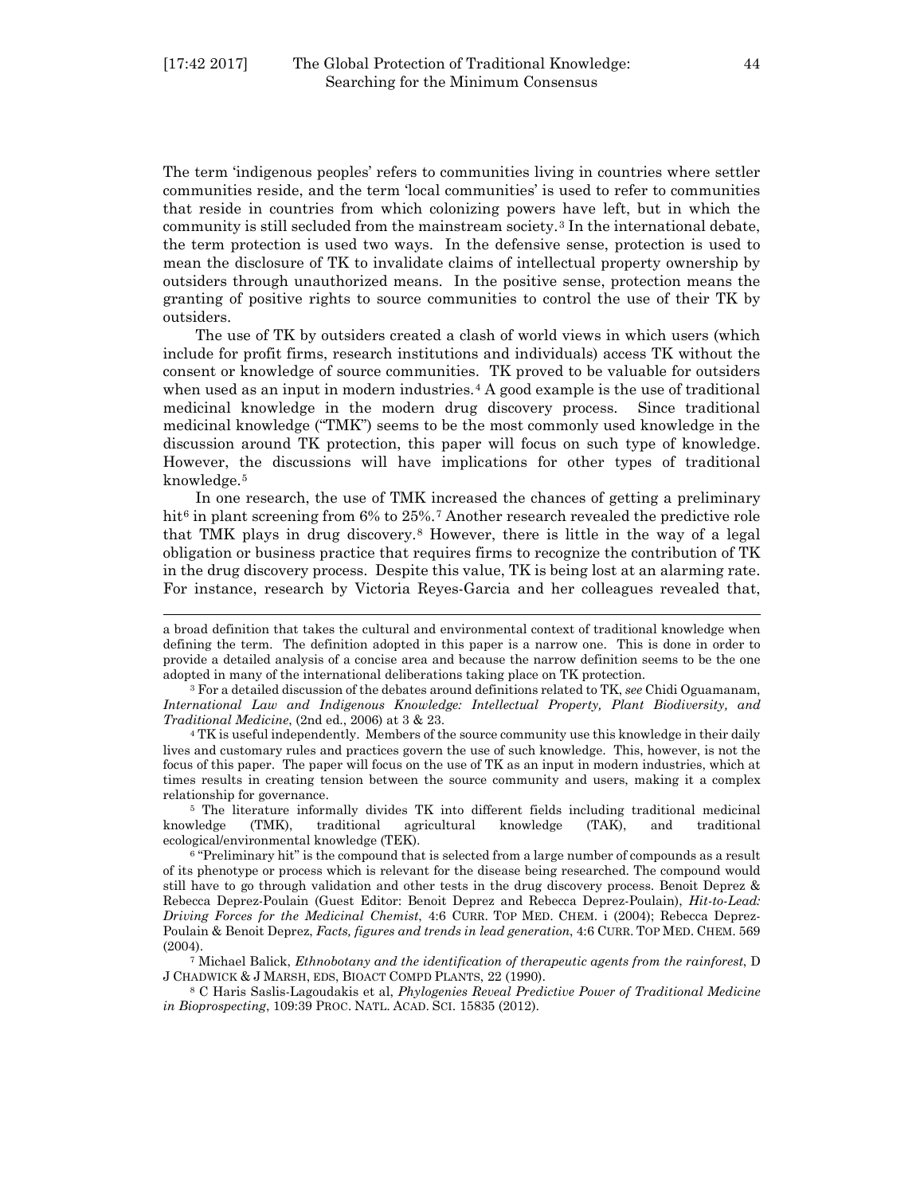The term 'indigenous peoples' refers to communities living in countries where settler communities reside, and the term 'local communities' is used to refer to communities that reside in countries from which colonizing powers have left, but in which the community is still secluded from the mainstream society.[3] In the international debate, the term protection is used two ways. In the defensive sense, protection is used to mean the disclosure of TK to invalidate claims of intellectual property ownership by outsiders through unauthorized means. In the positive sense, protection means the granting of positive rights to source communities to control the use of their TK by outsiders.

The use of TK by outsiders created a clash of world views in which users (which include for profit firms, research institutions and individuals) access TK without the consent or knowledge of source communities. TK proved to be valuable for outsiders when used as an input in modern industries.[4] A good example is the use of traditional medicinal knowledge in the modern drug discovery process. Since traditional medicinal knowledge ("TMK") seems to be the most commonly used knowledge in the discussion around TK protection, this paper will focus on such type of knowledge. However, the discussions will have implications for other types of traditional knowledge.[5]

In one research, the use of TMK increased the chances of getting a preliminary hit[6] in plant screening from 6% to 25%.[7] Another research revealed the predictive role that TMK plays in drug discovery.[8] However, there is little in the way of a legal obligation or business practice that requires firms to recognize the contribution of TK in the drug discovery process. Despite this value, TK is being lost at an alarming rate. For instance, research by Victoria Reyes-Garcia and her colleagues revealed that,

---

a broad definition that takes the cultural and environmental context of traditional knowledge when defining the term. The definition adopted in this paper is a narrow one. This is done in order to provide a detailed analysis of a concise area and because the narrow definition seems to be the one adopted in many of the international deliberations taking place on TK protection.

[3] For a detailed discussion of the debates around definitions related to TK, *see* Chidi Oguamanam, *International Law and Indigenous Knowledge: Intellectual Property, Plant Biodiversity, and Traditional Medicine*, (2nd ed., 2006) at 3 & 23.

[4] TK is useful independently. Members of the source community use this knowledge in their daily lives and customary rules and practices govern the use of such knowledge. This, however, is not the focus of this paper. The paper will focus on the use of TK as an input in modern industries, which at times results in creating tension between the source community and users, making it a complex relationship for governance.

[5] The literature informally divides TK into different fields including traditional medicinal knowledge (TMK), traditional agricultural knowledge (TAK), and traditional ecological/environmental knowledge (TEK).

[6] "Preliminary hit" is the compound that is selected from a large number of compounds as a result of its phenotype or process which is relevant for the disease being researched. The compound would still have to go through validation and other tests in the drug discovery process. Benoit Deprez & Rebecca Deprez-Poulain (Guest Editor: Benoit Deprez and Rebecca Deprez-Poulain), *Hit-to-Lead: Driving Forces for the Medicinal Chemist*, 4:6 CURR. TOP MED. CHEM. i (2004); Rebecca Deprez-Poulain & Benoit Deprez, *Facts, figures and trends in lead generation*, 4:6 CURR. TOP MED. CHEM. 569 (2004).

[7] Michael Balick, *Ethnobotany and the identification of therapeutic agents from the rainforest*, D J CHADWICK & J MARSH, EDS, BIOACT COMPD PLANTS, 22 (1990).

[8] C Haris Saslis-Lagoudakis et al, *Phylogenies Reveal Predictive Power of Traditional Medicine in Bioprospecting*, 109:39 PROC. NATL. ACAD. SCI. 15835 (2012).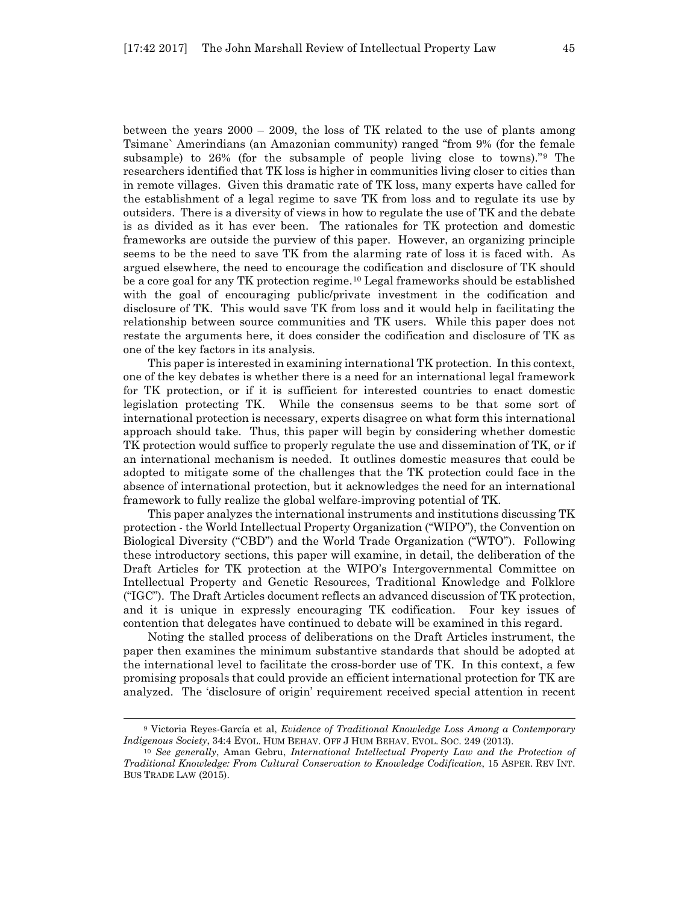between the years 2000 – 2009, the loss of TK related to the use of plants among Tsimane` Amerindians (an Amazonian community) ranged "from 9% (for the female subsample) to 26% (for the subsample of people living close to towns)."[9] The researchers identified that TK loss is higher in communities living closer to cities than in remote villages. Given this dramatic rate of TK loss, many experts have called for the establishment of a legal regime to save TK from loss and to regulate its use by outsiders. There is a diversity of views in how to regulate the use of TK and the debate is as divided as it has ever been. The rationales for TK protection and domestic frameworks are outside the purview of this paper. However, an organizing principle seems to be the need to save TK from the alarming rate of loss it is faced with. As argued elsewhere, the need to encourage the codification and disclosure of TK should be a core goal for any TK protection regime.[10] Legal frameworks should be established with the goal of encouraging public/private investment in the codification and disclosure of TK. This would save TK from loss and it would help in facilitating the relationship between source communities and TK users. While this paper does not restate the arguments here, it does consider the codification and disclosure of TK as one of the key factors in its analysis.

This paper is interested in examining international TK protection. In this context, one of the key debates is whether there is a need for an international legal framework for TK protection, or if it is sufficient for interested countries to enact domestic legislation protecting TK. While the consensus seems to be that some sort of international protection is necessary, experts disagree on what form this international approach should take. Thus, this paper will begin by considering whether domestic TK protection would suffice to properly regulate the use and dissemination of TK, or if an international mechanism is needed. It outlines domestic measures that could be adopted to mitigate some of the challenges that the TK protection could face in the absence of international protection, but it acknowledges the need for an international framework to fully realize the global welfare-improving potential of TK.

This paper analyzes the international instruments and institutions discussing TK protection - the World Intellectual Property Organization ("WIPO"), the Convention on Biological Diversity ("CBD") and the World Trade Organization ("WTO"). Following these introductory sections, this paper will examine, in detail, the deliberation of the Draft Articles for TK protection at the WIPO's Intergovernmental Committee on Intellectual Property and Genetic Resources, Traditional Knowledge and Folklore ("IGC"). The Draft Articles document reflects an advanced discussion of TK protection, and it is unique in expressly encouraging TK codification. Four key issues of contention that delegates have continued to debate will be examined in this regard.

Noting the stalled process of deliberations on the Draft Articles instrument, the paper then examines the minimum substantive standards that should be adopted at the international level to facilitate the cross-border use of TK. In this context, a few promising proposals that could provide an efficient international protection for TK are analyzed. The 'disclosure of origin' requirement received special attention in recent

---

[9] Victoria Reyes-García et al, *Evidence of Traditional Knowledge Loss Among a Contemporary Indigenous Society*, 34:4 EVOL. HUM BEHAV. OFF J HUM BEHAV. EVOL. SOC. 249 (2013).

[10] *See generally*, Aman Gebru, *International Intellectual Property Law and the Protection of Traditional Knowledge: From Cultural Conservation to Knowledge Codification*, 15 ASPER. REV INT. BUS TRADE LAW (2015).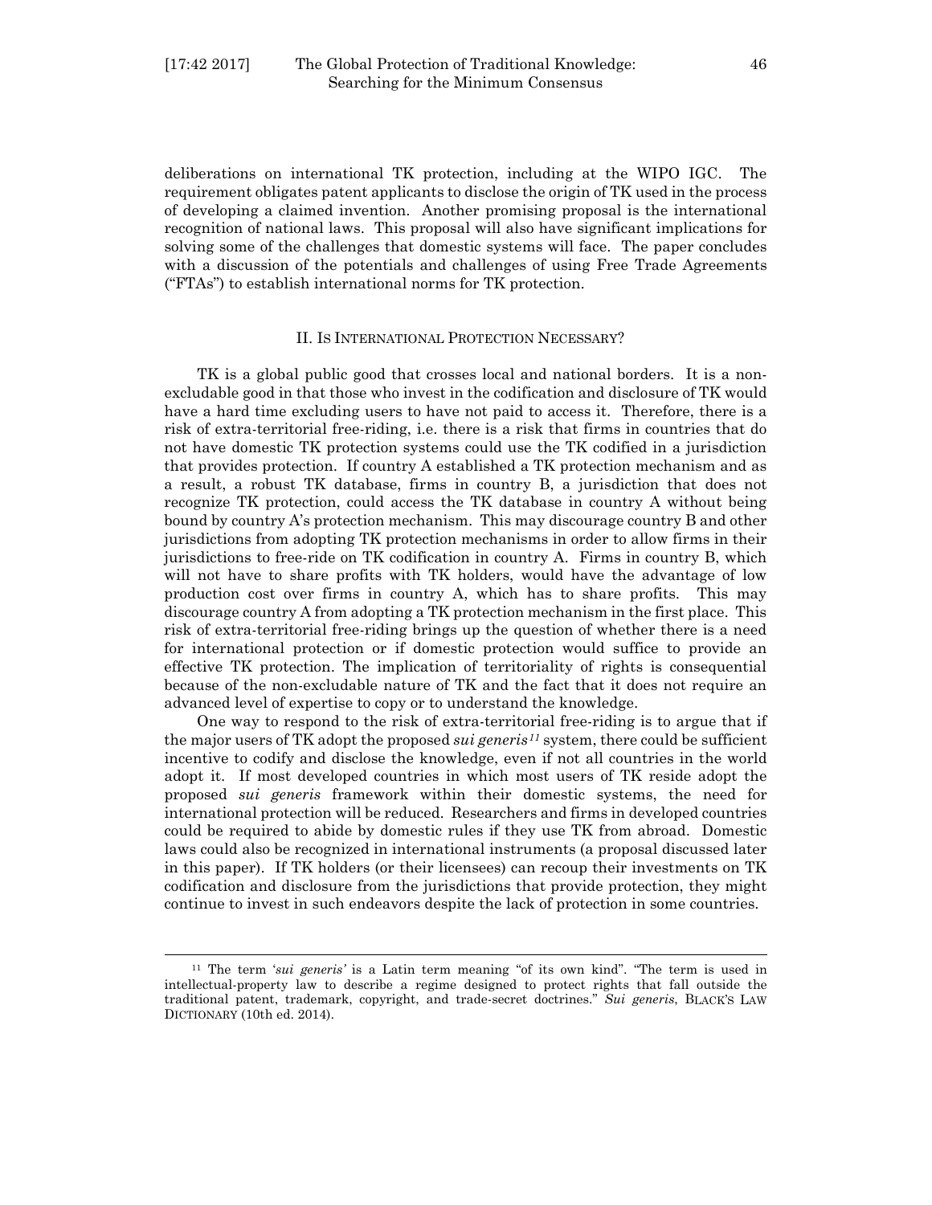deliberations on international TK protection, including at the WIPO IGC. The requirement obligates patent applicants to disclose the origin of TK used in the process of developing a claimed invention. Another promising proposal is the international recognition of national laws. This proposal will also have significant implications for solving some of the challenges that domestic systems will face. The paper concludes with a discussion of the potentials and challenges of using Free Trade Agreements ("FTAs") to establish international norms for TK protection.

## II. IS INTERNATIONAL PROTECTION NECESSARY?

TK is a global public good that crosses local and national borders. It is a non-excludable good in that those who invest in the codification and disclosure of TK would have a hard time excluding users to have not paid to access it. Therefore, there is a risk of extra-territorial free-riding, i.e. there is a risk that firms in countries that do not have domestic TK protection systems could use the TK codified in a jurisdiction that provides protection. If country A established a TK protection mechanism and as a result, a robust TK database, firms in country B, a jurisdiction that does not recognize TK protection, could access the TK database in country A without being bound by country A's protection mechanism. This may discourage country B and other jurisdictions from adopting TK protection mechanisms in order to allow firms in their jurisdictions to free-ride on TK codification in country A. Firms in country B, which will not have to share profits with TK holders, would have the advantage of low production cost over firms in country A, which has to share profits. This may discourage country A from adopting a TK protection mechanism in the first place. This risk of extra-territorial free-riding brings up the question of whether there is a need for international protection or if domestic protection would suffice to provide an effective TK protection. The implication of territoriality of rights is consequential because of the non-excludable nature of TK and the fact that it does not require an advanced level of expertise to copy or to understand the knowledge.

One way to respond to the risk of extra-territorial free-riding is to argue that if the major users of TK adopt the proposed *sui generis*[11] system, there could be sufficient incentive to codify and disclose the knowledge, even if not all countries in the world adopt it. If most developed countries in which most users of TK reside adopt the proposed *sui generis* framework within their domestic systems, the need for international protection will be reduced. Researchers and firms in developed countries could be required to abide by domestic rules if they use TK from abroad. Domestic laws could also be recognized in international instruments (a proposal discussed later in this paper). If TK holders (or their licensees) can recoup their investments on TK codification and disclosure from the jurisdictions that provide protection, they might continue to invest in such endeavors despite the lack of protection in some countries.

---

[11] The term '*sui generis*' is a Latin term meaning "of its own kind". "The term is used in intellectual-property law to describe a regime designed to protect rights that fall outside the traditional patent, trademark, copyright, and trade-secret doctrines." *Sui generis*, BLACK'S LAW DICTIONARY (10th ed. 2014).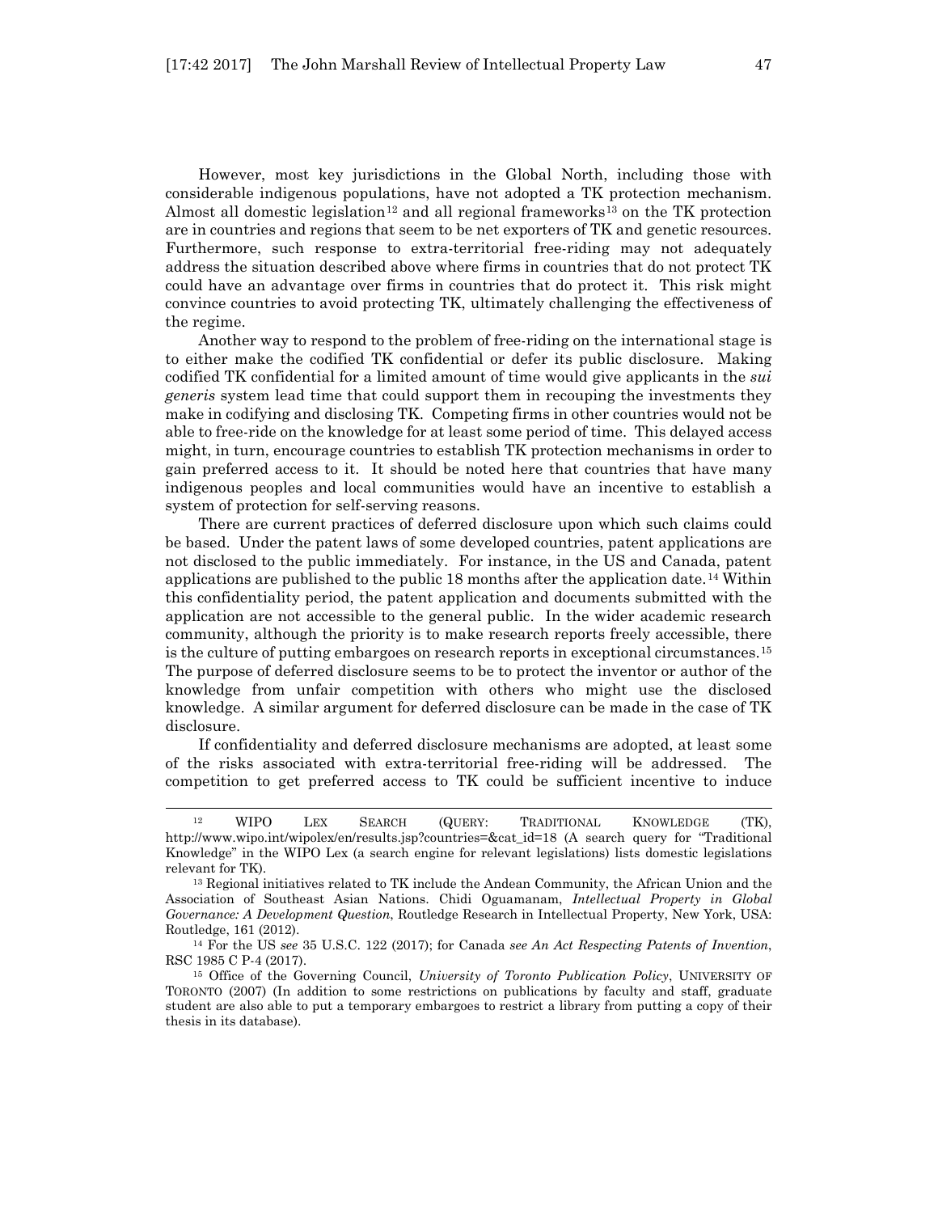However, most key jurisdictions in the Global North, including those with considerable indigenous populations, have not adopted a TK protection mechanism. Almost all domestic legislation[12] and all regional frameworks[13] on the TK protection are in countries and regions that seem to be net exporters of TK and genetic resources. Furthermore, such response to extra-territorial free-riding may not adequately address the situation described above where firms in countries that do not protect TK could have an advantage over firms in countries that do protect it. This risk might convince countries to avoid protecting TK, ultimately challenging the effectiveness of the regime.

Another way to respond to the problem of free-riding on the international stage is to either make the codified TK confidential or defer its public disclosure. Making codified TK confidential for a limited amount of time would give applicants in the *sui generis* system lead time that could support them in recouping the investments they make in codifying and disclosing TK. Competing firms in other countries would not be able to free-ride on the knowledge for at least some period of time. This delayed access might, in turn, encourage countries to establish TK protection mechanisms in order to gain preferred access to it. It should be noted here that countries that have many indigenous peoples and local communities would have an incentive to establish a system of protection for self-serving reasons.

There are current practices of deferred disclosure upon which such claims could be based. Under the patent laws of some developed countries, patent applications are not disclosed to the public immediately. For instance, in the US and Canada, patent applications are published to the public 18 months after the application date.[14] Within this confidentiality period, the patent application and documents submitted with the application are not accessible to the general public. In the wider academic research community, although the priority is to make research reports freely accessible, there is the culture of putting embargoes on research reports in exceptional circumstances.[15] The purpose of deferred disclosure seems to be to protect the inventor or author of the knowledge from unfair competition with others who might use the disclosed knowledge. A similar argument for deferred disclosure can be made in the case of TK disclosure.

If confidentiality and deferred disclosure mechanisms are adopted, at least some of the risks associated with extra-territorial free-riding will be addressed. The competition to get preferred access to TK could be sufficient incentive to induce

---

[12] WIPO LEX SEARCH (QUERY: TRADITIONAL KNOWLEDGE (TK), http://www.wipo.int/wipolex/en/results.jsp?countries=&cat_id=18 (A search query for "Traditional Knowledge" in the WIPO Lex (a search engine for relevant legislations) lists domestic legislations relevant for TK).

[13] Regional initiatives related to TK include the Andean Community, the African Union and the Association of Southeast Asian Nations. Chidi Oguamanam, *Intellectual Property in Global Governance: A Development Question*, Routledge Research in Intellectual Property, New York, USA: Routledge, 161 (2012).

[14] For the US *see* 35 U.S.C. 122 (2017); for Canada *see An Act Respecting Patents of Invention*, RSC 1985 C P-4 (2017).

[15] Office of the Governing Council, *University of Toronto Publication Policy*, UNIVERSITY OF TORONTO (2007) (In addition to some restrictions on publications by faculty and staff, graduate student are also able to put a temporary embargoes to restrict a library from putting a copy of their thesis in its database).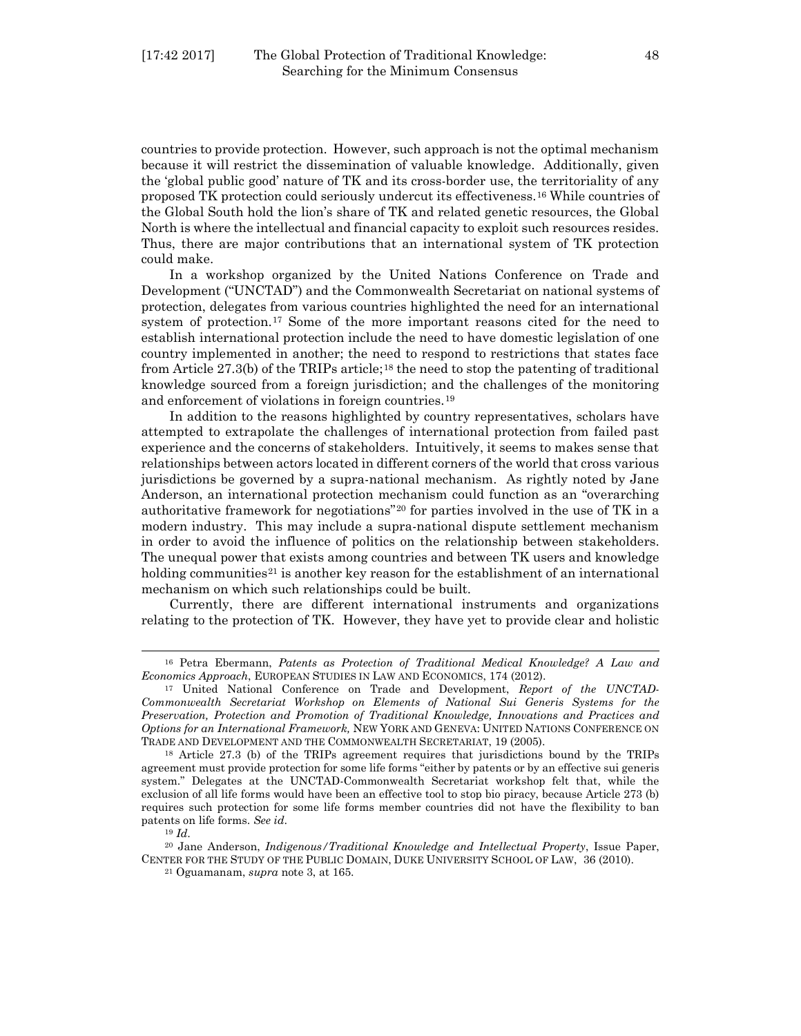countries to provide protection. However, such approach is not the optimal mechanism because it will restrict the dissemination of valuable knowledge. Additionally, given the 'global public good' nature of TK and its cross-border use, the territoriality of any proposed TK protection could seriously undercut its effectiveness.[16] While countries of the Global South hold the lion's share of TK and related genetic resources, the Global North is where the intellectual and financial capacity to exploit such resources resides. Thus, there are major contributions that an international system of TK protection could make.

In a workshop organized by the United Nations Conference on Trade and Development ("UNCTAD") and the Commonwealth Secretariat on national systems of protection, delegates from various countries highlighted the need for an international system of protection.[17] Some of the more important reasons cited for the need to establish international protection include the need to have domestic legislation of one country implemented in another; the need to respond to restrictions that states face from Article 27.3(b) of the TRIPs article;[18] the need to stop the patenting of traditional knowledge sourced from a foreign jurisdiction; and the challenges of the monitoring and enforcement of violations in foreign countries.[19]

In addition to the reasons highlighted by country representatives, scholars have attempted to extrapolate the challenges of international protection from failed past experience and the concerns of stakeholders. Intuitively, it seems to makes sense that relationships between actors located in different corners of the world that cross various jurisdictions be governed by a supra-national mechanism. As rightly noted by Jane Anderson, an international protection mechanism could function as an "overarching authoritative framework for negotiations"[20] for parties involved in the use of TK in a modern industry. This may include a supra-national dispute settlement mechanism in order to avoid the influence of politics on the relationship between stakeholders. The unequal power that exists among countries and between TK users and knowledge holding communities[21] is another key reason for the establishment of an international mechanism on which such relationships could be built.

Currently, there are different international instruments and organizations relating to the protection of TK. However, they have yet to provide clear and holistic

---

[16] Petra Ebermann, *Patents as Protection of Traditional Medical Knowledge? A Law and Economics Approach*, EUROPEAN STUDIES IN LAW AND ECONOMICS, 174 (2012).

[17] United National Conference on Trade and Development, *Report of the UNCTAD-Commonwealth Secretariat Workshop on Elements of National Sui Generis Systems for the Preservation, Protection and Promotion of Traditional Knowledge, Innovations and Practices and Options for an International Framework,* NEW YORK AND GENEVA: UNITED NATIONS CONFERENCE ON TRADE AND DEVELOPMENT AND THE COMMONWEALTH SECRETARIAT, 19 (2005).

[18] Article 27.3 (b) of the TRIPs agreement requires that jurisdictions bound by the TRIPs agreement must provide protection for some life forms "either by patents or by an effective sui generis system." Delegates at the UNCTAD-Commonwealth Secretariat workshop felt that, while the exclusion of all life forms would have been an effective tool to stop bio piracy, because Article 273 (b) requires such protection for some life forms member countries did not have the flexibility to ban patents on life forms. *See id*.

[19] *Id*.

[20] Jane Anderson, *Indigenous/Traditional Knowledge and Intellectual Property*, Issue Paper, CENTER FOR THE STUDY OF THE PUBLIC DOMAIN, DUKE UNIVERSITY SCHOOL OF LAW, 36 (2010).

[21] Oguamanam, *supra* note 3, at 165.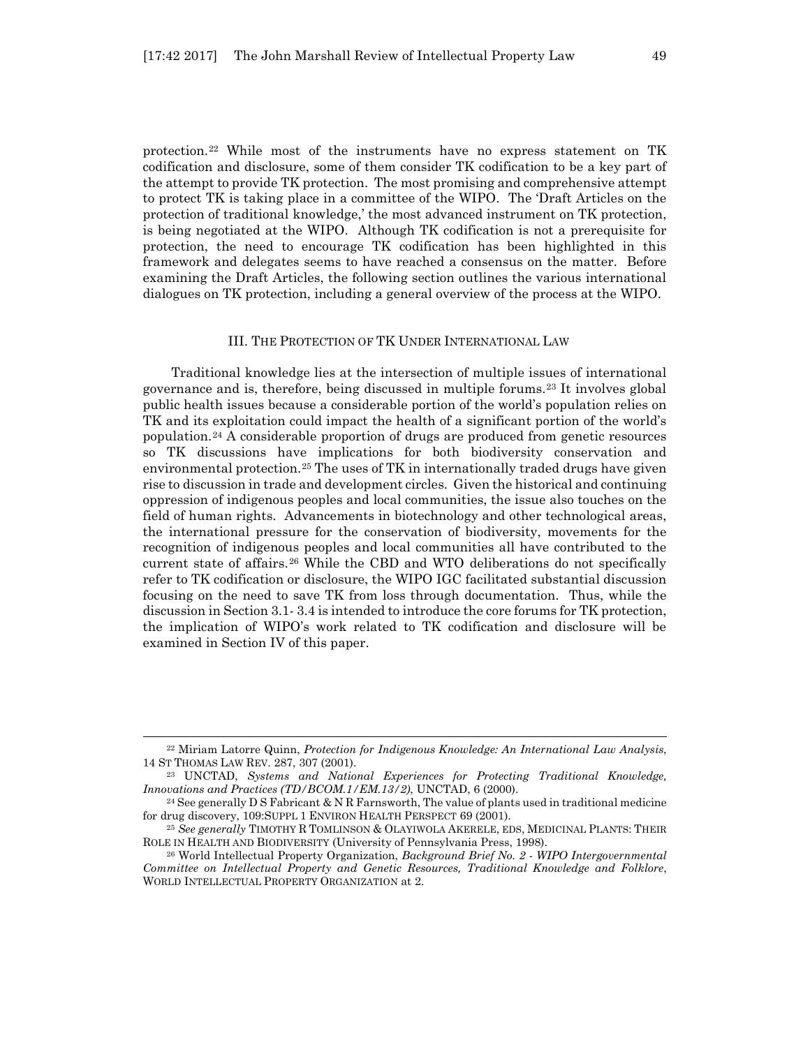protection.[22] While most of the instruments have no express statement on TK codification and disclosure, some of them consider TK codification to be a key part of the attempt to provide TK protection. The most promising and comprehensive attempt to protect TK is taking place in a committee of the WIPO. The 'Draft Articles on the protection of traditional knowledge,' the most advanced instrument on TK protection, is being negotiated at the WIPO. Although TK codification is not a prerequisite for protection, the need to encourage TK codification has been highlighted in this framework and delegates seems to have reached a consensus on the matter. Before examining the Draft Articles, the following section outlines the various international dialogues on TK protection, including a general overview of the process at the WIPO.

## III. The Protection of TK Under International Law

Traditional knowledge lies at the intersection of multiple issues of international governance and is, therefore, being discussed in multiple forums.[23] It involves global public health issues because a considerable portion of the world's population relies on TK and its exploitation could impact the health of a significant portion of the world's population.[24] A considerable proportion of drugs are produced from genetic resources so TK discussions have implications for both biodiversity conservation and environmental protection.[25] The uses of TK in internationally traded drugs have given rise to discussion in trade and development circles. Given the historical and continuing oppression of indigenous peoples and local communities, the issue also touches on the field of human rights. Advancements in biotechnology and other technological areas, the international pressure for the conservation of biodiversity, movements for the recognition of indigenous peoples and local communities all have contributed to the current state of affairs.[26] While the CBD and WTO deliberations do not specifically refer to TK codification or disclosure, the WIPO IGC facilitated substantial discussion focusing on the need to save TK from loss through documentation. Thus, while the discussion in Section 3.1- 3.4 is intended to introduce the core forums for TK protection, the implication of WIPO's work related to TK codification and disclosure will be examined in Section IV of this paper.

---

[22] Miriam Latorre Quinn, *Protection for Indigenous Knowledge: An International Law Analysis*, 14 ST THOMAS LAW REV. 287, 307 (2001).

[23] UNCTAD, *Systems and National Experiences for Protecting Traditional Knowledge, Innovations and Practices (TD/BCOM.1/EM.13/2)*, UNCTAD, 6 (2000).

[24] See generally D S Fabricant & N R Farnsworth, The value of plants used in traditional medicine for drug discovery, 109:SUPPL 1 ENVIRON HEALTH PERSPECT 69 (2001).

[25] *See generally* TIMOTHY R TOMLINSON & OLAYIWOLA AKERELE, EDS, MEDICINAL PLANTS: THEIR ROLE IN HEALTH AND BIODIVERSITY (University of Pennsylvania Press, 1998).

[26] World Intellectual Property Organization, *Background Brief No. 2 - WIPO Intergovernmental Committee on Intellectual Property and Genetic Resources, Traditional Knowledge and Folklore*, WORLD INTELLECTUAL PROPERTY ORGANIZATION at 2.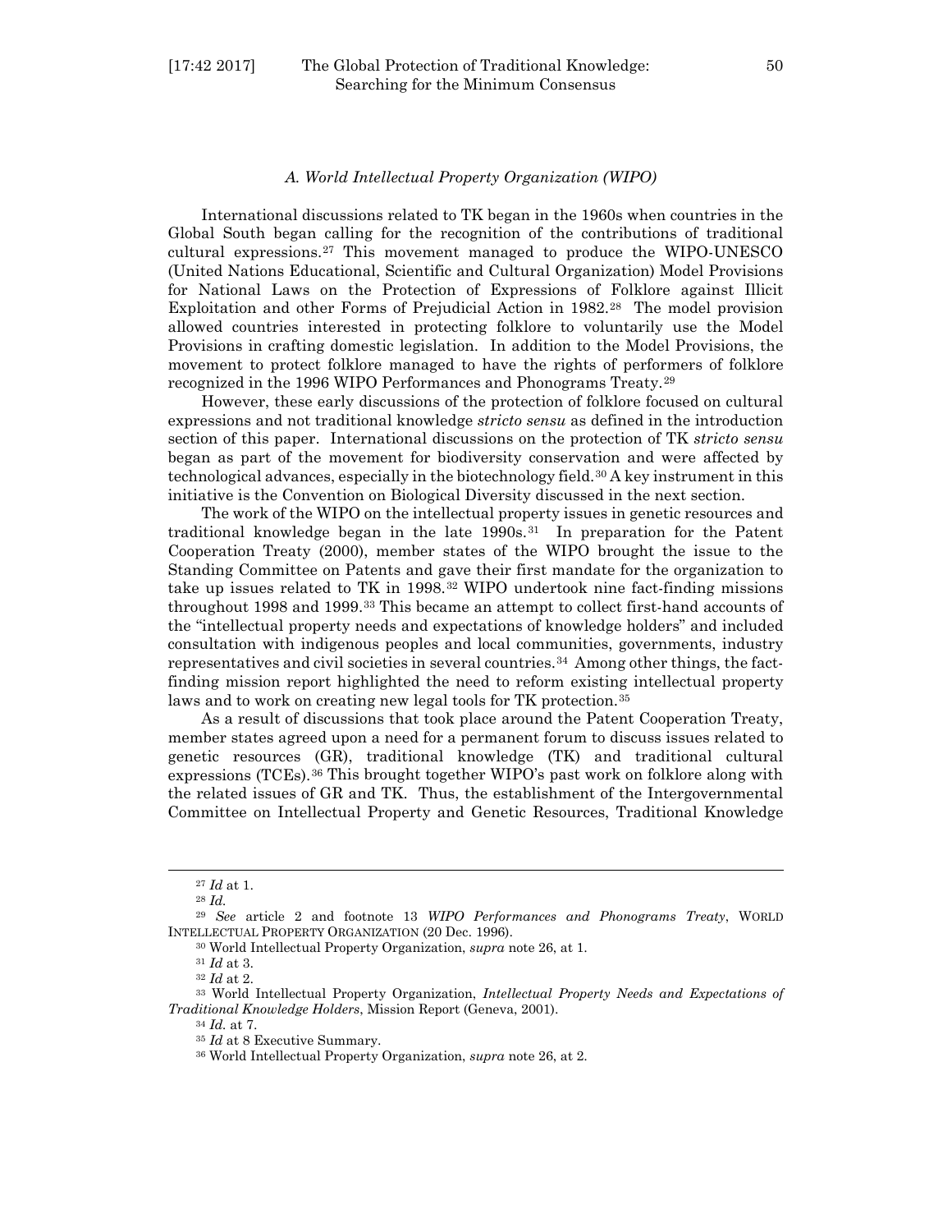### *A. World Intellectual Property Organization (WIPO)*

International discussions related to TK began in the 1960s when countries in the Global South began calling for the recognition of the contributions of traditional cultural expressions.[27] This movement managed to produce the WIPO-UNESCO (United Nations Educational, Scientific and Cultural Organization) Model Provisions for National Laws on the Protection of Expressions of Folklore against Illicit Exploitation and other Forms of Prejudicial Action in 1982.[28] The model provision allowed countries interested in protecting folklore to voluntarily use the Model Provisions in crafting domestic legislation. In addition to the Model Provisions, the movement to protect folklore managed to have the rights of performers of folklore recognized in the 1996 WIPO Performances and Phonograms Treaty.[29]

However, these early discussions of the protection of folklore focused on cultural expressions and not traditional knowledge *stricto sensu* as defined in the introduction section of this paper. International discussions on the protection of TK *stricto sensu* began as part of the movement for biodiversity conservation and were affected by technological advances, especially in the biotechnology field.[30] A key instrument in this initiative is the Convention on Biological Diversity discussed in the next section.

The work of the WIPO on the intellectual property issues in genetic resources and traditional knowledge began in the late 1990s.[31] In preparation for the Patent Cooperation Treaty (2000), member states of the WIPO brought the issue to the Standing Committee on Patents and gave their first mandate for the organization to take up issues related to TK in 1998.[32] WIPO undertook nine fact-finding missions throughout 1998 and 1999.[33] This became an attempt to collect first-hand accounts of the "intellectual property needs and expectations of knowledge holders" and included consultation with indigenous peoples and local communities, governments, industry representatives and civil societies in several countries.[34] Among other things, the fact-finding mission report highlighted the need to reform existing intellectual property laws and to work on creating new legal tools for TK protection.[35]

As a result of discussions that took place around the Patent Cooperation Treaty, member states agreed upon a need for a permanent forum to discuss issues related to genetic resources (GR), traditional knowledge (TK) and traditional cultural expressions (TCEs).[36] This brought together WIPO's past work on folklore along with the related issues of GR and TK. Thus, the establishment of the Intergovernmental Committee on Intellectual Property and Genetic Resources, Traditional Knowledge

---

[27] *Id* at 1.

[28] *Id.*

[29] *See* article 2 and footnote 13 *WIPO Performances and Phonograms Treaty*, WORLD INTELLECTUAL PROPERTY ORGANIZATION (20 Dec. 1996).

[30] World Intellectual Property Organization, *supra* note 26, at 1.

[31] *Id* at 3.

[32] *Id* at 2.

[33] World Intellectual Property Organization, *Intellectual Property Needs and Expectations of Traditional Knowledge Holders*, Mission Report (Geneva, 2001).

[34] *Id.* at 7.

[35] *Id* at 8 Executive Summary.

[36] World Intellectual Property Organization, *supra* note 26, at 2.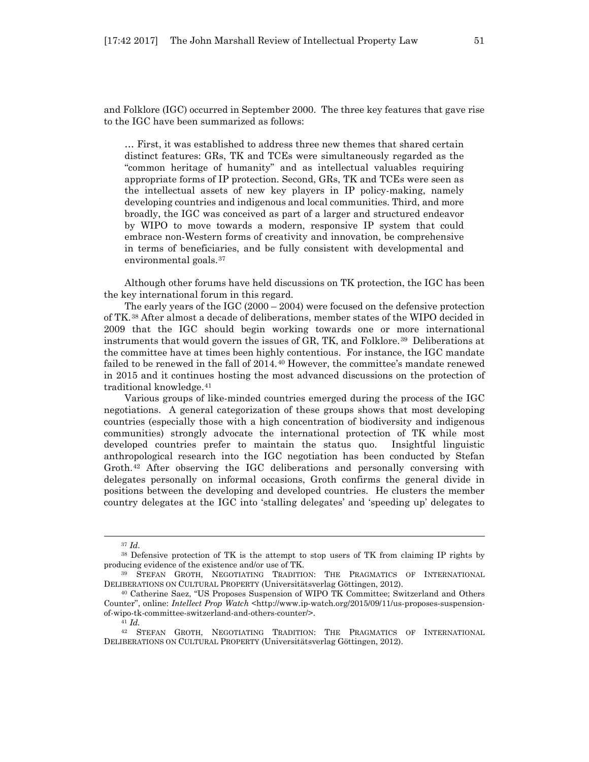and Folklore (IGC) occurred in September 2000. The three key features that gave rise to the IGC have been summarized as follows:

> … First, it was established to address three new themes that shared certain distinct features: GRs, TK and TCEs were simultaneously regarded as the "common heritage of humanity" and as intellectual valuables requiring appropriate forms of IP protection. Second, GRs, TK and TCEs were seen as the intellectual assets of new key players in IP policy-making, namely developing countries and indigenous and local communities. Third, and more broadly, the IGC was conceived as part of a larger and structured endeavor by WIPO to move towards a modern, responsive IP system that could embrace non-Western forms of creativity and innovation, be comprehensive in terms of beneficiaries, and be fully consistent with developmental and environmental goals.[37]

Although other forums have held discussions on TK protection, the IGC has been the key international forum in this regard.

The early years of the IGC (2000 – 2004) were focused on the defensive protection of TK.[38] After almost a decade of deliberations, member states of the WIPO decided in 2009 that the IGC should begin working towards one or more international instruments that would govern the issues of GR, TK, and Folklore.[39] Deliberations at the committee have at times been highly contentious. For instance, the IGC mandate failed to be renewed in the fall of 2014.[40] However, the committee's mandate renewed in 2015 and it continues hosting the most advanced discussions on the protection of traditional knowledge.[41]

Various groups of like-minded countries emerged during the process of the IGC negotiations. A general categorization of these groups shows that most developing countries (especially those with a high concentration of biodiversity and indigenous communities) strongly advocate the international protection of TK while most developed countries prefer to maintain the status quo. Insightful linguistic anthropological research into the IGC negotiation has been conducted by Stefan Groth.[42] After observing the IGC deliberations and personally conversing with delegates personally on informal occasions, Groth confirms the general divide in positions between the developing and developed countries. He clusters the member country delegates at the IGC into 'stalling delegates' and 'speeding up' delegates to

---

[37] *Id*.

[38] Defensive protection of TK is the attempt to stop users of TK from claiming IP rights by producing evidence of the existence and/or use of TK.

[39] STEFAN GROTH, NEGOTIATING TRADITION: THE PRAGMATICS OF INTERNATIONAL DELIBERATIONS ON CULTURAL PROPERTY (Universitätsverlag Göttingen, 2012).

[40] Catherine Saez, "US Proposes Suspension of WIPO TK Committee; Switzerland and Others Counter", online: *Intellect Prop Watch* <http://www.ip-watch.org/2015/09/11/us-proposes-suspension-of-wipo-tk-committee-switzerland-and-others-counter/>.

[41] *Id.*

[42] STEFAN GROTH, NEGOTIATING TRADITION: THE PRAGMATICS OF INTERNATIONAL DELIBERATIONS ON CULTURAL PROPERTY (Universitätsverlag Göttingen, 2012).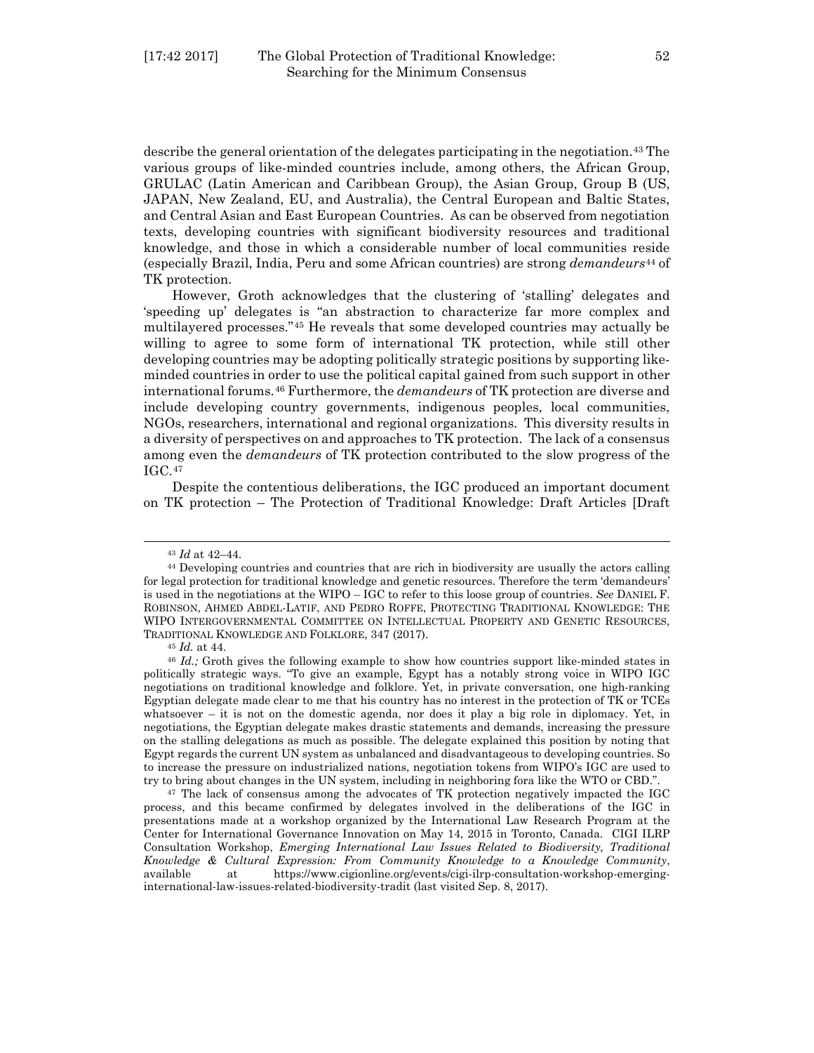describe the general orientation of the delegates participating in the negotiation.[43] The various groups of like-minded countries include, among others, the African Group, GRULAC (Latin American and Caribbean Group), the Asian Group, Group B (US, JAPAN, New Zealand, EU, and Australia), the Central European and Baltic States, and Central Asian and East European Countries. As can be observed from negotiation texts, developing countries with significant biodiversity resources and traditional knowledge, and those in which a considerable number of local communities reside (especially Brazil, India, Peru and some African countries) are strong *demandeurs*[44] of TK protection.

However, Groth acknowledges that the clustering of 'stalling' delegates and 'speeding up' delegates is "an abstraction to characterize far more complex and multilayered processes."[45] He reveals that some developed countries may actually be willing to agree to some form of international TK protection, while still other developing countries may be adopting politically strategic positions by supporting like-minded countries in order to use the political capital gained from such support in other international forums.[46] Furthermore, the *demandeurs* of TK protection are diverse and include developing country governments, indigenous peoples, local communities, NGOs, researchers, international and regional organizations. This diversity results in a diversity of perspectives on and approaches to TK protection. The lack of a consensus among even the *demandeurs* of TK protection contributed to the slow progress of the IGC.[47]

Despite the contentious deliberations, the IGC produced an important document on TK protection – The Protection of Traditional Knowledge: Draft Articles [Draft

---

[43] *Id* at 42–44.

[44] Developing countries and countries that are rich in biodiversity are usually the actors calling for legal protection for traditional knowledge and genetic resources. Therefore the term 'demandeurs' is used in the negotiations at the WIPO – IGC to refer to this loose group of countries. *See* DANIEL F. ROBINSON, AHMED ABDEL-LATIF, AND PEDRO ROFFE, PROTECTING TRADITIONAL KNOWLEDGE: THE WIPO INTERGOVERNMENTAL COMMITTEE ON INTELLECTUAL PROPERTY AND GENETIC RESOURCES, TRADITIONAL KNOWLEDGE AND FOLKLORE, 347 (2017).

[45] *Id.* at 44.

[46] *Id.;* Groth gives the following example to show how countries support like-minded states in politically strategic ways. "To give an example, Egypt has a notably strong voice in WIPO IGC negotiations on traditional knowledge and folklore. Yet, in private conversation, one high-ranking Egyptian delegate made clear to me that his country has no interest in the protection of TK or TCEs whatsoever – it is not on the domestic agenda, nor does it play a big role in diplomacy. Yet, in negotiations, the Egyptian delegate makes drastic statements and demands, increasing the pressure on the stalling delegations as much as possible. The delegate explained this position by noting that Egypt regards the current UN system as unbalanced and disadvantageous to developing countries. So to increase the pressure on industrialized nations, negotiation tokens from WIPO's IGC are used to try to bring about changes in the UN system, including in neighboring fora like the WTO or CBD.".

[47] The lack of consensus among the advocates of TK protection negatively impacted the IGC process, and this became confirmed by delegates involved in the deliberations of the IGC in presentations made at a workshop organized by the International Law Research Program at the Center for International Governance Innovation on May 14, 2015 in Toronto, Canada. CIGI ILRP Consultation Workshop, *Emerging International Law Issues Related to Biodiversity, Traditional Knowledge & Cultural Expression: From Community Knowledge to a Knowledge Community*, available at https://www.cigionline.org/events/cigi-ilrp-consultation-workshop-emerging-international-law-issues-related-biodiversity-tradit (last visited Sep. 8, 2017).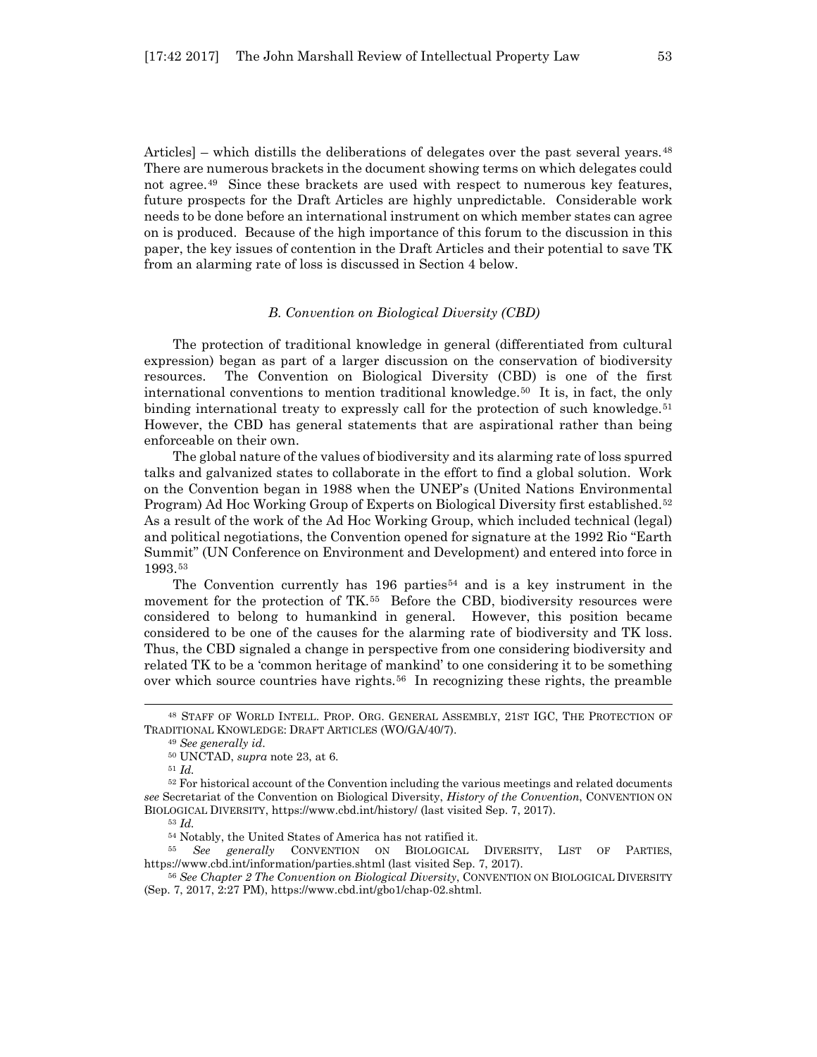Articles] – which distills the deliberations of delegates over the past several years.[48] There are numerous brackets in the document showing terms on which delegates could not agree.[49] Since these brackets are used with respect to numerous key features, future prospects for the Draft Articles are highly unpredictable. Considerable work needs to be done before an international instrument on which member states can agree on is produced. Because of the high importance of this forum to the discussion in this paper, the key issues of contention in the Draft Articles and their potential to save TK from an alarming rate of loss is discussed in Section 4 below.

### *B. Convention on Biological Diversity (CBD)*

The protection of traditional knowledge in general (differentiated from cultural expression) began as part of a larger discussion on the conservation of biodiversity resources. The Convention on Biological Diversity (CBD) is one of the first international conventions to mention traditional knowledge.[50] It is, in fact, the only binding international treaty to expressly call for the protection of such knowledge.[51] However, the CBD has general statements that are aspirational rather than being enforceable on their own.

The global nature of the values of biodiversity and its alarming rate of loss spurred talks and galvanized states to collaborate in the effort to find a global solution. Work on the Convention began in 1988 when the UNEP's (United Nations Environmental Program) Ad Hoc Working Group of Experts on Biological Diversity first established.[52] As a result of the work of the Ad Hoc Working Group, which included technical (legal) and political negotiations, the Convention opened for signature at the 1992 Rio "Earth Summit" (UN Conference on Environment and Development) and entered into force in 1993.[53]

The Convention currently has 196 parties[54] and is a key instrument in the movement for the protection of TK.[55] Before the CBD, biodiversity resources were considered to belong to humankind in general. However, this position became considered to be one of the causes for the alarming rate of biodiversity and TK loss. Thus, the CBD signaled a change in perspective from one considering biodiversity and related TK to be a 'common heritage of mankind' to one considering it to be something over which source countries have rights.[56] In recognizing these rights, the preamble

---

[48] STAFF OF WORLD INTELL. PROP. ORG. GENERAL ASSEMBLY, 21ST IGC, THE PROTECTION OF TRADITIONAL KNOWLEDGE: DRAFT ARTICLES (WO/GA/40/7).

[49] *See generally id.*

[50] UNCTAD, *supra* note 23, at 6.

[51] *Id.*

[52] For historical account of the Convention including the various meetings and related documents *see* Secretariat of the Convention on Biological Diversity, *History of the Convention*, CONVENTION ON BIOLOGICAL DIVERSITY, https://www.cbd.int/history/ (last visited Sep. 7, 2017).

[53] *Id.*

[54] Notably, the United States of America has not ratified it.

[55] *See generally* CONVENTION ON BIOLOGICAL DIVERSITY, LIST OF PARTIES, https://www.cbd.int/information/parties.shtml (last visited Sep. 7, 2017).

[56] *See Chapter 2 The Convention on Biological Diversity*, CONVENTION ON BIOLOGICAL DIVERSITY (Sep. 7, 2017, 2:27 PM), https://www.cbd.int/gbo1/chap-02.shtml.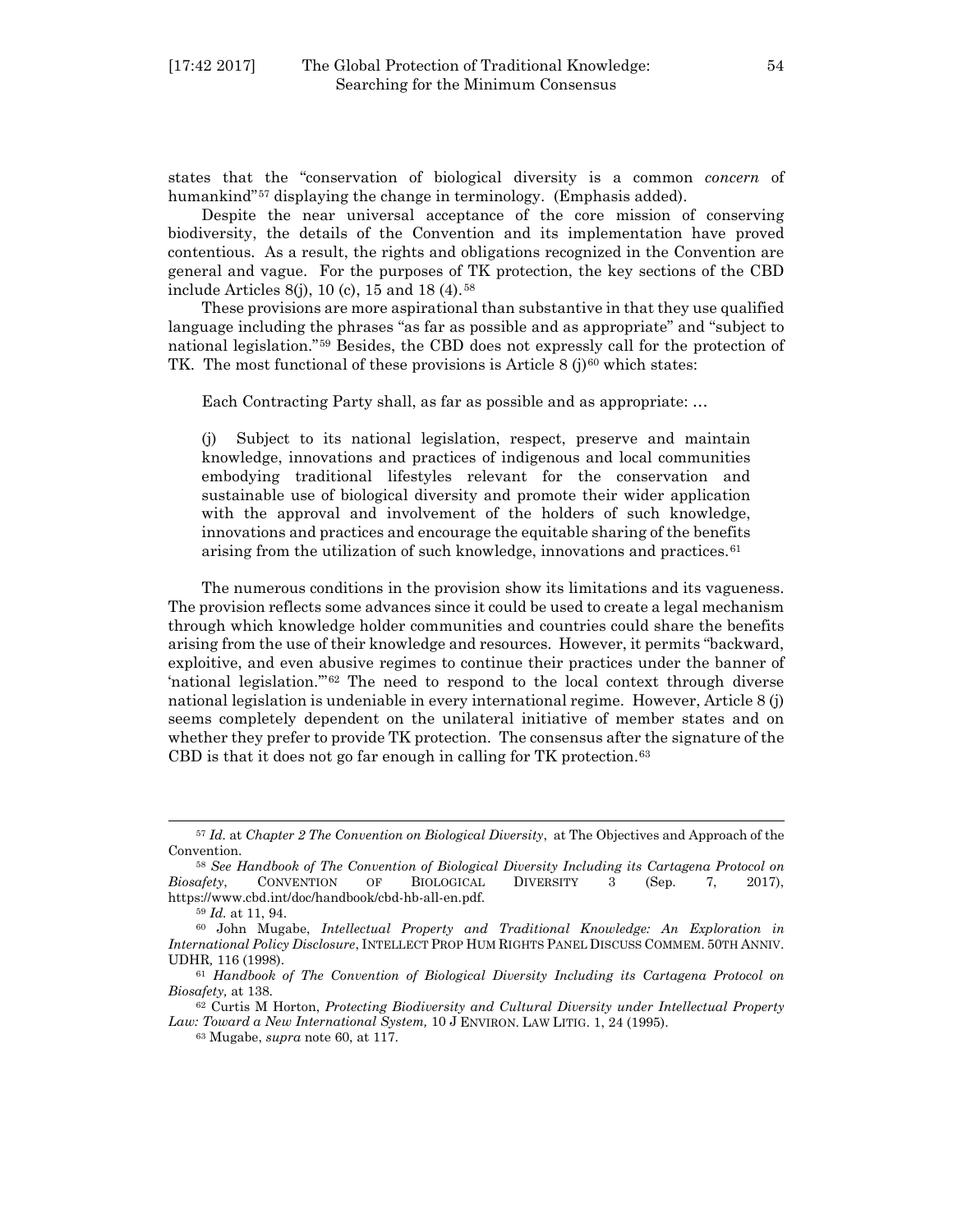states that the "conservation of biological diversity is a common *concern* of humankind"[57] displaying the change in terminology. (Emphasis added).

Despite the near universal acceptance of the core mission of conserving biodiversity, the details of the Convention and its implementation have proved contentious. As a result, the rights and obligations recognized in the Convention are general and vague. For the purposes of TK protection, the key sections of the CBD include Articles 8(j), 10 (c), 15 and 18 (4).[58]

These provisions are more aspirational than substantive in that they use qualified language including the phrases "as far as possible and as appropriate" and "subject to national legislation."[59] Besides, the CBD does not expressly call for the protection of TK. The most functional of these provisions is Article 8 (j)[60] which states:

> Each Contracting Party shall, as far as possible and as appropriate: …
>
> (j) Subject to its national legislation, respect, preserve and maintain knowledge, innovations and practices of indigenous and local communities embodying traditional lifestyles relevant for the conservation and sustainable use of biological diversity and promote their wider application with the approval and involvement of the holders of such knowledge, innovations and practices and encourage the equitable sharing of the benefits arising from the utilization of such knowledge, innovations and practices.[61]

The numerous conditions in the provision show its limitations and its vagueness. The provision reflects some advances since it could be used to create a legal mechanism through which knowledge holder communities and countries could share the benefits arising from the use of their knowledge and resources. However, it permits "backward, exploitive, and even abusive regimes to continue their practices under the banner of 'national legislation.'"[62] The need to respond to the local context through diverse national legislation is undeniable in every international regime. However, Article 8 (j) seems completely dependent on the unilateral initiative of member states and on whether they prefer to provide TK protection. The consensus after the signature of the CBD is that it does not go far enough in calling for TK protection.[63]

---

[57] *Id.* at *Chapter 2 The Convention on Biological Diversity*, at The Objectives and Approach of the Convention.

[58] *See Handbook of The Convention of Biological Diversity Including its Cartagena Protocol on Biosafety*, CONVENTION OF BIOLOGICAL DIVERSITY 3 (Sep. 7, 2017), https://www.cbd.int/doc/handbook/cbd-hb-all-en.pdf.

[59] *Id.* at 11, 94.

[60] John Mugabe, *Intellectual Property and Traditional Knowledge: An Exploration in International Policy Disclosure*, INTELLECT PROP HUM RIGHTS PANEL DISCUSS COMMEM. 50TH ANNIV. UDHR*,* 116 (1998).

[61] *Handbook of The Convention of Biological Diversity Including its Cartagena Protocol on Biosafety,* at 138.

[62] Curtis M Horton, *Protecting Biodiversity and Cultural Diversity under Intellectual Property Law: Toward a New International System,* 10 J ENVIRON. LAW LITIG. 1, 24 (1995).

[63] Mugabe, *supra* note 60, at 117.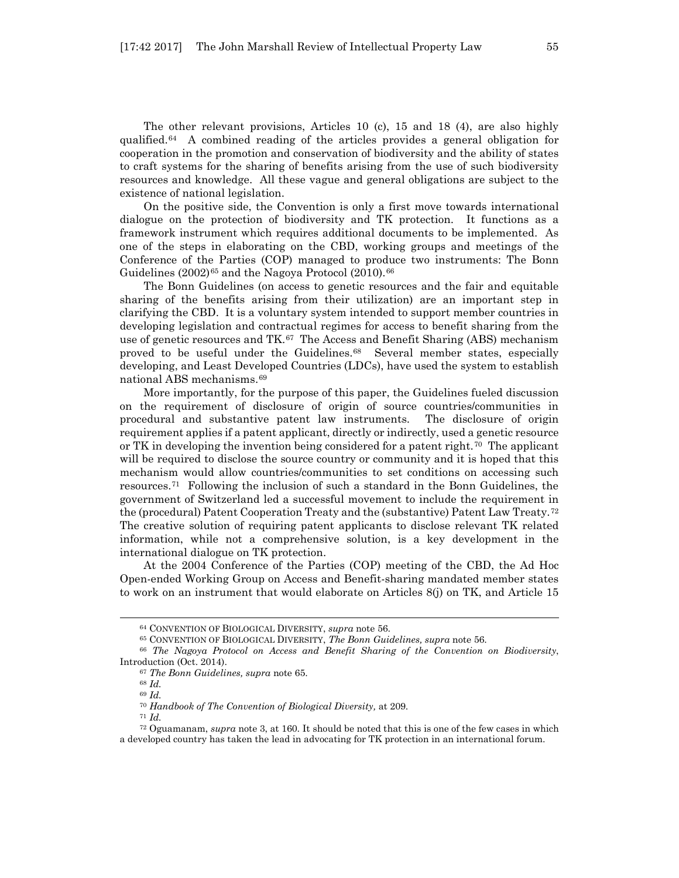The other relevant provisions, Articles 10 (c), 15 and 18 (4), are also highly qualified.[64] A combined reading of the articles provides a general obligation for cooperation in the promotion and conservation of biodiversity and the ability of states to craft systems for the sharing of benefits arising from the use of such biodiversity resources and knowledge. All these vague and general obligations are subject to the existence of national legislation.

On the positive side, the Convention is only a first move towards international dialogue on the protection of biodiversity and TK protection. It functions as a framework instrument which requires additional documents to be implemented. As one of the steps in elaborating on the CBD, working groups and meetings of the Conference of the Parties (COP) managed to produce two instruments: The Bonn Guidelines (2002)[65] and the Nagoya Protocol (2010).[66]

The Bonn Guidelines (on access to genetic resources and the fair and equitable sharing of the benefits arising from their utilization) are an important step in clarifying the CBD. It is a voluntary system intended to support member countries in developing legislation and contractual regimes for access to benefit sharing from the use of genetic resources and TK.[67] The Access and Benefit Sharing (ABS) mechanism proved to be useful under the Guidelines.[68] Several member states, especially developing, and Least Developed Countries (LDCs), have used the system to establish national ABS mechanisms.[69]

More importantly, for the purpose of this paper, the Guidelines fueled discussion on the requirement of disclosure of origin of source countries/communities in procedural and substantive patent law instruments. The disclosure of origin requirement applies if a patent applicant, directly or indirectly, used a genetic resource or TK in developing the invention being considered for a patent right.[70] The applicant will be required to disclose the source country or community and it is hoped that this mechanism would allow countries/communities to set conditions on accessing such resources.[71] Following the inclusion of such a standard in the Bonn Guidelines, the government of Switzerland led a successful movement to include the requirement in the (procedural) Patent Cooperation Treaty and the (substantive) Patent Law Treaty.[72] The creative solution of requiring patent applicants to disclose relevant TK related information, while not a comprehensive solution, is a key development in the international dialogue on TK protection.

At the 2004 Conference of the Parties (COP) meeting of the CBD, the Ad Hoc Open-ended Working Group on Access and Benefit-sharing mandated member states to work on an instrument that would elaborate on Articles 8(j) on TK, and Article 15

---

[64] CONVENTION OF BIOLOGICAL DIVERSITY, *supra* note 56.

[65] CONVENTION OF BIOLOGICAL DIVERSITY, *The Bonn Guidelines, supra* note 56.

[66] *The Nagoya Protocol on Access and Benefit Sharing of the Convention on Biodiversity*, Introduction (Oct. 2014).

[67] *The Bonn Guidelines, supra* note 65.

[68] *Id.*

[69] *Id.*

[70] *Handbook of The Convention of Biological Diversity,* at 209.

[71] *Id.*

[72] Oguamanam, *supra* note 3, at 160. It should be noted that this is one of the few cases in which a developed country has taken the lead in advocating for TK protection in an international forum.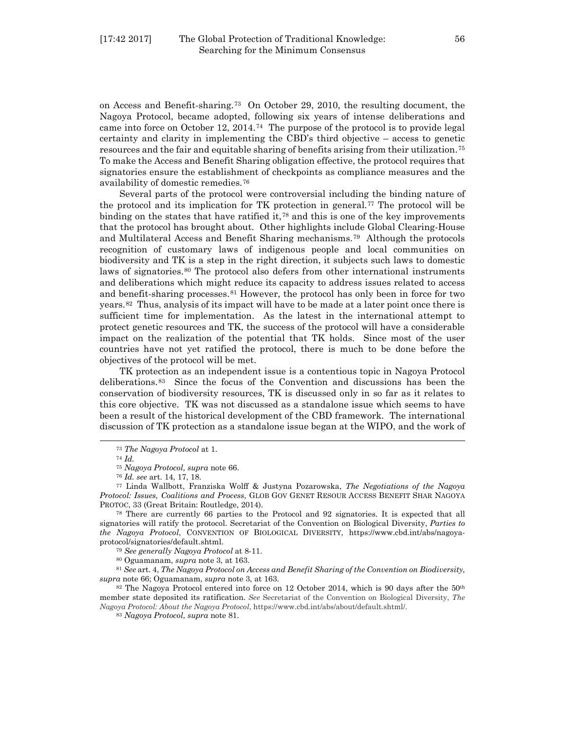on Access and Benefit-sharing.[73] On October 29, 2010, the resulting document, the Nagoya Protocol, became adopted, following six years of intense deliberations and came into force on October 12, 2014.[74] The purpose of the protocol is to provide legal certainty and clarity in implementing the CBD's third objective – access to genetic resources and the fair and equitable sharing of benefits arising from their utilization.[75] To make the Access and Benefit Sharing obligation effective, the protocol requires that signatories ensure the establishment of checkpoints as compliance measures and the availability of domestic remedies.[76]

Several parts of the protocol were controversial including the binding nature of the protocol and its implication for TK protection in general.[77] The protocol will be binding on the states that have ratified it,[78] and this is one of the key improvements that the protocol has brought about. Other highlights include Global Clearing-House and Multilateral Access and Benefit Sharing mechanisms.[79] Although the protocols recognition of customary laws of indigenous people and local communities on biodiversity and TK is a step in the right direction, it subjects such laws to domestic laws of signatories.[80] The protocol also defers from other international instruments and deliberations which might reduce its capacity to address issues related to access and benefit-sharing processes.[81] However, the protocol has only been in force for two years.[82] Thus, analysis of its impact will have to be made at a later point once there is sufficient time for implementation. As the latest in the international attempt to protect genetic resources and TK, the success of the protocol will have a considerable impact on the realization of the potential that TK holds. Since most of the user countries have not yet ratified the protocol, there is much to be done before the objectives of the protocol will be met.

TK protection as an independent issue is a contentious topic in Nagoya Protocol deliberations.[83] Since the focus of the Convention and discussions has been the conservation of biodiversity resources, TK is discussed only in so far as it relates to this core objective. TK was not discussed as a standalone issue which seems to have been a result of the historical development of the CBD framework. The international discussion of TK protection as a standalone issue began at the WIPO, and the work of

---

[73] *The Nagoya Protocol* at 1.

[74] *Id.*

[75] *Nagoya Protocol, supra* note 66.

[76] *Id. see* art. 14, 17, 18.

[77] Linda Wallbott, Franziska Wolff & Justyna Pozarowska, *The Negotiations of the Nagoya Protocol: Issues, Coalitions and Process*, GLOB GOV GENET RESOUR ACCESS BENEFIT SHAR NAGOYA PROTOC, 33 (Great Britain: Routledge, 2014).

[78] There are currently 66 parties to the Protocol and 92 signatories. It is expected that all signatories will ratify the protocol. Secretariat of the Convention on Biological Diversity, *Parties to the Nagoya Protocol*, CONVENTION OF BIOLOGICAL DIVERSITY, https://www.cbd.int/abs/nagoya-protocol/signatories/default.shtml.

[79] *See generally Nagoya Protocol* at 8-11.

[80] Oguamanam, *supra* note 3, at 163.

[81] *See* art. 4, *The Nagoya Protocol on Access and Benefit Sharing of the Convention on Biodiversity*, *supra* note 66; Oguamanam, *supra* note 3, at 163.

[82] The Nagoya Protocol entered into force on 12 October 2014, which is 90 days after the 50th member state deposited its ratification. *See* Secretariat of the Convention on Biological Diversity, *The Nagoya Protocol: About the Nagoya Protocol*, https://www.cbd.int/abs/about/default.shtml/.

[83] *Nagoya Protocol, supra* note 81.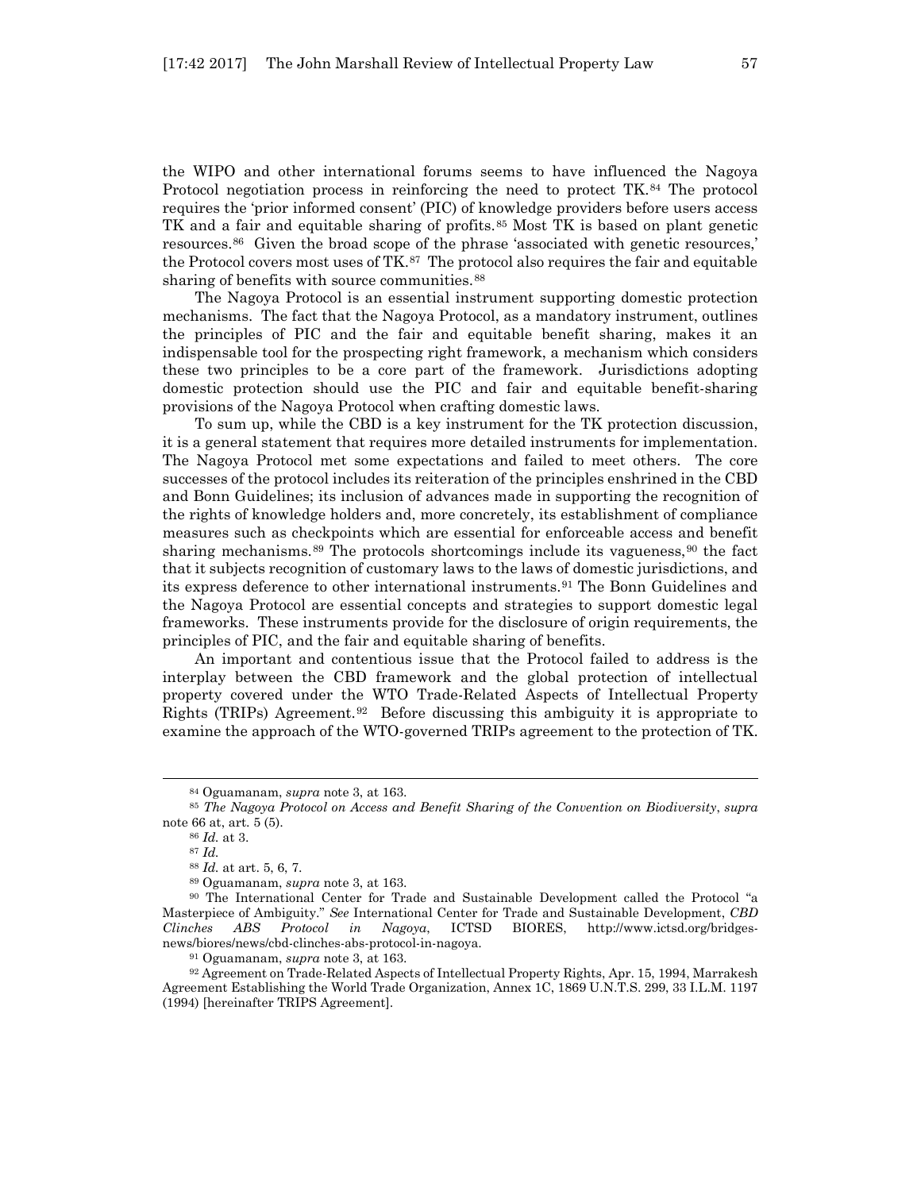the WIPO and other international forums seems to have influenced the Nagoya Protocol negotiation process in reinforcing the need to protect TK.[84] The protocol requires the 'prior informed consent' (PIC) of knowledge providers before users access TK and a fair and equitable sharing of profits.[85] Most TK is based on plant genetic resources.[86] Given the broad scope of the phrase 'associated with genetic resources,' the Protocol covers most uses of TK.[87] The protocol also requires the fair and equitable sharing of benefits with source communities.[88]

The Nagoya Protocol is an essential instrument supporting domestic protection mechanisms. The fact that the Nagoya Protocol, as a mandatory instrument, outlines the principles of PIC and the fair and equitable benefit sharing, makes it an indispensable tool for the prospecting right framework, a mechanism which considers these two principles to be a core part of the framework. Jurisdictions adopting domestic protection should use the PIC and fair and equitable benefit-sharing provisions of the Nagoya Protocol when crafting domestic laws.

To sum up, while the CBD is a key instrument for the TK protection discussion, it is a general statement that requires more detailed instruments for implementation. The Nagoya Protocol met some expectations and failed to meet others. The core successes of the protocol includes its reiteration of the principles enshrined in the CBD and Bonn Guidelines; its inclusion of advances made in supporting the recognition of the rights of knowledge holders and, more concretely, its establishment of compliance measures such as checkpoints which are essential for enforceable access and benefit sharing mechanisms.[89] The protocols shortcomings include its vagueness,[90] the fact that it subjects recognition of customary laws to the laws of domestic jurisdictions, and its express deference to other international instruments.[91] The Bonn Guidelines and the Nagoya Protocol are essential concepts and strategies to support domestic legal frameworks. These instruments provide for the disclosure of origin requirements, the principles of PIC, and the fair and equitable sharing of benefits.

An important and contentious issue that the Protocol failed to address is the interplay between the CBD framework and the global protection of intellectual property covered under the WTO Trade-Related Aspects of Intellectual Property Rights (TRIPs) Agreement.[92] Before discussing this ambiguity it is appropriate to examine the approach of the WTO-governed TRIPs agreement to the protection of TK.

---

[84] Oguamanam, *supra* note 3, at 163.

[85] *The Nagoya Protocol on Access and Benefit Sharing of the Convention on Biodiversity*, *supra* note 66 at, art. 5 (5).

[86] *Id.* at 3.

[87] *Id.*

[88] *Id.* at art. 5, 6, 7.

[89] Oguamanam, *supra* note 3, at 163.

[90] The International Center for Trade and Sustainable Development called the Protocol "a Masterpiece of Ambiguity." *See* International Center for Trade and Sustainable Development, *CBD Clinches ABS Protocol in Nagoya*, ICTSD BIORES, http://www.ictsd.org/bridges-news/biores/news/cbd-clinches-abs-protocol-in-nagoya.

[91] Oguamanam, *supra* note 3, at 163.

[92] Agreement on Trade-Related Aspects of Intellectual Property Rights, Apr. 15, 1994, Marrakesh Agreement Establishing the World Trade Organization, Annex 1C, 1869 U.N.T.S. 299, 33 I.L.M. 1197 (1994) [hereinafter TRIPS Agreement].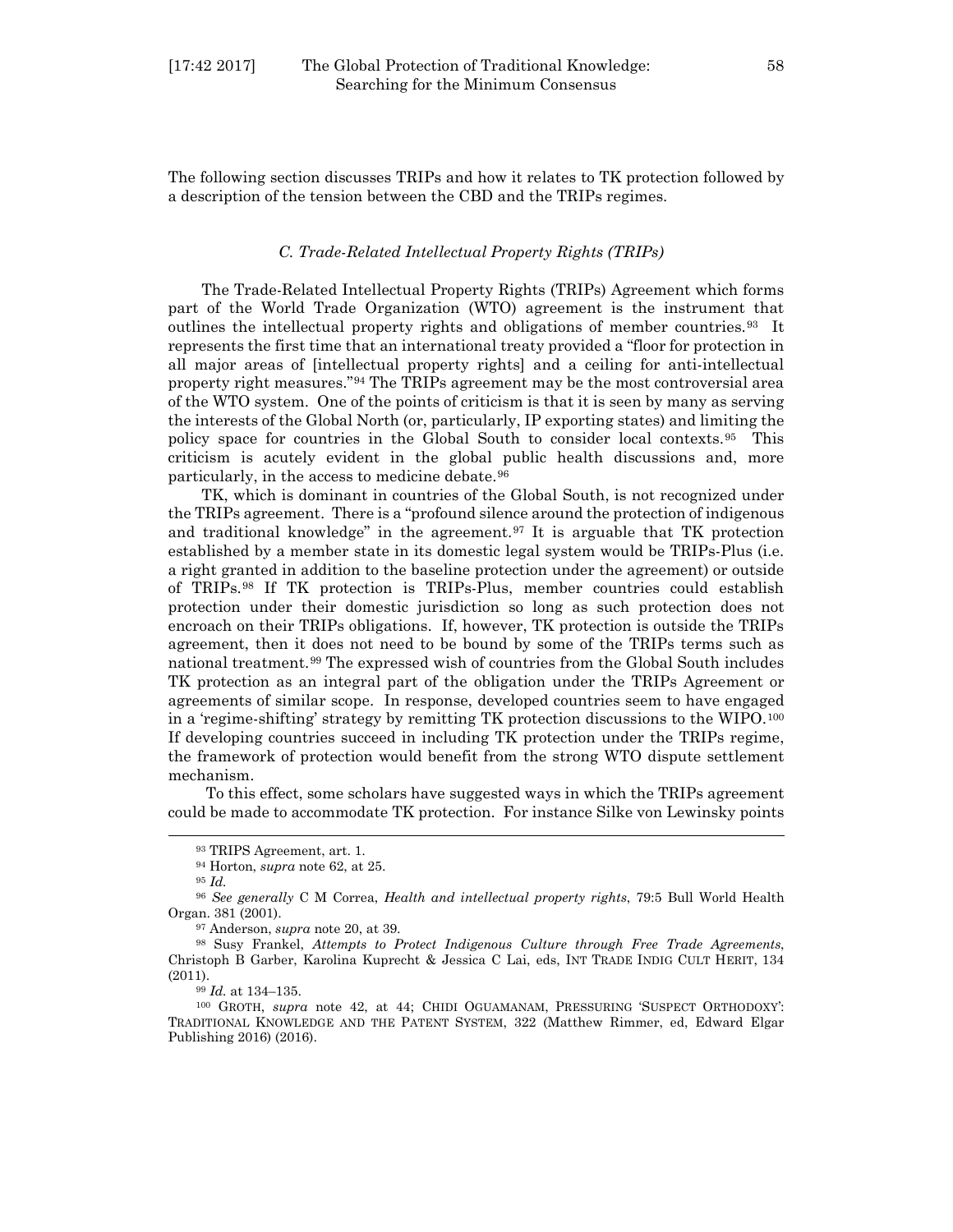The following section discusses TRIPs and how it relates to TK protection followed by a description of the tension between the CBD and the TRIPs regimes.

### *C. Trade-Related Intellectual Property Rights (TRIPs)*

The Trade-Related Intellectual Property Rights (TRIPs) Agreement which forms part of the World Trade Organization (WTO) agreement is the instrument that outlines the intellectual property rights and obligations of member countries.[93] It represents the first time that an international treaty provided a "floor for protection in all major areas of [intellectual property rights] and a ceiling for anti-intellectual property right measures."[94] The TRIPs agreement may be the most controversial area of the WTO system. One of the points of criticism is that it is seen by many as serving the interests of the Global North (or, particularly, IP exporting states) and limiting the policy space for countries in the Global South to consider local contexts.[95] This criticism is acutely evident in the global public health discussions and, more particularly, in the access to medicine debate.[96]

TK, which is dominant in countries of the Global South, is not recognized under the TRIPs agreement. There is a "profound silence around the protection of indigenous and traditional knowledge" in the agreement.[97] It is arguable that TK protection established by a member state in its domestic legal system would be TRIPs-Plus (i.e. a right granted in addition to the baseline protection under the agreement) or outside of TRIPs.[98] If TK protection is TRIPs-Plus, member countries could establish protection under their domestic jurisdiction so long as such protection does not encroach on their TRIPs obligations. If, however, TK protection is outside the TRIPs agreement, then it does not need to be bound by some of the TRIPs terms such as national treatment.[99] The expressed wish of countries from the Global South includes TK protection as an integral part of the obligation under the TRIPs Agreement or agreements of similar scope. In response, developed countries seem to have engaged in a 'regime-shifting' strategy by remitting TK protection discussions to the WIPO.[100] If developing countries succeed in including TK protection under the TRIPs regime, the framework of protection would benefit from the strong WTO dispute settlement mechanism.

To this effect, some scholars have suggested ways in which the TRIPs agreement could be made to accommodate TK protection. For instance Silke von Lewinsky points

---

[93] TRIPS Agreement, art. 1.

[94] Horton, *supra* note 62, at 25.

[95] *Id.*

[96] *See generally* C M Correa, *Health and intellectual property rights*, 79:5 Bull World Health Organ. 381 (2001).

[97] Anderson, *supra* note 20, at 39.

[98] Susy Frankel, *Attempts to Protect Indigenous Culture through Free Trade Agreements*, Christoph B Garber, Karolina Kuprecht & Jessica C Lai, eds, INT TRADE INDIG CULT HERIT, 134 (2011).

[99] *Id.* at 134–135.

[100] GROTH, *supra* note 42, at 44; CHIDI OGUAMANAM, PRESSURING 'SUSPECT ORTHODOXY': TRADITIONAL KNOWLEDGE AND THE PATENT SYSTEM, 322 (Matthew Rimmer, ed, Edward Elgar Publishing 2016) (2016).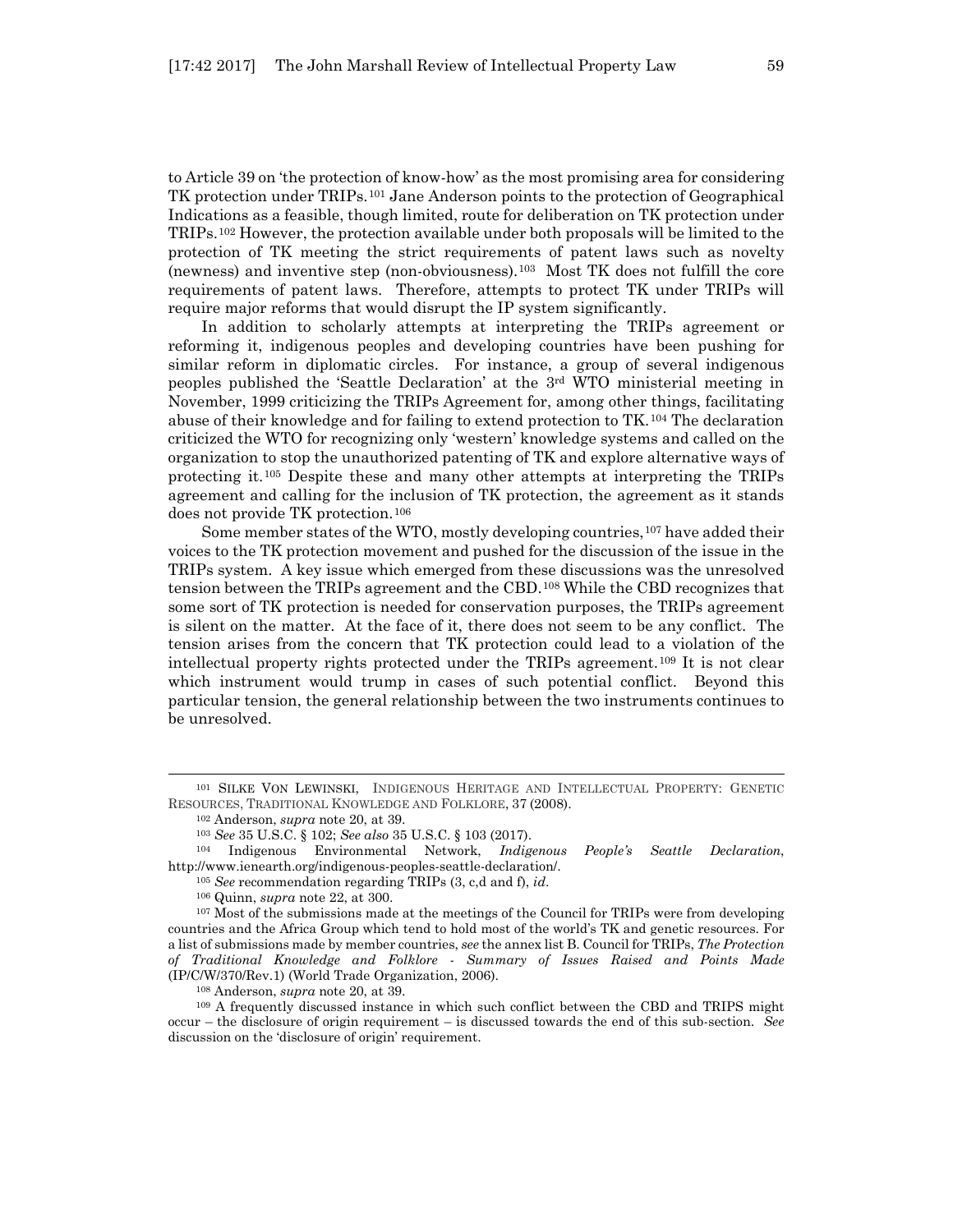to Article 39 on 'the protection of know-how' as the most promising area for considering TK protection under TRIPs.[101] Jane Anderson points to the protection of Geographical Indications as a feasible, though limited, route for deliberation on TK protection under TRIPs.[102] However, the protection available under both proposals will be limited to the protection of TK meeting the strict requirements of patent laws such as novelty (newness) and inventive step (non-obviousness).[103] Most TK does not fulfill the core requirements of patent laws. Therefore, attempts to protect TK under TRIPs will require major reforms that would disrupt the IP system significantly.

In addition to scholarly attempts at interpreting the TRIPs agreement or reforming it, indigenous peoples and developing countries have been pushing for similar reform in diplomatic circles. For instance, a group of several indigenous peoples published the 'Seattle Declaration' at the 3rd WTO ministerial meeting in November, 1999 criticizing the TRIPs Agreement for, among other things, facilitating abuse of their knowledge and for failing to extend protection to TK.[104] The declaration criticized the WTO for recognizing only 'western' knowledge systems and called on the organization to stop the unauthorized patenting of TK and explore alternative ways of protecting it.[105] Despite these and many other attempts at interpreting the TRIPs agreement and calling for the inclusion of TK protection, the agreement as it stands does not provide TK protection.[106]

Some member states of the WTO, mostly developing countries,[107] have added their voices to the TK protection movement and pushed for the discussion of the issue in the TRIPs system. A key issue which emerged from these discussions was the unresolved tension between the TRIPs agreement and the CBD.[108] While the CBD recognizes that some sort of TK protection is needed for conservation purposes, the TRIPs agreement is silent on the matter. At the face of it, there does not seem to be any conflict. The tension arises from the concern that TK protection could lead to a violation of the intellectual property rights protected under the TRIPs agreement.[109] It is not clear which instrument would trump in cases of such potential conflict. Beyond this particular tension, the general relationship between the two instruments continues to be unresolved.

---

[101] SILKE VON LEWINSKI, INDIGENOUS HERITAGE AND INTELLECTUAL PROPERTY: GENETIC RESOURCES, TRADITIONAL KNOWLEDGE AND FOLKLORE, 37 (2008).

[102] Anderson, *supra* note 20, at 39.

[103] *See* 35 U.S.C. § 102; *See also* 35 U.S.C. § 103 (2017).

[104] Indigenous Environmental Network, *Indigenous People's Seattle Declaration*, http://www.ienearth.org/indigenous-peoples-seattle-declaration/.

[105] *See* recommendation regarding TRIPs (3, c,d and f), *id*.

[106] Quinn, *supra* note 22, at 300.

[107] Most of the submissions made at the meetings of the Council for TRIPs were from developing countries and the Africa Group which tend to hold most of the world's TK and genetic resources. For a list of submissions made by member countries, *see* the annex list B. Council for TRIPs, *The Protection of Traditional Knowledge and Folklore - Summary of Issues Raised and Points Made* (IP/C/W/370/Rev.1) (World Trade Organization, 2006).

[108] Anderson, *supra* note 20, at 39.

[109] A frequently discussed instance in which such conflict between the CBD and TRIPS might occur – the disclosure of origin requirement – is discussed towards the end of this sub-section. *See* discussion on the 'disclosure of origin' requirement.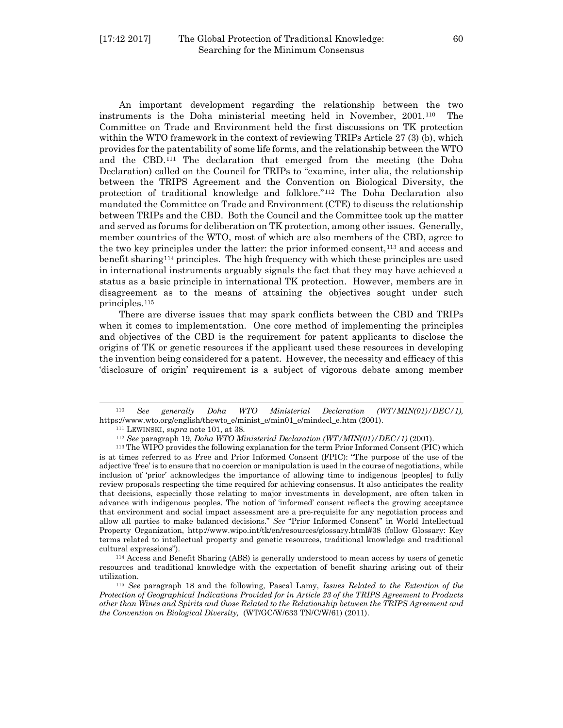An important development regarding the relationship between the two instruments is the Doha ministerial meeting held in November, 2001.[110] The Committee on Trade and Environment held the first discussions on TK protection within the WTO framework in the context of reviewing TRIPs Article 27 (3) (b), which provides for the patentability of some life forms, and the relationship between the WTO and the CBD.[111] The declaration that emerged from the meeting (the Doha Declaration) called on the Council for TRIPs to "examine, inter alia, the relationship between the TRIPS Agreement and the Convention on Biological Diversity, the protection of traditional knowledge and folklore."[112] The Doha Declaration also mandated the Committee on Trade and Environment (CTE) to discuss the relationship between TRIPs and the CBD. Both the Council and the Committee took up the matter and served as forums for deliberation on TK protection, among other issues. Generally, member countries of the WTO, most of which are also members of the CBD, agree to the two key principles under the latter: the prior informed consent,[113] and access and benefit sharing[114] principles. The high frequency with which these principles are used in international instruments arguably signals the fact that they may have achieved a status as a basic principle in international TK protection. However, members are in disagreement as to the means of attaining the objectives sought under such principles.[115]

There are diverse issues that may spark conflicts between the CBD and TRIPs when it comes to implementation. One core method of implementing the principles and objectives of the CBD is the requirement for patent applicants to disclose the origins of TK or genetic resources if the applicant used these resources in developing the invention being considered for a patent. However, the necessity and efficacy of this 'disclosure of origin' requirement is a subject of vigorous debate among member

---

[110] *See generally Doha WTO Ministerial Declaration (WT/MIN(01)/DEC/1),* https://www.wto.org/english/thewto_e/minist_e/min01_e/mindecl_e.htm (2001).

[111] LEWINSKI, *supra* note 101, at 38.

[112] *See* paragraph 19, *Doha WTO Ministerial Declaration (WT/MIN(01)/DEC/1)* (2001).

[113] The WIPO provides the following explanation for the term Prior Informed Consent (PIC) which is at times referred to as Free and Prior Informed Consent (FPIC): "The purpose of the use of the adjective 'free' is to ensure that no coercion or manipulation is used in the course of negotiations, while inclusion of 'prior' acknowledges the importance of allowing time to indigenous [peoples] to fully review proposals respecting the time required for achieving consensus. It also anticipates the reality that decisions, especially those relating to major investments in development, are often taken in advance with indigenous peoples. The notion of 'informed' consent reflects the growing acceptance that environment and social impact assessment are a pre-requisite for any negotiation process and allow all parties to make balanced decisions." *See* "Prior Informed Consent" in World Intellectual Property Organization, http://www.wipo.int/tk/en/resources/glossary.html#38 (follow Glossary: Key terms related to intellectual property and genetic resources, traditional knowledge and traditional cultural expressions").

[114] Access and Benefit Sharing (ABS) is generally understood to mean access by users of genetic resources and traditional knowledge with the expectation of benefit sharing arising out of their utilization.

[115] *See* paragraph 18 and the following, Pascal Lamy, *Issues Related to the Extention of the Protection of Geographical Indications Provided for in Article 23 of the TRIPS Agreement to Products other than Wines and Spirits and those Related to the Relationship between the TRIPS Agreement and the Convention on Biological Diversity,* (WT/GC/W/633 TN/C/W/61) (2011).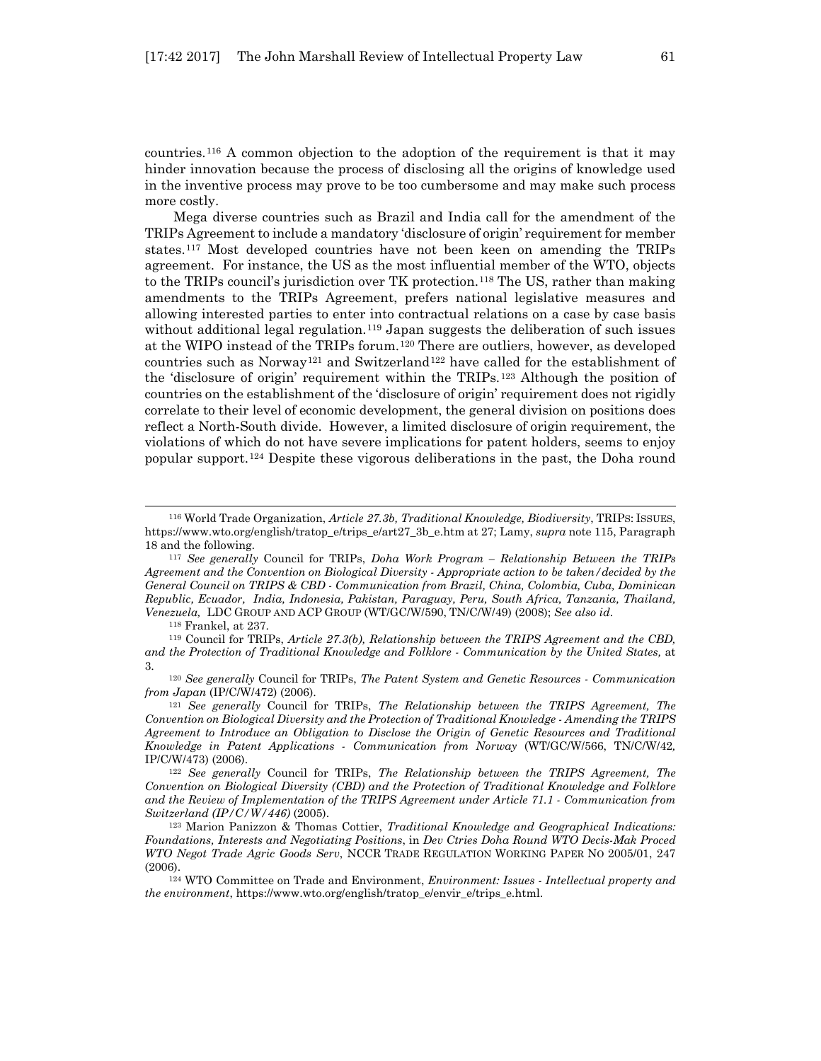countries.[116] A common objection to the adoption of the requirement is that it may hinder innovation because the process of disclosing all the origins of knowledge used in the inventive process may prove to be too cumbersome and may make such process more costly.

Mega diverse countries such as Brazil and India call for the amendment of the TRIPs Agreement to include a mandatory 'disclosure of origin' requirement for member states.[117] Most developed countries have not been keen on amending the TRIPs agreement. For instance, the US as the most influential member of the WTO, objects to the TRIPs council's jurisdiction over TK protection.[118] The US, rather than making amendments to the TRIPs Agreement, prefers national legislative measures and allowing interested parties to enter into contractual relations on a case by case basis without additional legal regulation.[119] Japan suggests the deliberation of such issues at the WIPO instead of the TRIPs forum.[120] There are outliers, however, as developed countries such as Norway[121] and Switzerland[122] have called for the establishment of the 'disclosure of origin' requirement within the TRIPs.[123] Although the position of countries on the establishment of the 'disclosure of origin' requirement does not rigidly correlate to their level of economic development, the general division on positions does reflect a North-South divide. However, a limited disclosure of origin requirement, the violations of which do not have severe implications for patent holders, seems to enjoy popular support.[124] Despite these vigorous deliberations in the past, the Doha round

---

[116] World Trade Organization, *Article 27.3b, Traditional Knowledge, Biodiversity*, TRIPS: ISSUES, https://www.wto.org/english/tratop_e/trips_e/art27_3b_e.htm at 27; Lamy, *supra* note 115, Paragraph 18 and the following.

[117] *See generally* Council for TRIPs, *Doha Work Program – Relationship Between the TRIPs Agreement and the Convention on Biological Diversity - Appropriate action to be taken/decided by the General Council on TRIPS & CBD - Communication from Brazil, China, Colombia, Cuba, Dominican Republic, Ecuador, India, Indonesia, Pakistan, Paraguay, Peru, South Africa, Tanzania, Thailand, Venezuela,* LDC GROUP AND ACP GROUP (WT/GC/W/590, TN/C/W/49) (2008); *See also id*.

[118] Frankel, at 237.

[119] Council for TRIPs, *Article 27.3(b), Relationship between the TRIPS Agreement and the CBD, and the Protection of Traditional Knowledge and Folklore - Communication by the United States,* at 3.

[120] *See generally* Council for TRIPs, *The Patent System and Genetic Resources - Communication from Japan* (IP/C/W/472) (2006).

[121] *See generally* Council for TRIPs, *The Relationship between the TRIPS Agreement, The Convention on Biological Diversity and the Protection of Traditional Knowledge - Amending the TRIPS Agreement to Introduce an Obligation to Disclose the Origin of Genetic Resources and Traditional Knowledge in Patent Applications - Communication from Norway* (WT/GC/W/566, TN/C/W/42, IP/C/W/473) (2006).

[122] *See generally* Council for TRIPs, *The Relationship between the TRIPS Agreement, The Convention on Biological Diversity (CBD) and the Protection of Traditional Knowledge and Folklore and the Review of Implementation of the TRIPS Agreement under Article 71.1 - Communication from Switzerland (IP/C/W/446)* (2005).

[123] Marion Panizzon & Thomas Cottier, *Traditional Knowledge and Geographical Indications: Foundations, Interests and Negotiating Positions*, in *Dev Ctries Doha Round WTO Decis-Mak Proced WTO Negot Trade Agric Goods Serv*, NCCR TRADE REGULATION WORKING PAPER NO 2005/01, 247 (2006).

[124] WTO Committee on Trade and Environment, *Environment: Issues - Intellectual property and the environment*, https://www.wto.org/english/tratop_e/envir_e/trips_e.html.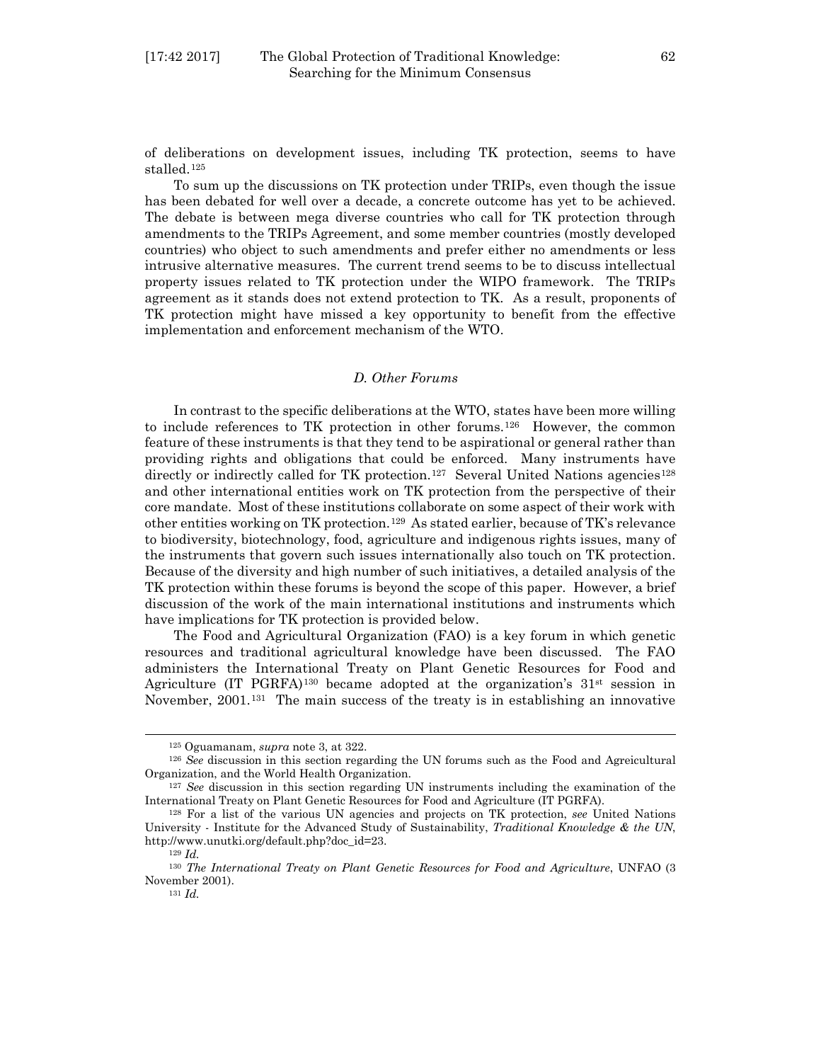of deliberations on development issues, including TK protection, seems to have stalled.[125]

To sum up the discussions on TK protection under TRIPs, even though the issue has been debated for well over a decade, a concrete outcome has yet to be achieved. The debate is between mega diverse countries who call for TK protection through amendments to the TRIPs Agreement, and some member countries (mostly developed countries) who object to such amendments and prefer either no amendments or less intrusive alternative measures. The current trend seems to be to discuss intellectual property issues related to TK protection under the WIPO framework. The TRIPs agreement as it stands does not extend protection to TK. As a result, proponents of TK protection might have missed a key opportunity to benefit from the effective implementation and enforcement mechanism of the WTO.

### *D. Other Forums*

In contrast to the specific deliberations at the WTO, states have been more willing to include references to TK protection in other forums.[126] However, the common feature of these instruments is that they tend to be aspirational or general rather than providing rights and obligations that could be enforced. Many instruments have directly or indirectly called for TK protection.[127] Several United Nations agencies[128] and other international entities work on TK protection from the perspective of their core mandate. Most of these institutions collaborate on some aspect of their work with other entities working on TK protection.[129] As stated earlier, because of TK's relevance to biodiversity, biotechnology, food, agriculture and indigenous rights issues, many of the instruments that govern such issues internationally also touch on TK protection. Because of the diversity and high number of such initiatives, a detailed analysis of the TK protection within these forums is beyond the scope of this paper. However, a brief discussion of the work of the main international institutions and instruments which have implications for TK protection is provided below.

The Food and Agricultural Organization (FAO) is a key forum in which genetic resources and traditional agricultural knowledge have been discussed. The FAO administers the International Treaty on Plant Genetic Resources for Food and Agriculture (IT PGRFA)[130] became adopted at the organization's 31st session in November, 2001.[131] The main success of the treaty is in establishing an innovative

---

[125] Oguamanam, *supra* note 3, at 322.

[126] *See* discussion in this section regarding the UN forums such as the Food and Agreicultural Organization, and the World Health Organization.

[127] *See* discussion in this section regarding UN instruments including the examination of the International Treaty on Plant Genetic Resources for Food and Agriculture (IT PGRFA).

[128] For a list of the various UN agencies and projects on TK protection, *see* United Nations University - Institute for the Advanced Study of Sustainability, *Traditional Knowledge & the UN*, http://www.unutki.org/default.php?doc_id=23.

[129] *Id.*

[130] *The International Treaty on Plant Genetic Resources for Food and Agriculture*, UNFAO (3 November 2001).

[131] *Id.*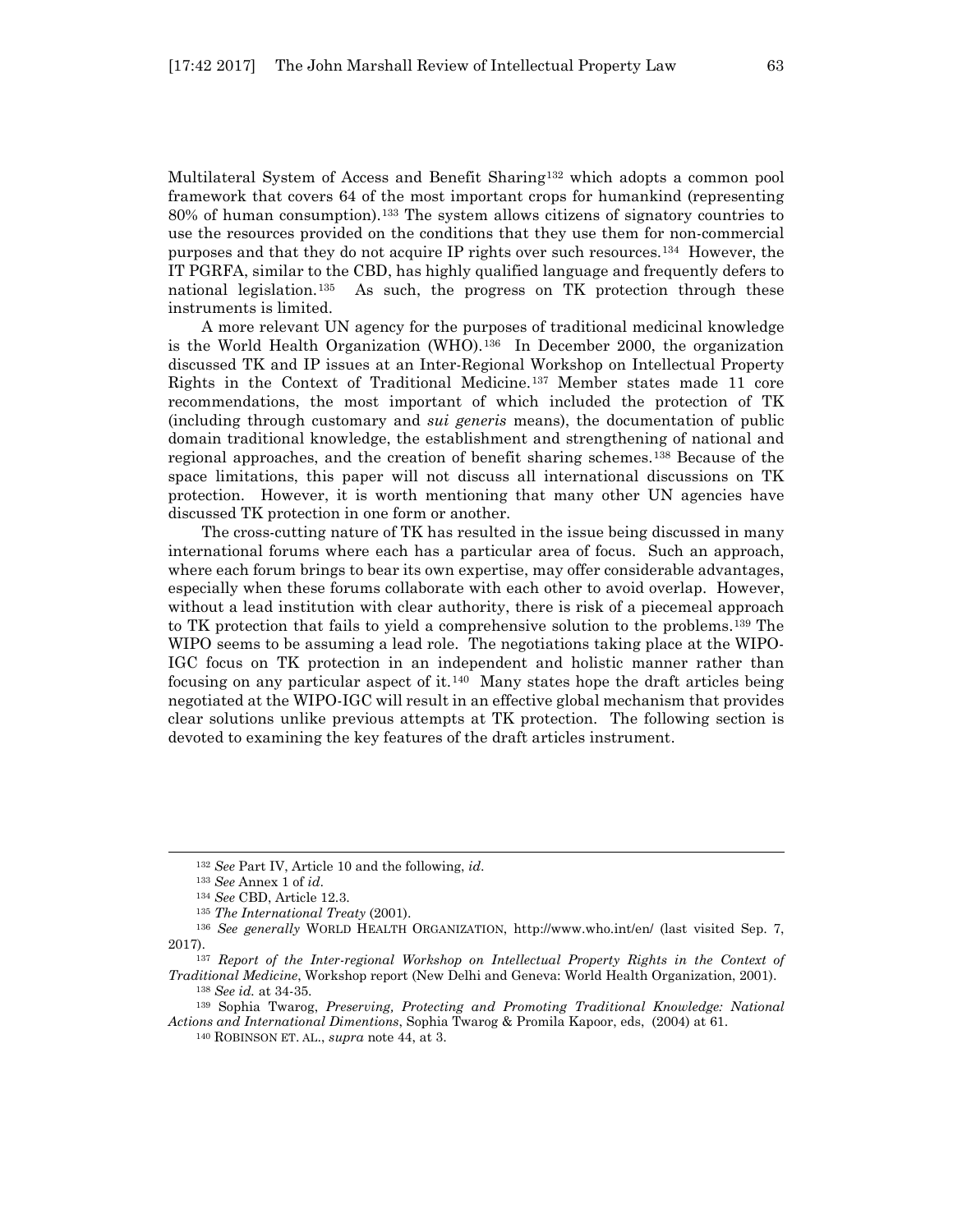Multilateral System of Access and Benefit Sharing[132] which adopts a common pool framework that covers 64 of the most important crops for humankind (representing 80% of human consumption).[133] The system allows citizens of signatory countries to use the resources provided on the conditions that they use them for non-commercial purposes and that they do not acquire IP rights over such resources.[134] However, the IT PGRFA, similar to the CBD, has highly qualified language and frequently defers to national legislation.[135] As such, the progress on TK protection through these instruments is limited.

A more relevant UN agency for the purposes of traditional medicinal knowledge is the World Health Organization (WHO).[136] In December 2000, the organization discussed TK and IP issues at an Inter-Regional Workshop on Intellectual Property Rights in the Context of Traditional Medicine.[137] Member states made 11 core recommendations, the most important of which included the protection of TK (including through customary and *sui generis* means), the documentation of public domain traditional knowledge, the establishment and strengthening of national and regional approaches, and the creation of benefit sharing schemes.[138] Because of the space limitations, this paper will not discuss all international discussions on TK protection. However, it is worth mentioning that many other UN agencies have discussed TK protection in one form or another.

The cross-cutting nature of TK has resulted in the issue being discussed in many international forums where each has a particular area of focus. Such an approach, where each forum brings to bear its own expertise, may offer considerable advantages, especially when these forums collaborate with each other to avoid overlap. However, without a lead institution with clear authority, there is risk of a piecemeal approach to TK protection that fails to yield a comprehensive solution to the problems.[139] The WIPO seems to be assuming a lead role. The negotiations taking place at the WIPO-IGC focus on TK protection in an independent and holistic manner rather than focusing on any particular aspect of it.[140] Many states hope the draft articles being negotiated at the WIPO-IGC will result in an effective global mechanism that provides clear solutions unlike previous attempts at TK protection. The following section is devoted to examining the key features of the draft articles instrument.

---

[132] *See* Part IV, Article 10 and the following, *id*.

[133] *See* Annex 1 of *id*.

[134] *See* CBD, Article 12.3.

[135] *The International Treaty* (2001).

[136] *See generally* WORLD HEALTH ORGANIZATION, http://www.who.int/en/ (last visited Sep. 7, 2017).

[137] *Report of the Inter-regional Workshop on Intellectual Property Rights in the Context of Traditional Medicine*, Workshop report (New Delhi and Geneva: World Health Organization, 2001).

[138] *See id.* at 34-35.

[139] Sophia Twarog, *Preserving, Protecting and Promoting Traditional Knowledge: National Actions and International Dimentions*, Sophia Twarog & Promila Kapoor, eds, (2004) at 61.

[140] ROBINSON ET. AL., *supra* note 44, at 3.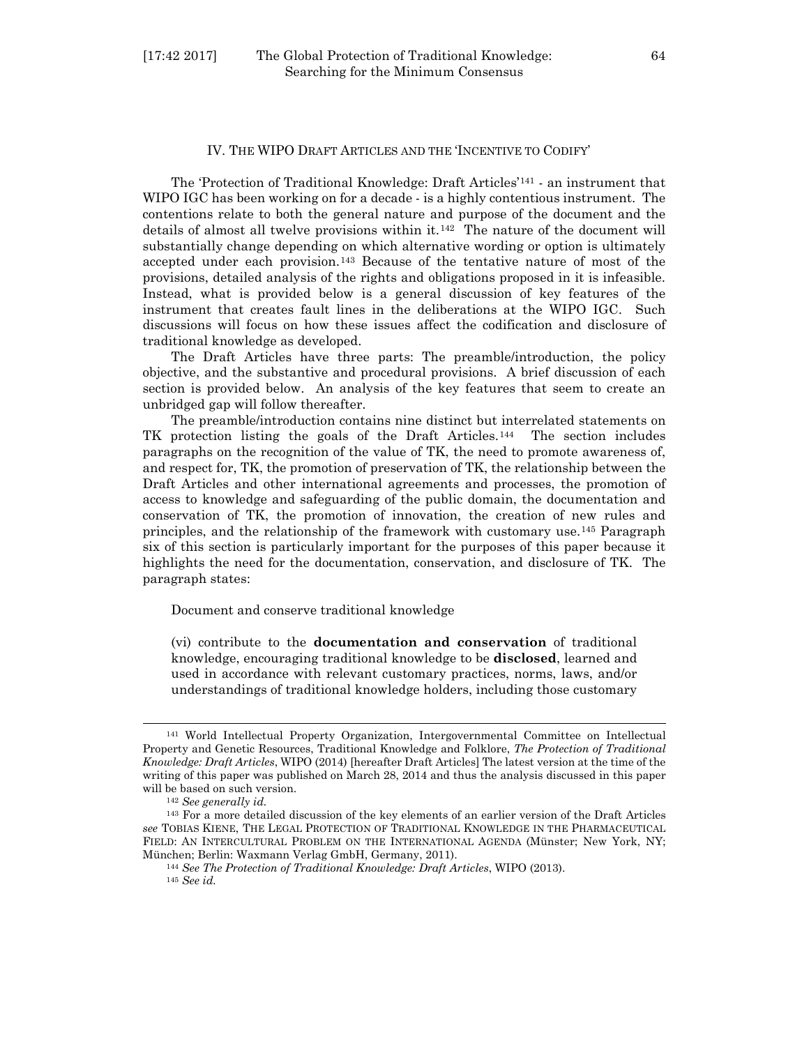## IV. THE WIPO DRAFT ARTICLES AND THE 'INCENTIVE TO CODIFY'

The 'Protection of Traditional Knowledge: Draft Articles'[141] - an instrument that WIPO IGC has been working on for a decade - is a highly contentious instrument. The contentions relate to both the general nature and purpose of the document and the details of almost all twelve provisions within it.[142] The nature of the document will substantially change depending on which alternative wording or option is ultimately accepted under each provision.[143] Because of the tentative nature of most of the provisions, detailed analysis of the rights and obligations proposed in it is infeasible. Instead, what is provided below is a general discussion of key features of the instrument that creates fault lines in the deliberations at the WIPO IGC. Such discussions will focus on how these issues affect the codification and disclosure of traditional knowledge as developed.

The Draft Articles have three parts: The preamble/introduction, the policy objective, and the substantive and procedural provisions. A brief discussion of each section is provided below. An analysis of the key features that seem to create an unbridged gap will follow thereafter.

The preamble/introduction contains nine distinct but interrelated statements on TK protection listing the goals of the Draft Articles.[144] The section includes paragraphs on the recognition of the value of TK, the need to promote awareness of, and respect for, TK, the promotion of preservation of TK, the relationship between the Draft Articles and other international agreements and processes, the promotion of access to knowledge and safeguarding of the public domain, the documentation and conservation of TK, the promotion of innovation, the creation of new rules and principles, and the relationship of the framework with customary use.[145] Paragraph six of this section is particularly important for the purposes of this paper because it highlights the need for the documentation, conservation, and disclosure of TK. The paragraph states:

> Document and conserve traditional knowledge
>
> (vi) contribute to the **documentation and conservation** of traditional knowledge, encouraging traditional knowledge to be **disclosed**, learned and used in accordance with relevant customary practices, norms, laws, and/or understandings of traditional knowledge holders, including those customary

---

[141] World Intellectual Property Organization, Intergovernmental Committee on Intellectual Property and Genetic Resources, Traditional Knowledge and Folklore, *The Protection of Traditional Knowledge: Draft Articles*, WIPO (2014) [hereafter Draft Articles] The latest version at the time of the writing of this paper was published on March 28, 2014 and thus the analysis discussed in this paper will be based on such version.

[142] *See generally id.*

[143] For a more detailed discussion of the key elements of an earlier version of the Draft Articles *see* TOBIAS KIENE, THE LEGAL PROTECTION OF TRADITIONAL KNOWLEDGE IN THE PHARMACEUTICAL FIELD: AN INTERCULTURAL PROBLEM ON THE INTERNATIONAL AGENDA (Münster; New York, NY; München; Berlin: Waxmann Verlag GmbH, Germany, 2011).

[144] *See The Protection of Traditional Knowledge: Draft Articles*, WIPO (2013).

[145] *See id.*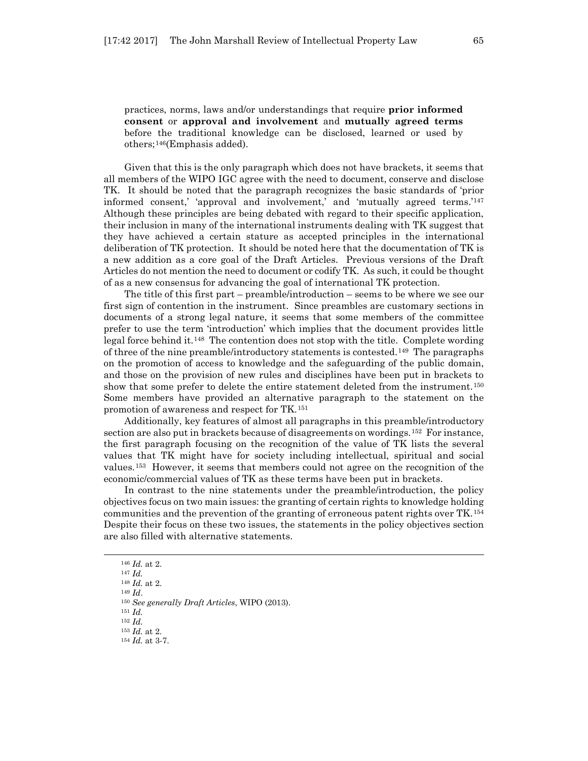practices, norms, laws and/or understandings that require **prior informed consent** or **approval and involvement** and **mutually agreed terms** before the traditional knowledge can be disclosed, learned or used by others;[146](Emphasis added).

Given that this is the only paragraph which does not have brackets, it seems that all members of the WIPO IGC agree with the need to document, conserve and disclose TK. It should be noted that the paragraph recognizes the basic standards of 'prior informed consent,' 'approval and involvement,' and 'mutually agreed terms.'[147] Although these principles are being debated with regard to their specific application, their inclusion in many of the international instruments dealing with TK suggest that they have achieved a certain stature as accepted principles in the international deliberation of TK protection. It should be noted here that the documentation of TK is a new addition as a core goal of the Draft Articles. Previous versions of the Draft Articles do not mention the need to document or codify TK. As such, it could be thought of as a new consensus for advancing the goal of international TK protection.

The title of this first part – preamble/introduction – seems to be where we see our first sign of contention in the instrument. Since preambles are customary sections in documents of a strong legal nature, it seems that some members of the committee prefer to use the term 'introduction' which implies that the document provides little legal force behind it.[148] The contention does not stop with the title. Complete wording of three of the nine preamble/introductory statements is contested.[149] The paragraphs on the promotion of access to knowledge and the safeguarding of the public domain, and those on the provision of new rules and disciplines have been put in brackets to show that some prefer to delete the entire statement deleted from the instrument.[150] Some members have provided an alternative paragraph to the statement on the promotion of awareness and respect for TK.[151]

Additionally, key features of almost all paragraphs in this preamble/introductory section are also put in brackets because of disagreements on wordings.[152] For instance, the first paragraph focusing on the recognition of the value of TK lists the several values that TK might have for society including intellectual, spiritual and social values.[153] However, it seems that members could not agree on the recognition of the economic/commercial values of TK as these terms have been put in brackets.

In contrast to the nine statements under the preamble/introduction, the policy objectives focus on two main issues: the granting of certain rights to knowledge holding communities and the prevention of the granting of erroneous patent rights over TK.[154] Despite their focus on these two issues, the statements in the policy objectives section are also filled with alternative statements.

---

[146] *Id.* at 2.
[147] *Id.*
[148] *Id.* at 2.
[149] *Id*.
[150] *See generally Draft Articles*, WIPO (2013).
[151] *Id.*
[152] *Id.*
[153] *Id.* at 2.
[154] *Id.* at 3-7.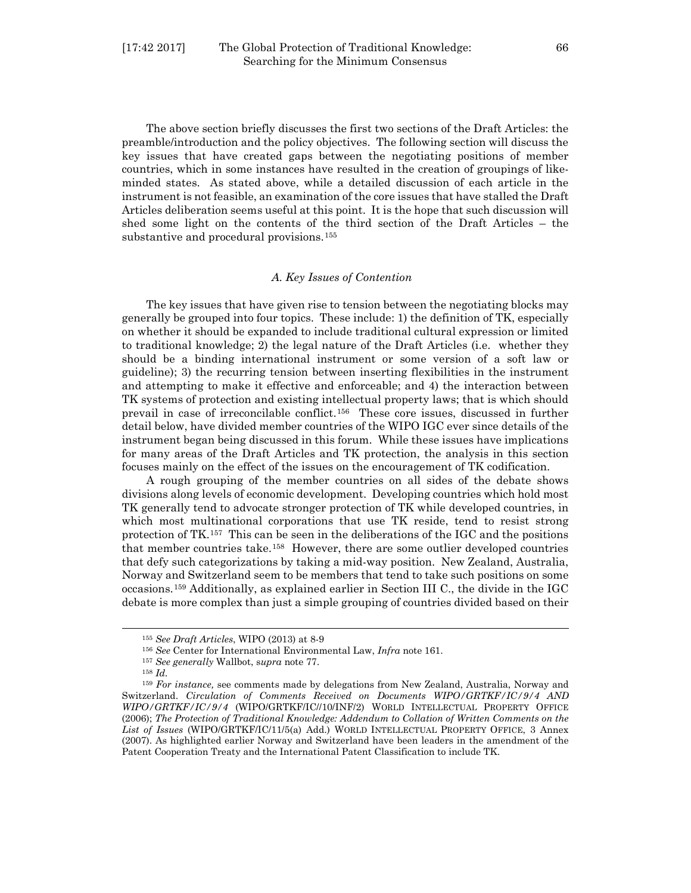The above section briefly discusses the first two sections of the Draft Articles: the preamble/introduction and the policy objectives. The following section will discuss the key issues that have created gaps between the negotiating positions of member countries, which in some instances have resulted in the creation of groupings of like-minded states. As stated above, while a detailed discussion of each article in the instrument is not feasible, an examination of the core issues that have stalled the Draft Articles deliberation seems useful at this point. It is the hope that such discussion will shed some light on the contents of the third section of the Draft Articles – the substantive and procedural provisions.[155]

### *A. Key Issues of Contention*

The key issues that have given rise to tension between the negotiating blocks may generally be grouped into four topics. These include: 1) the definition of TK, especially on whether it should be expanded to include traditional cultural expression or limited to traditional knowledge; 2) the legal nature of the Draft Articles (i.e. whether they should be a binding international instrument or some version of a soft law or guideline); 3) the recurring tension between inserting flexibilities in the instrument and attempting to make it effective and enforceable; and 4) the interaction between TK systems of protection and existing intellectual property laws; that is which should prevail in case of irreconcilable conflict.[156] These core issues, discussed in further detail below, have divided member countries of the WIPO IGC ever since details of the instrument began being discussed in this forum. While these issues have implications for many areas of the Draft Articles and TK protection, the analysis in this section focuses mainly on the effect of the issues on the encouragement of TK codification.

A rough grouping of the member countries on all sides of the debate shows divisions along levels of economic development. Developing countries which hold most TK generally tend to advocate stronger protection of TK while developed countries, in which most multinational corporations that use TK reside, tend to resist strong protection of TK.[157] This can be seen in the deliberations of the IGC and the positions that member countries take.[158] However, there are some outlier developed countries that defy such categorizations by taking a mid-way position. New Zealand, Australia, Norway and Switzerland seem to be members that tend to take such positions on some occasions.[159] Additionally, as explained earlier in Section III C., the divide in the IGC debate is more complex than just a simple grouping of countries divided based on their

---

[155] *See Draft Articles*, WIPO (2013) at 8-9

[156] *See* Center for International Environmental Law, *Infra* note 161.

[157] *See generally* Wallbot, *supra* note 77.

[158] *Id.*

[159] *For instance,* see comments made by delegations from New Zealand, Australia, Norway and Switzerland. *Circulation of Comments Received on Documents WIPO/GRTKF/IC/9/4 AND WIPO/GRTKF/IC/9/4* (WIPO/GRTKF/IC//10/INF/2) WORLD INTELLECTUAL PROPERTY OFFICE (2006); *The Protection of Traditional Knowledge: Addendum to Collation of Written Comments on the List of Issues* (WIPO/GRTKF/IC/11/5(a) Add.) WORLD INTELLECTUAL PROPERTY OFFICE, 3 Annex (2007). As highlighted earlier Norway and Switzerland have been leaders in the amendment of the Patent Cooperation Treaty and the International Patent Classification to include TK.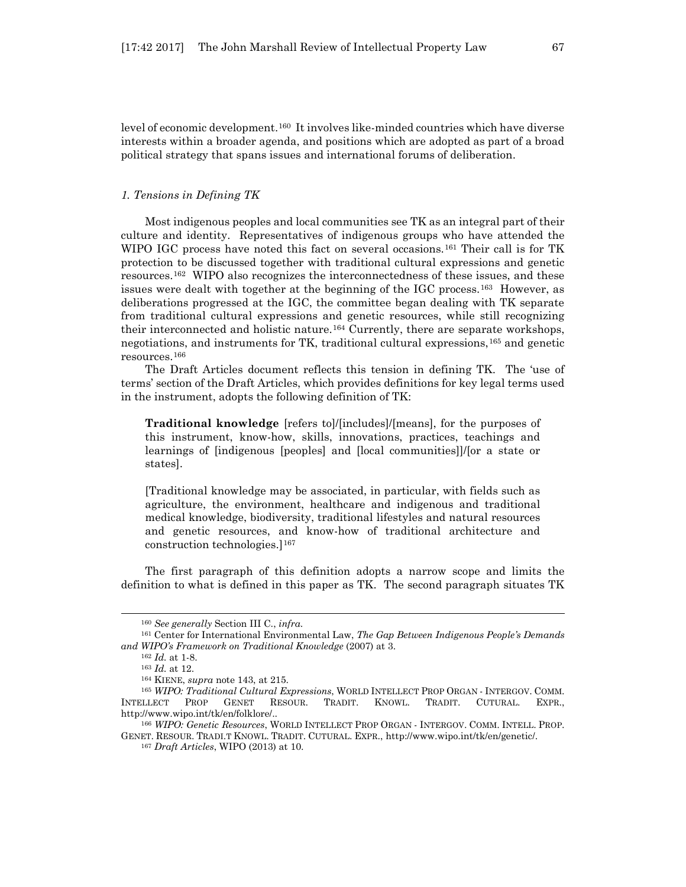level of economic development.[160] It involves like-minded countries which have diverse interests within a broader agenda, and positions which are adopted as part of a broad political strategy that spans issues and international forums of deliberation.

### *1. Tensions in Defining TK*

Most indigenous peoples and local communities see TK as an integral part of their culture and identity. Representatives of indigenous groups who have attended the WIPO IGC process have noted this fact on several occasions.[161] Their call is for TK protection to be discussed together with traditional cultural expressions and genetic resources.[162] WIPO also recognizes the interconnectedness of these issues, and these issues were dealt with together at the beginning of the IGC process.[163] However, as deliberations progressed at the IGC, the committee began dealing with TK separate from traditional cultural expressions and genetic resources, while still recognizing their interconnected and holistic nature.[164] Currently, there are separate workshops, negotiations, and instruments for TK, traditional cultural expressions,[165] and genetic resources.[166]

The Draft Articles document reflects this tension in defining TK. The 'use of terms' section of the Draft Articles, which provides definitions for key legal terms used in the instrument, adopts the following definition of TK:

> **Traditional knowledge** [refers to]/[includes]/[means], for the purposes of this instrument, know-how, skills, innovations, practices, teachings and learnings of [indigenous [peoples] and [local communities]]/[or a state or states].
>
> [Traditional knowledge may be associated, in particular, with fields such as agriculture, the environment, healthcare and indigenous and traditional medical knowledge, biodiversity, traditional lifestyles and natural resources and genetic resources, and know-how of traditional architecture and construction technologies.][167]

The first paragraph of this definition adopts a narrow scope and limits the definition to what is defined in this paper as TK. The second paragraph situates TK

---

[160] *See generally* Section III C., *infra.*

[161] Center for International Environmental Law, *The Gap Between Indigenous People's Demands and WIPO's Framework on Traditional Knowledge* (2007) at 3.

[162] *Id.* at 1-8.

[163] *Id.* at 12.

[164] KIENE, *supra* note 143, at 215.

[165] *WIPO: Traditional Cultural Expressions*, WORLD INTELLECT PROP ORGAN - INTERGOV. COMM. INTELLECT PROP GENET RESOUR. TRADIT. KNOWL. TRADIT. CUTURAL. EXPR., http://www.wipo.int/tk/en/folklore/..

[166] *WIPO: Genetic Resources*, WORLD INTELLECT PROP ORGAN - INTERGOV. COMM. INTELL. PROP. GENET. RESOUR. TRADI.T KNOWL. TRADIT. CUTURAL. EXPR., http://www.wipo.int/tk/en/genetic/.

[167] *Draft Articles*, WIPO (2013) at 10.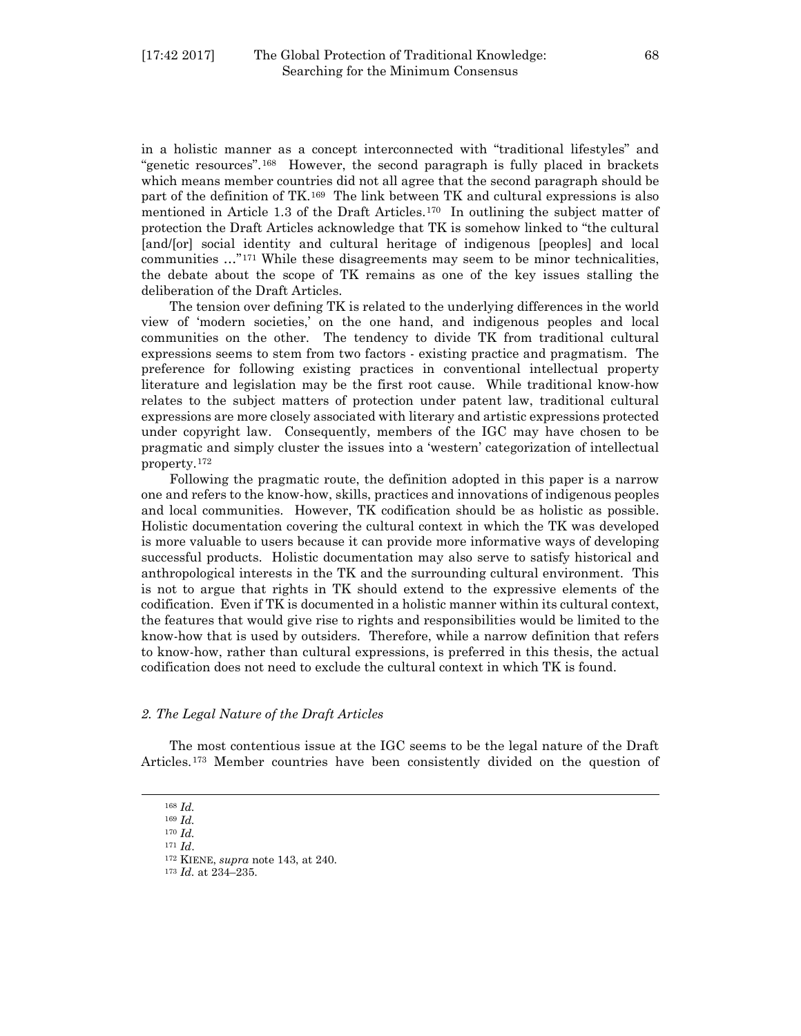in a holistic manner as a concept interconnected with "traditional lifestyles" and "genetic resources".[168] However, the second paragraph is fully placed in brackets which means member countries did not all agree that the second paragraph should be part of the definition of TK.[169] The link between TK and cultural expressions is also mentioned in Article 1.3 of the Draft Articles.[170] In outlining the subject matter of protection the Draft Articles acknowledge that TK is somehow linked to "the cultural [and/[or] social identity and cultural heritage of indigenous [peoples] and local communities …"[171] While these disagreements may seem to be minor technicalities, the debate about the scope of TK remains as one of the key issues stalling the deliberation of the Draft Articles.

The tension over defining TK is related to the underlying differences in the world view of 'modern societies,' on the one hand, and indigenous peoples and local communities on the other. The tendency to divide TK from traditional cultural expressions seems to stem from two factors - existing practice and pragmatism. The preference for following existing practices in conventional intellectual property literature and legislation may be the first root cause. While traditional know-how relates to the subject matters of protection under patent law, traditional cultural expressions are more closely associated with literary and artistic expressions protected under copyright law. Consequently, members of the IGC may have chosen to be pragmatic and simply cluster the issues into a 'western' categorization of intellectual property.[172]

Following the pragmatic route, the definition adopted in this paper is a narrow one and refers to the know-how, skills, practices and innovations of indigenous peoples and local communities. However, TK codification should be as holistic as possible. Holistic documentation covering the cultural context in which the TK was developed is more valuable to users because it can provide more informative ways of developing successful products. Holistic documentation may also serve to satisfy historical and anthropological interests in the TK and the surrounding cultural environment. This is not to argue that rights in TK should extend to the expressive elements of the codification. Even if TK is documented in a holistic manner within its cultural context, the features that would give rise to rights and responsibilities would be limited to the know-how that is used by outsiders. Therefore, while a narrow definition that refers to know-how, rather than cultural expressions, is preferred in this thesis, the actual codification does not need to exclude the cultural context in which TK is found.

### *2. The Legal Nature of the Draft Articles*

The most contentious issue at the IGC seems to be the legal nature of the Draft Articles.[173] Member countries have been consistently divided on the question of

---

[168] *Id.*
[169] *Id.*
[170] *Id.*
[171] *Id*.
[172] KIENE, *supra* note 143, at 240.
[173] *Id*. at 234–235.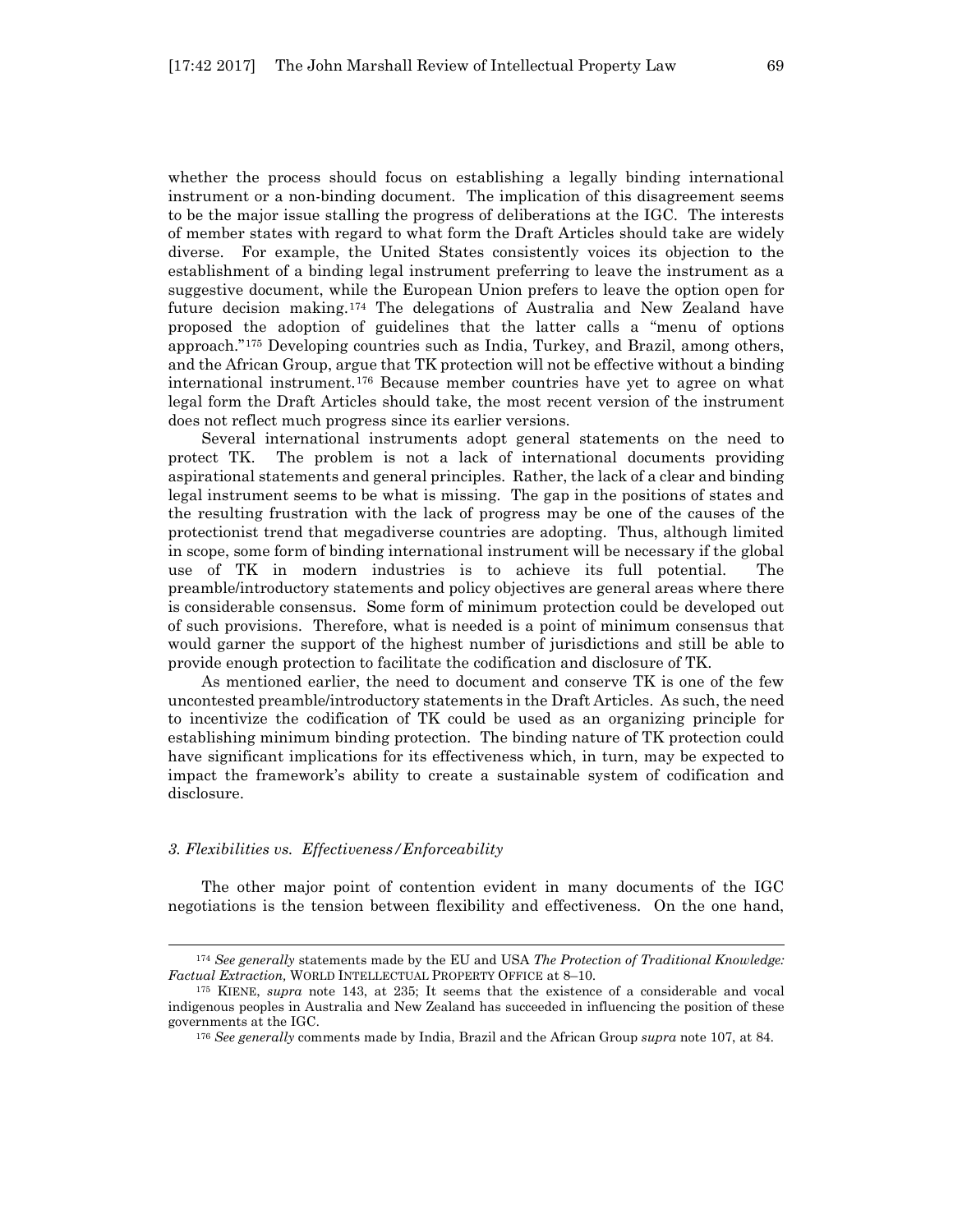whether the process should focus on establishing a legally binding international instrument or a non-binding document. The implication of this disagreement seems to be the major issue stalling the progress of deliberations at the IGC. The interests of member states with regard to what form the Draft Articles should take are widely diverse. For example, the United States consistently voices its objection to the establishment of a binding legal instrument preferring to leave the instrument as a suggestive document, while the European Union prefers to leave the option open for future decision making.[174] The delegations of Australia and New Zealand have proposed the adoption of guidelines that the latter calls a "menu of options approach."[175] Developing countries such as India, Turkey, and Brazil, among others, and the African Group, argue that TK protection will not be effective without a binding international instrument.[176] Because member countries have yet to agree on what legal form the Draft Articles should take, the most recent version of the instrument does not reflect much progress since its earlier versions.

Several international instruments adopt general statements on the need to protect TK. The problem is not a lack of international documents providing aspirational statements and general principles. Rather, the lack of a clear and binding legal instrument seems to be what is missing. The gap in the positions of states and the resulting frustration with the lack of progress may be one of the causes of the protectionist trend that megadiverse countries are adopting. Thus, although limited in scope, some form of binding international instrument will be necessary if the global use of TK in modern industries is to achieve its full potential. The preamble/introductory statements and policy objectives are general areas where there is considerable consensus. Some form of minimum protection could be developed out of such provisions. Therefore, what is needed is a point of minimum consensus that would garner the support of the highest number of jurisdictions and still be able to provide enough protection to facilitate the codification and disclosure of TK.

As mentioned earlier, the need to document and conserve TK is one of the few uncontested preamble/introductory statements in the Draft Articles. As such, the need to incentivize the codification of TK could be used as an organizing principle for establishing minimum binding protection. The binding nature of TK protection could have significant implications for its effectiveness which, in turn, may be expected to impact the framework's ability to create a sustainable system of codification and disclosure.

#### *3. Flexibilities vs. Effectiveness/Enforceability*

The other major point of contention evident in many documents of the IGC negotiations is the tension between flexibility and effectiveness. On the one hand,

---

[174] *See generally* statements made by the EU and USA *The Protection of Traditional Knowledge: Factual Extraction,* WORLD INTELLECTUAL PROPERTY OFFICE at 8–10.

[175] KIENE, *supra* note 143, at 235; It seems that the existence of a considerable and vocal indigenous peoples in Australia and New Zealand has succeeded in influencing the position of these governments at the IGC.

[176] *See generally* comments made by India, Brazil and the African Group *supra* note 107, at 84.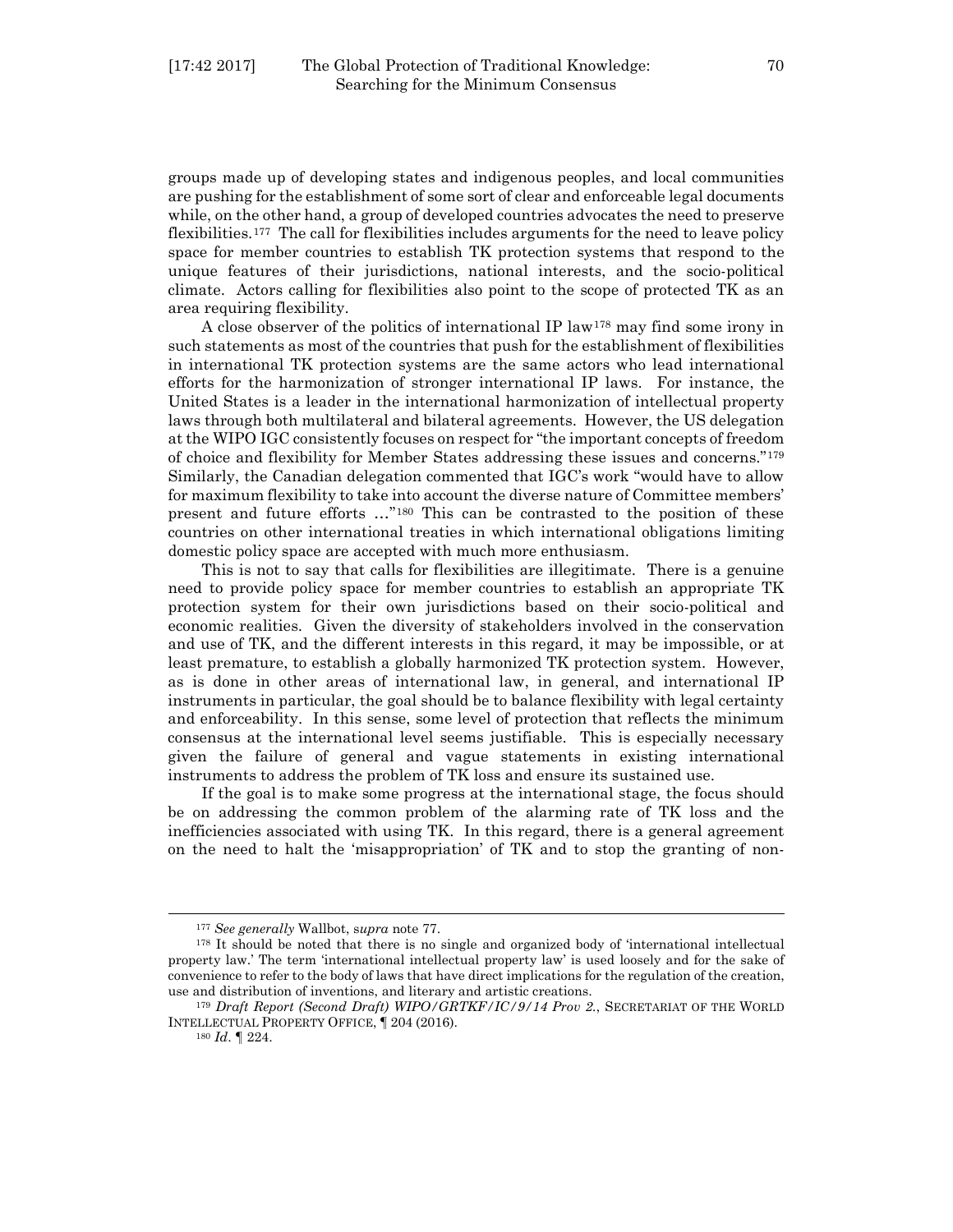groups made up of developing states and indigenous peoples, and local communities are pushing for the establishment of some sort of clear and enforceable legal documents while, on the other hand, a group of developed countries advocates the need to preserve flexibilities.[177] The call for flexibilities includes arguments for the need to leave policy space for member countries to establish TK protection systems that respond to the unique features of their jurisdictions, national interests, and the socio-political climate. Actors calling for flexibilities also point to the scope of protected TK as an area requiring flexibility.

A close observer of the politics of international IP law[178] may find some irony in such statements as most of the countries that push for the establishment of flexibilities in international TK protection systems are the same actors who lead international efforts for the harmonization of stronger international IP laws. For instance, the United States is a leader in the international harmonization of intellectual property laws through both multilateral and bilateral agreements. However, the US delegation at the WIPO IGC consistently focuses on respect for "the important concepts of freedom of choice and flexibility for Member States addressing these issues and concerns."[179] Similarly, the Canadian delegation commented that IGC's work "would have to allow for maximum flexibility to take into account the diverse nature of Committee members' present and future efforts …"[180] This can be contrasted to the position of these countries on other international treaties in which international obligations limiting domestic policy space are accepted with much more enthusiasm.

This is not to say that calls for flexibilities are illegitimate. There is a genuine need to provide policy space for member countries to establish an appropriate TK protection system for their own jurisdictions based on their socio-political and economic realities. Given the diversity of stakeholders involved in the conservation and use of TK, and the different interests in this regard, it may be impossible, or at least premature, to establish a globally harmonized TK protection system. However, as is done in other areas of international law, in general, and international IP instruments in particular, the goal should be to balance flexibility with legal certainty and enforceability. In this sense, some level of protection that reflects the minimum consensus at the international level seems justifiable. This is especially necessary given the failure of general and vague statements in existing international instruments to address the problem of TK loss and ensure its sustained use.

If the goal is to make some progress at the international stage, the focus should be on addressing the common problem of the alarming rate of TK loss and the inefficiencies associated with using TK. In this regard, there is a general agreement on the need to halt the 'misappropriation' of TK and to stop the granting of non-

---

[177] *See generally* Wallbot, *supra* note 77.

[178] It should be noted that there is no single and organized body of 'international intellectual property law.' The term 'international intellectual property law' is used loosely and for the sake of convenience to refer to the body of laws that have direct implications for the regulation of the creation, use and distribution of inventions, and literary and artistic creations.

[179] *Draft Report (Second Draft) WIPO/GRTKF/IC/9/14 Prov 2.*, SECRETARIAT OF THE WORLD INTELLECTUAL PROPERTY OFFICE, ¶ 204 (2016).

[180] *Id*. ¶ 224.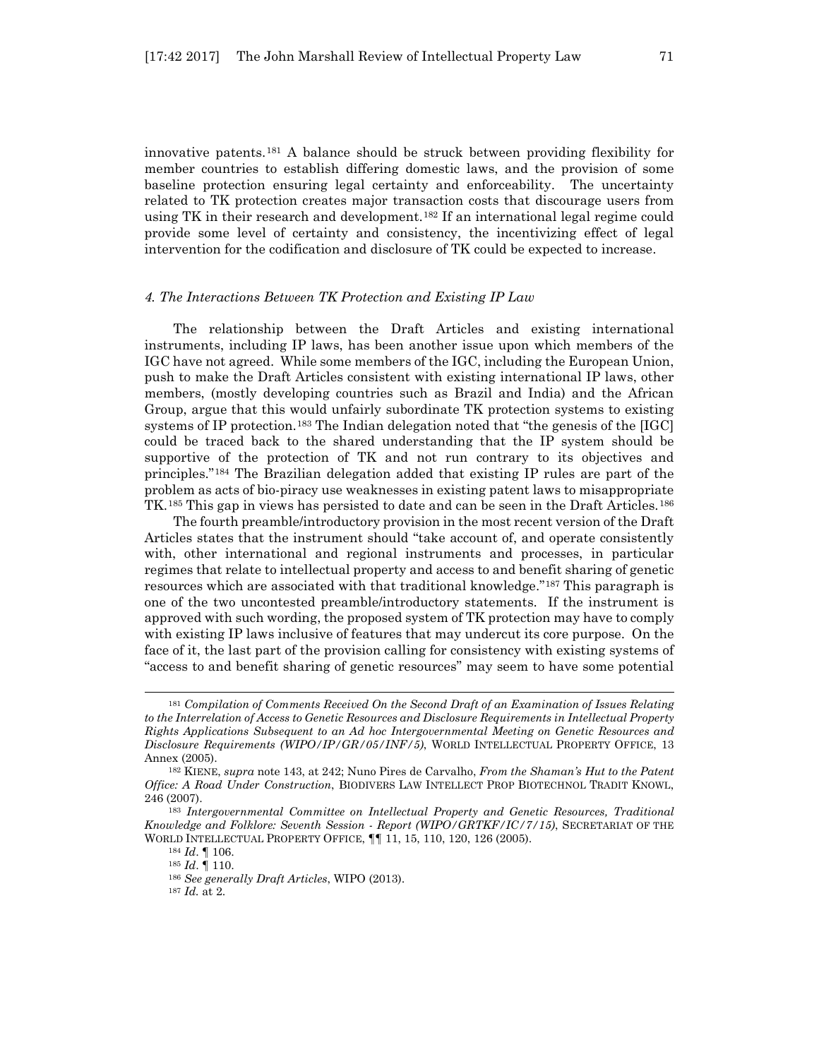innovative patents.[181] A balance should be struck between providing flexibility for member countries to establish differing domestic laws, and the provision of some baseline protection ensuring legal certainty and enforceability. The uncertainty related to TK protection creates major transaction costs that discourage users from using TK in their research and development.[182] If an international legal regime could provide some level of certainty and consistency, the incentivizing effect of legal intervention for the codification and disclosure of TK could be expected to increase.

#### *4. The Interactions Between TK Protection and Existing IP Law*

The relationship between the Draft Articles and existing international instruments, including IP laws, has been another issue upon which members of the IGC have not agreed. While some members of the IGC, including the European Union, push to make the Draft Articles consistent with existing international IP laws, other members, (mostly developing countries such as Brazil and India) and the African Group, argue that this would unfairly subordinate TK protection systems to existing systems of IP protection.[183] The Indian delegation noted that "the genesis of the [IGC] could be traced back to the shared understanding that the IP system should be supportive of the protection of TK and not run contrary to its objectives and principles."[184] The Brazilian delegation added that existing IP rules are part of the problem as acts of bio-piracy use weaknesses in existing patent laws to misappropriate TK.[185] This gap in views has persisted to date and can be seen in the Draft Articles.[186]

The fourth preamble/introductory provision in the most recent version of the Draft Articles states that the instrument should "take account of, and operate consistently with, other international and regional instruments and processes, in particular regimes that relate to intellectual property and access to and benefit sharing of genetic resources which are associated with that traditional knowledge."[187] This paragraph is one of the two uncontested preamble/introductory statements. If the instrument is approved with such wording, the proposed system of TK protection may have to comply with existing IP laws inclusive of features that may undercut its core purpose. On the face of it, the last part of the provision calling for consistency with existing systems of "access to and benefit sharing of genetic resources" may seem to have some potential

---

[181] *Compilation of Comments Received On the Second Draft of an Examination of Issues Relating to the Interrelation of Access to Genetic Resources and Disclosure Requirements in Intellectual Property Rights Applications Subsequent to an Ad hoc Intergovernmental Meeting on Genetic Resources and Disclosure Requirements (WIPO/IP/GR/05/INF/5)*, WORLD INTELLECTUAL PROPERTY OFFICE, 13 Annex (2005).

[182] KIENE, *supra* note 143, at 242; Nuno Pires de Carvalho, *From the Shaman's Hut to the Patent Office: A Road Under Construction*, BIODIVERS LAW INTELLECT PROP BIOTECHNOL TRADIT KNOWL, 246 (2007).

[183] *Intergovernmental Committee on Intellectual Property and Genetic Resources, Traditional Knowledge and Folklore: Seventh Session - Report (WIPO/GRTKF/IC/7/15)*, SECRETARIAT OF THE WORLD INTELLECTUAL PROPERTY OFFICE, ¶¶ 11, 15, 110, 120, 126 (2005).

[184] *Id*. ¶ 106.

[185] *Id*. ¶ 110.

[186] *See generally Draft Articles*, WIPO (2013).

[187] *Id.* at 2.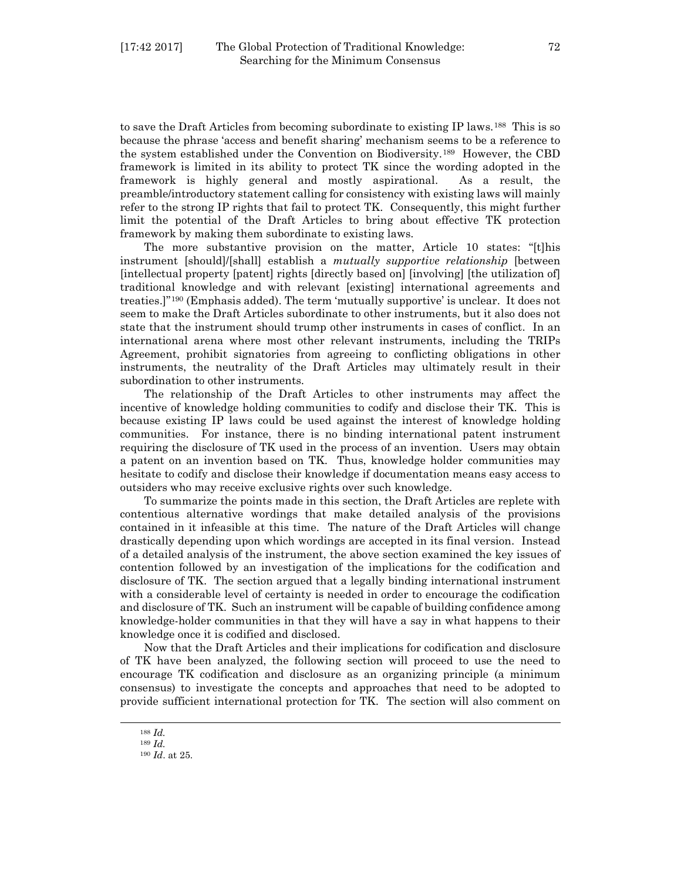to save the Draft Articles from becoming subordinate to existing IP laws.[188] This is so because the phrase 'access and benefit sharing' mechanism seems to be a reference to the system established under the Convention on Biodiversity.[189] However, the CBD framework is limited in its ability to protect TK since the wording adopted in the framework is highly general and mostly aspirational. As a result, the preamble/introductory statement calling for consistency with existing laws will mainly refer to the strong IP rights that fail to protect TK. Consequently, this might further limit the potential of the Draft Articles to bring about effective TK protection framework by making them subordinate to existing laws.

The more substantive provision on the matter, Article 10 states: "[t]his instrument [should]/[shall] establish a *mutually supportive relationship* [between [intellectual property [patent] rights [directly based on] [involving] [the utilization of] traditional knowledge and with relevant [existing] international agreements and treaties.]"[190] (Emphasis added). The term 'mutually supportive' is unclear. It does not seem to make the Draft Articles subordinate to other instruments, but it also does not state that the instrument should trump other instruments in cases of conflict. In an international arena where most other relevant instruments, including the TRIPs Agreement, prohibit signatories from agreeing to conflicting obligations in other instruments, the neutrality of the Draft Articles may ultimately result in their subordination to other instruments.

The relationship of the Draft Articles to other instruments may affect the incentive of knowledge holding communities to codify and disclose their TK. This is because existing IP laws could be used against the interest of knowledge holding communities. For instance, there is no binding international patent instrument requiring the disclosure of TK used in the process of an invention. Users may obtain a patent on an invention based on TK. Thus, knowledge holder communities may hesitate to codify and disclose their knowledge if documentation means easy access to outsiders who may receive exclusive rights over such knowledge.

To summarize the points made in this section, the Draft Articles are replete with contentious alternative wordings that make detailed analysis of the provisions contained in it infeasible at this time. The nature of the Draft Articles will change drastically depending upon which wordings are accepted in its final version. Instead of a detailed analysis of the instrument, the above section examined the key issues of contention followed by an investigation of the implications for the codification and disclosure of TK. The section argued that a legally binding international instrument with a considerable level of certainty is needed in order to encourage the codification and disclosure of TK. Such an instrument will be capable of building confidence among knowledge-holder communities in that they will have a say in what happens to their knowledge once it is codified and disclosed.

Now that the Draft Articles and their implications for codification and disclosure of TK have been analyzed, the following section will proceed to use the need to encourage TK codification and disclosure as an organizing principle (a minimum consensus) to investigate the concepts and approaches that need to be adopted to provide sufficient international protection for TK. The section will also comment on

---

[188] *Id.*

[189] *Id.*

[190] *Id*. at 25.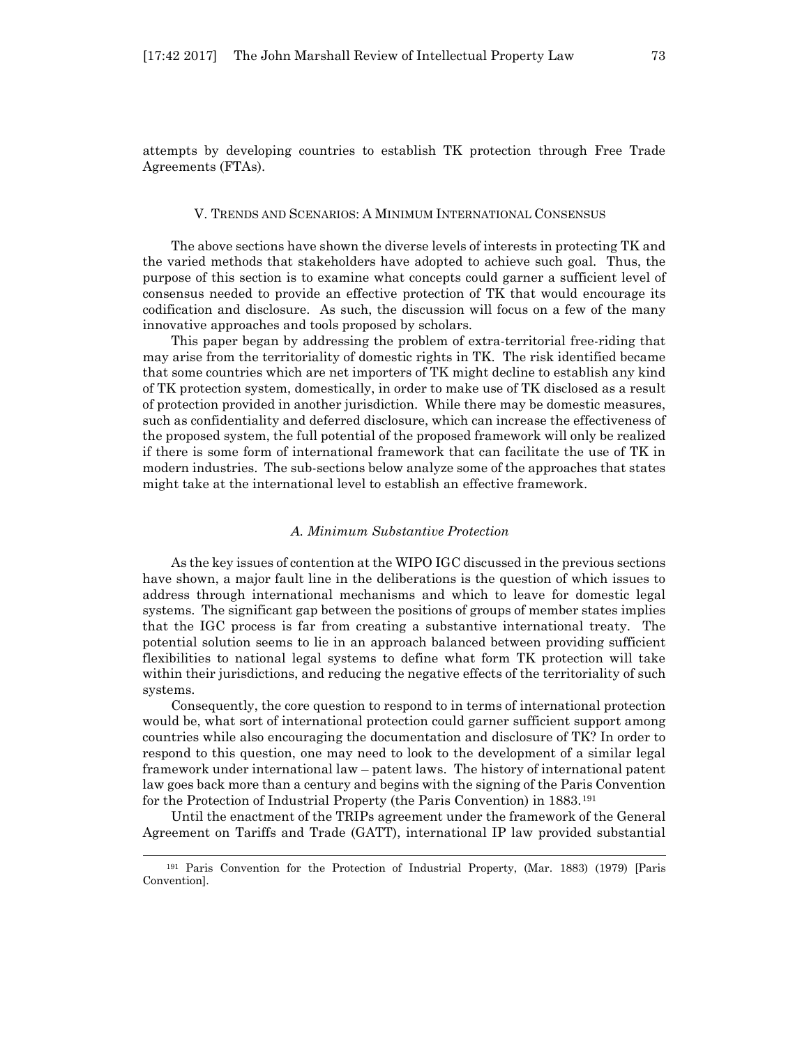attempts by developing countries to establish TK protection through Free Trade Agreements (FTAs).

## V. Trends and Scenarios: A Minimum International Consensus

The above sections have shown the diverse levels of interests in protecting TK and the varied methods that stakeholders have adopted to achieve such goal. Thus, the purpose of this section is to examine what concepts could garner a sufficient level of consensus needed to provide an effective protection of TK that would encourage its codification and disclosure. As such, the discussion will focus on a few of the many innovative approaches and tools proposed by scholars.

This paper began by addressing the problem of extra-territorial free-riding that may arise from the territoriality of domestic rights in TK. The risk identified became that some countries which are net importers of TK might decline to establish any kind of TK protection system, domestically, in order to make use of TK disclosed as a result of protection provided in another jurisdiction. While there may be domestic measures, such as confidentiality and deferred disclosure, which can increase the effectiveness of the proposed system, the full potential of the proposed framework will only be realized if there is some form of international framework that can facilitate the use of TK in modern industries. The sub-sections below analyze some of the approaches that states might take at the international level to establish an effective framework.

### *A. Minimum Substantive Protection*

As the key issues of contention at the WIPO IGC discussed in the previous sections have shown, a major fault line in the deliberations is the question of which issues to address through international mechanisms and which to leave for domestic legal systems. The significant gap between the positions of groups of member states implies that the IGC process is far from creating a substantive international treaty. The potential solution seems to lie in an approach balanced between providing sufficient flexibilities to national legal systems to define what form TK protection will take within their jurisdictions, and reducing the negative effects of the territoriality of such systems.

Consequently, the core question to respond to in terms of international protection would be, what sort of international protection could garner sufficient support among countries while also encouraging the documentation and disclosure of TK? In order to respond to this question, one may need to look to the development of a similar legal framework under international law – patent laws. The history of international patent law goes back more than a century and begins with the signing of the Paris Convention for the Protection of Industrial Property (the Paris Convention) in 1883.[191]

Until the enactment of the TRIPs agreement under the framework of the General Agreement on Tariffs and Trade (GATT), international IP law provided substantial

---

[191] Paris Convention for the Protection of Industrial Property, (Mar. 1883) (1979) [Paris Convention].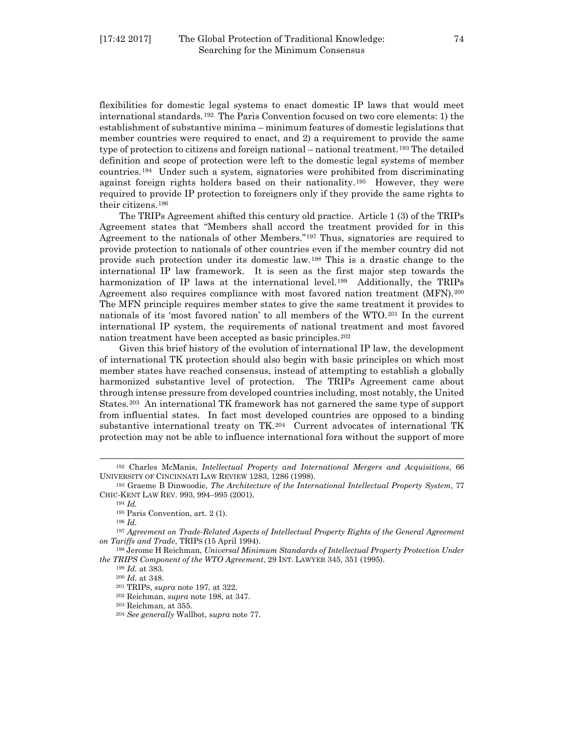flexibilities for domestic legal systems to enact domestic IP laws that would meet international standards.[192] The Paris Convention focused on two core elements: 1) the establishment of substantive minima – minimum features of domestic legislations that member countries were required to enact, and 2) a requirement to provide the same type of protection to citizens and foreign national – national treatment.[193] The detailed definition and scope of protection were left to the domestic legal systems of member countries.[194] Under such a system, signatories were prohibited from discriminating against foreign rights holders based on their nationality.[195] However, they were required to provide IP protection to foreigners only if they provide the same rights to their citizens.[196]

The TRIPs Agreement shifted this century old practice. Article 1 (3) of the TRIPs Agreement states that "Members shall accord the treatment provided for in this Agreement to the nationals of other Members."[197] Thus, signatories are required to provide protection to nationals of other countries even if the member country did not provide such protection under its domestic law.[198] This is a drastic change to the international IP law framework. It is seen as the first major step towards the harmonization of IP laws at the international level.[199] Additionally, the TRIPs Agreement also requires compliance with most favored nation treatment (MFN).[200] The MFN principle requires member states to give the same treatment it provides to nationals of its 'most favored nation' to all members of the WTO.[201] In the current international IP system, the requirements of national treatment and most favored nation treatment have been accepted as basic principles.[202]

Given this brief history of the evolution of international IP law, the development of international TK protection should also begin with basic principles on which most member states have reached consensus, instead of attempting to establish a globally harmonized substantive level of protection. The TRIPs Agreement came about through intense pressure from developed countries including, most notably, the United States.[203] An international TK framework has not garnered the same type of support from influential states. In fact most developed countries are opposed to a binding substantive international treaty on TK.[204] Current advocates of international TK protection may not be able to influence international fora without the support of more

---

[192] Charles McManis, *Intellectual Property and International Mergers and Acquisitions*, 66 UNIVERSITY OF CINCINNATI LAW REVIEW 1283, 1286 (1998).

[193] Graeme B Dinwoodie, *The Architecture of the International Intellectual Property System*, 77 CHIC-KENT LAW REV. 993, 994–995 (2001).

[194] *Id.*

[195] Paris Convention, art. 2 (1).

[196] *Id.*

[197] *Agreement on Trade-Related Aspects of Intellectual Property Rights of the General Agreement on Tariffs and Trade*, TRIPS (15 April 1994).

[198] Jerome H Reichman, *Universal Minimum Standards of Intellectual Property Protection Under the TRIPS Component of the WTO Agreement*, 29 INT. LAWYER 345, 351 (1995).

[199] *Id.* at 383.

[200] *Id.* at 348.

[201] TRIPS, *supra* note 197, at 322.

[202] Reichman, *supra* note 198, at 347.

[203] Reichman, at 355.

[204] *See generally* Wallbot, s*upra* note 77.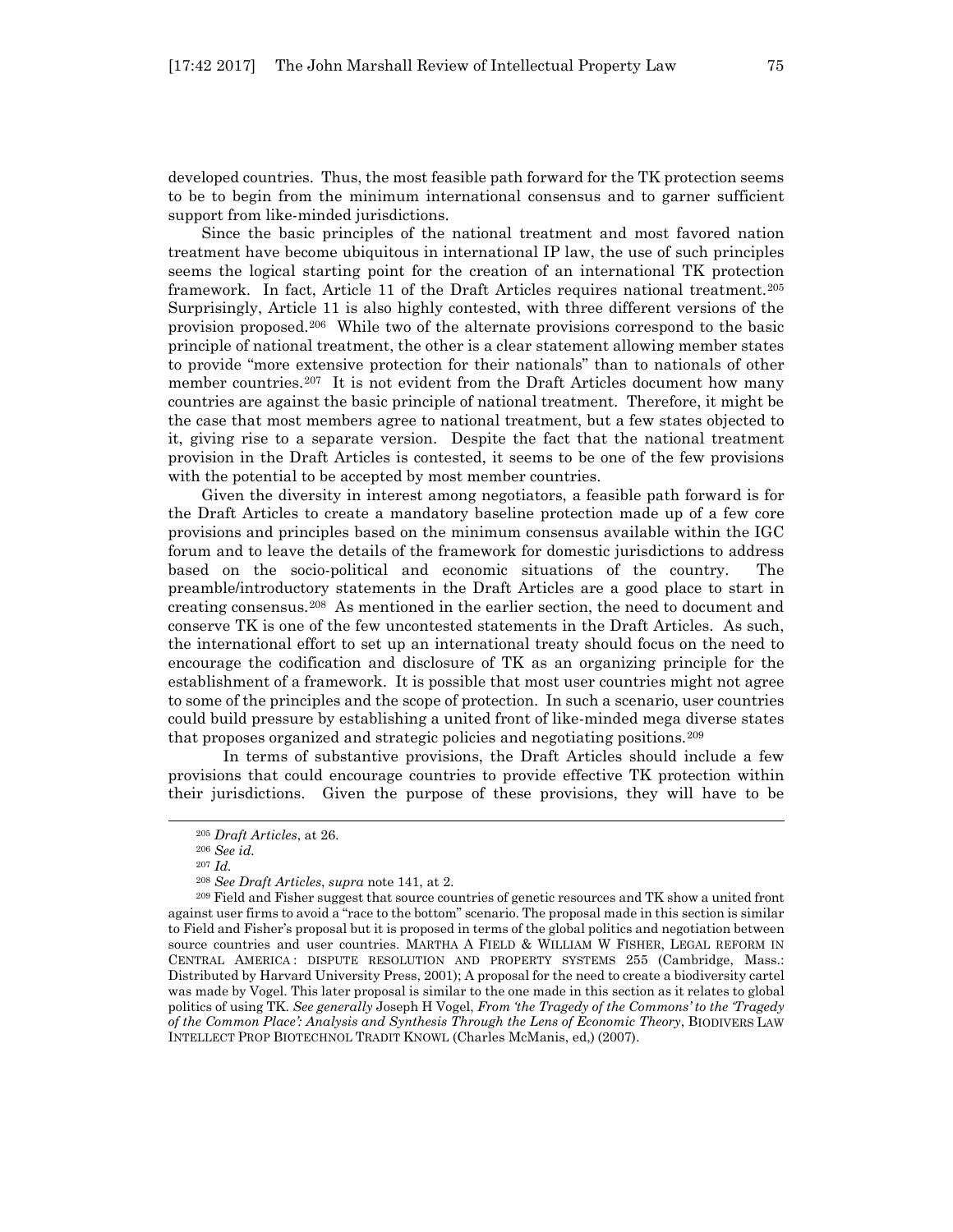developed countries. Thus, the most feasible path forward for the TK protection seems to be to begin from the minimum international consensus and to garner sufficient support from like-minded jurisdictions.

Since the basic principles of the national treatment and most favored nation treatment have become ubiquitous in international IP law, the use of such principles seems the logical starting point for the creation of an international TK protection framework. In fact, Article 11 of the Draft Articles requires national treatment.[205] Surprisingly, Article 11 is also highly contested, with three different versions of the provision proposed.[206] While two of the alternate provisions correspond to the basic principle of national treatment, the other is a clear statement allowing member states to provide "more extensive protection for their nationals" than to nationals of other member countries.[207] It is not evident from the Draft Articles document how many countries are against the basic principle of national treatment. Therefore, it might be the case that most members agree to national treatment, but a few states objected to it, giving rise to a separate version. Despite the fact that the national treatment provision in the Draft Articles is contested, it seems to be one of the few provisions with the potential to be accepted by most member countries.

Given the diversity in interest among negotiators, a feasible path forward is for the Draft Articles to create a mandatory baseline protection made up of a few core provisions and principles based on the minimum consensus available within the IGC forum and to leave the details of the framework for domestic jurisdictions to address based on the socio-political and economic situations of the country. The preamble/introductory statements in the Draft Articles are a good place to start in creating consensus.[208] As mentioned in the earlier section, the need to document and conserve TK is one of the few uncontested statements in the Draft Articles. As such, the international effort to set up an international treaty should focus on the need to encourage the codification and disclosure of TK as an organizing principle for the establishment of a framework. It is possible that most user countries might not agree to some of the principles and the scope of protection. In such a scenario, user countries could build pressure by establishing a united front of like-minded mega diverse states that proposes organized and strategic policies and negotiating positions.[209]

In terms of substantive provisions, the Draft Articles should include a few provisions that could encourage countries to provide effective TK protection within their jurisdictions. Given the purpose of these provisions, they will have to be

---

[205] *Draft Articles*, at 26.

[206] *See id.*

[207] *Id.*

[208] *See Draft Articles*, *supra* note 141, at 2.

[209] Field and Fisher suggest that source countries of genetic resources and TK show a united front against user firms to avoid a "race to the bottom" scenario. The proposal made in this section is similar to Field and Fisher's proposal but it is proposed in terms of the global politics and negotiation between source countries and user countries. MARTHA A FIELD & WILLIAM W FISHER, LEGAL REFORM IN CENTRAL AMERICA : DISPUTE RESOLUTION AND PROPERTY SYSTEMS 255 (Cambridge, Mass.: Distributed by Harvard University Press, 2001); A proposal for the need to create a biodiversity cartel was made by Vogel. This later proposal is similar to the one made in this section as it relates to global politics of using TK. *See generally* Joseph H Vogel, *From 'the Tragedy of the Commons' to the 'Tragedy of the Common Place': Analysis and Synthesis Through the Lens of Economic Theory*, BIODIVERS LAW INTELLECT PROP BIOTECHNOL TRADIT KNOWL (Charles McManis, ed,) (2007).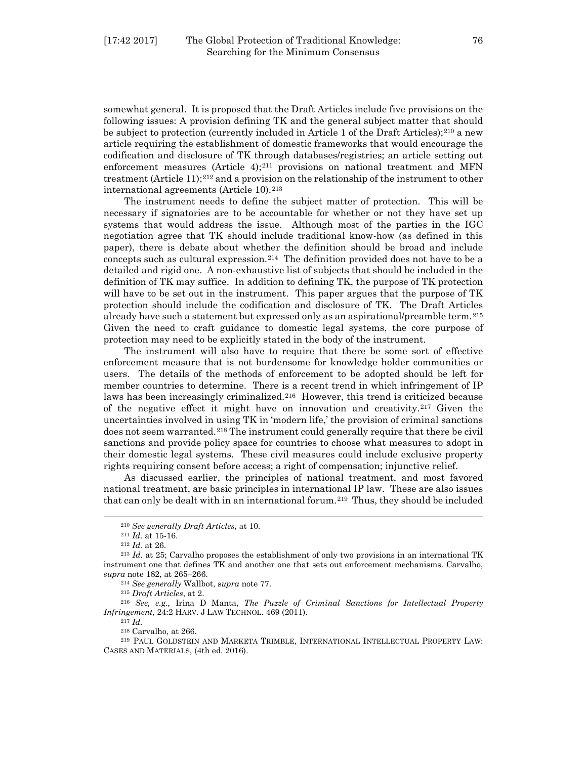somewhat general. It is proposed that the Draft Articles include five provisions on the following issues: A provision defining TK and the general subject matter that should be subject to protection (currently included in Article 1 of the Draft Articles);[210] a new article requiring the establishment of domestic frameworks that would encourage the codification and disclosure of TK through databases/registries; an article setting out enforcement measures (Article 4);[211] provisions on national treatment and MFN treatment (Article 11);[212] and a provision on the relationship of the instrument to other international agreements (Article 10).[213]

The instrument needs to define the subject matter of protection. This will be necessary if signatories are to be accountable for whether or not they have set up systems that would address the issue. Although most of the parties in the IGC negotiation agree that TK should include traditional know-how (as defined in this paper), there is debate about whether the definition should be broad and include concepts such as cultural expression.[214] The definition provided does not have to be a detailed and rigid one. A non-exhaustive list of subjects that should be included in the definition of TK may suffice. In addition to defining TK, the purpose of TK protection will have to be set out in the instrument. This paper argues that the purpose of TK protection should include the codification and disclosure of TK. The Draft Articles already have such a statement but expressed only as an aspirational/preamble term.[215] Given the need to craft guidance to domestic legal systems, the core purpose of protection may need to be explicitly stated in the body of the instrument.

The instrument will also have to require that there be some sort of effective enforcement measure that is not burdensome for knowledge holder communities or users. The details of the methods of enforcement to be adopted should be left for member countries to determine. There is a recent trend in which infringement of IP laws has been increasingly criminalized.[216] However, this trend is criticized because of the negative effect it might have on innovation and creativity.[217] Given the uncertainties involved in using TK in 'modern life,' the provision of criminal sanctions does not seem warranted.[218] The instrument could generally require that there be civil sanctions and provide policy space for countries to choose what measures to adopt in their domestic legal systems. These civil measures could include exclusive property rights requiring consent before access; a right of compensation; injunctive relief.

As discussed earlier, the principles of national treatment, and most favored national treatment, are basic principles in international IP law. These are also issues that can only be dealt with in an international forum.[219] Thus, they should be included

---

[210] *See generally Draft Articles*, at 10.

[211] *Id.* at 15-16.

[212] *Id.* at 26.

[213] *Id.* at 25; Carvalho proposes the establishment of only two provisions in an international TK instrument one that defines TK and another one that sets out enforcement mechanisms. Carvalho, *supra* note 182, at 265–266.

[214] *See generally* Wallbot, *supra* note 77.

[215] *Draft Articles*, at 2.

[216] *See, e.g.,* Irina D Manta, *The Puzzle of Criminal Sanctions for Intellectual Property Infringement*, 24:2 HARV. J LAW TECHNOL. 469 (2011).

[217] *Id.*

[218] Carvalho, at 266.

[219] PAUL GOLDSTEIN AND MARKETA TRIMBLE, INTERNATIONAL INTELLECTUAL PROPERTY LAW: CASES AND MATERIALS, (4th ed. 2016).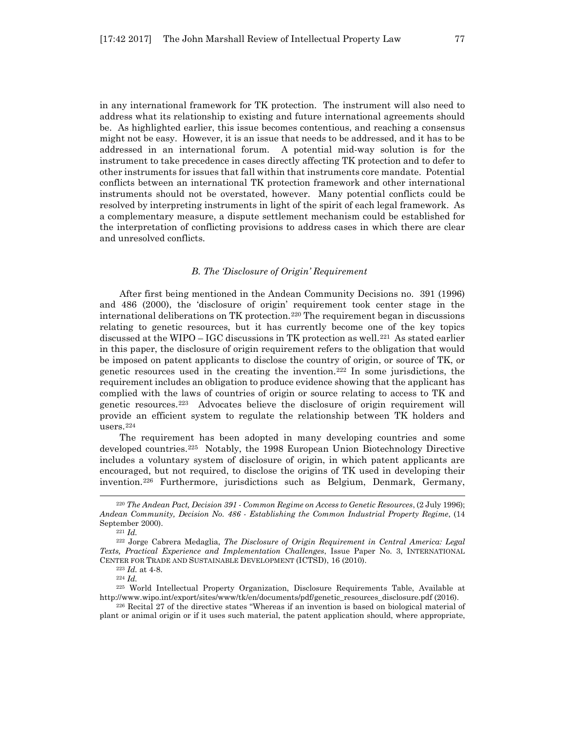in any international framework for TK protection. The instrument will also need to address what its relationship to existing and future international agreements should be. As highlighted earlier, this issue becomes contentious, and reaching a consensus might not be easy. However, it is an issue that needs to be addressed, and it has to be addressed in an international forum. A potential mid-way solution is for the instrument to take precedence in cases directly affecting TK protection and to defer to other instruments for issues that fall within that instruments core mandate. Potential conflicts between an international TK protection framework and other international instruments should not be overstated, however. Many potential conflicts could be resolved by interpreting instruments in light of the spirit of each legal framework. As a complementary measure, a dispute settlement mechanism could be established for the interpretation of conflicting provisions to address cases in which there are clear and unresolved conflicts.

### *B. The 'Disclosure of Origin' Requirement*

After first being mentioned in the Andean Community Decisions no. 391 (1996) and 486 (2000), the 'disclosure of origin' requirement took center stage in the international deliberations on TK protection.[220] The requirement began in discussions relating to genetic resources, but it has currently become one of the key topics discussed at the WIPO – IGC discussions in TK protection as well.[221] As stated earlier in this paper, the disclosure of origin requirement refers to the obligation that would be imposed on patent applicants to disclose the country of origin, or source of TK, or genetic resources used in the creating the invention.[222] In some jurisdictions, the requirement includes an obligation to produce evidence showing that the applicant has complied with the laws of countries of origin or source relating to access to TK and genetic resources.[223] Advocates believe the disclosure of origin requirement will provide an efficient system to regulate the relationship between TK holders and users.[224]

The requirement has been adopted in many developing countries and some developed countries.[225] Notably, the 1998 European Union Biotechnology Directive includes a voluntary system of disclosure of origin, in which patent applicants are encouraged, but not required, to disclose the origins of TK used in developing their invention.[226] Furthermore, jurisdictions such as Belgium, Denmark, Germany,

---

[220] *The Andean Pact, Decision 391 - Common Regime on Access to Genetic Resources*, (2 July 1996); *Andean Community, Decision No. 486 - Establishing the Common Industrial Property Regime*, (14 September 2000).

[221] *Id.*

[222] Jorge Cabrera Medaglia, *The Disclosure of Origin Requirement in Central America: Legal Texts, Practical Experience and Implementation Challenges*, Issue Paper No. 3, INTERNATIONAL CENTER FOR TRADE AND SUSTAINABLE DEVELOPMENT (ICTSD), 16 (2010).

[223] *Id.* at 4-8.

[224] *Id.*

[225] World Intellectual Property Organization, Disclosure Requirements Table, Available at http://www.wipo.int/export/sites/www/tk/en/documents/pdf/genetic_resources_disclosure.pdf (2016).

[226] Recital 27 of the directive states "Whereas if an invention is based on biological material of plant or animal origin or if it uses such material, the patent application should, where appropriate,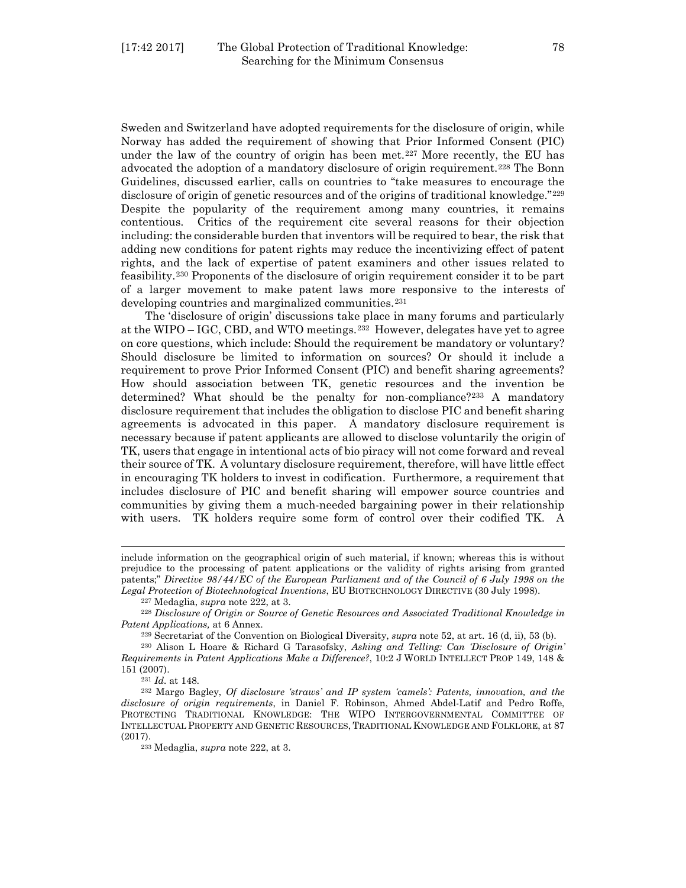Sweden and Switzerland have adopted requirements for the disclosure of origin, while Norway has added the requirement of showing that Prior Informed Consent (PIC) under the law of the country of origin has been met.[227] More recently, the EU has advocated the adoption of a mandatory disclosure of origin requirement.[228] The Bonn Guidelines, discussed earlier, calls on countries to "take measures to encourage the disclosure of origin of genetic resources and of the origins of traditional knowledge."[229] Despite the popularity of the requirement among many countries, it remains contentious. Critics of the requirement cite several reasons for their objection including: the considerable burden that inventors will be required to bear, the risk that adding new conditions for patent rights may reduce the incentivizing effect of patent rights, and the lack of expertise of patent examiners and other issues related to feasibility.[230] Proponents of the disclosure of origin requirement consider it to be part of a larger movement to make patent laws more responsive to the interests of developing countries and marginalized communities.[231]

The 'disclosure of origin' discussions take place in many forums and particularly at the WIPO – IGC, CBD, and WTO meetings.[232] However, delegates have yet to agree on core questions, which include: Should the requirement be mandatory or voluntary? Should disclosure be limited to information on sources? Or should it include a requirement to prove Prior Informed Consent (PIC) and benefit sharing agreements? How should association between TK, genetic resources and the invention be determined? What should be the penalty for non-compliance?[233] A mandatory disclosure requirement that includes the obligation to disclose PIC and benefit sharing agreements is advocated in this paper. A mandatory disclosure requirement is necessary because if patent applicants are allowed to disclose voluntarily the origin of TK, users that engage in intentional acts of bio piracy will not come forward and reveal their source of TK. A voluntary disclosure requirement, therefore, will have little effect in encouraging TK holders to invest in codification. Furthermore, a requirement that includes disclosure of PIC and benefit sharing will empower source countries and communities by giving them a much-needed bargaining power in their relationship with users. TK holders require some form of control over their codified TK. A

---

include information on the geographical origin of such material, if known; whereas this is without prejudice to the processing of patent applications or the validity of rights arising from granted patents;" *Directive 98/44/EC of the European Parliament and of the Council of 6 July 1998 on the Legal Protection of Biotechnological Inventions*, EU BIOTECHNOLOGY DIRECTIVE (30 July 1998).

[227] Medaglia, *supra* note 222, at 3.

[228] *Disclosure of Origin or Source of Genetic Resources and Associated Traditional Knowledge in Patent Applications,* at 6 Annex.

[229] Secretariat of the Convention on Biological Diversity, *supra* note 52, at art. 16 (d, ii), 53 (b).

[230] Alison L Hoare & Richard G Tarasofsky, *Asking and Telling: Can 'Disclosure of Origin' Requirements in Patent Applications Make a Difference?*, 10:2 J WORLD INTELLECT PROP 149, 148 & 151 (2007).

[231] *Id.* at 148.

[232] Margo Bagley, *Of disclosure 'straws' and IP system 'camels': Patents, innovation, and the disclosure of origin requirements*, in Daniel F. Robinson, Ahmed Abdel-Latif and Pedro Roffe, PROTECTING TRADITIONAL KNOWLEDGE: THE WIPO INTERGOVERNMENTAL COMMITTEE OF INTELLECTUAL PROPERTY AND GENETIC RESOURCES, TRADITIONAL KNOWLEDGE AND FOLKLORE, at 87 (2017).

[233] Medaglia, *supra* note 222, at 3.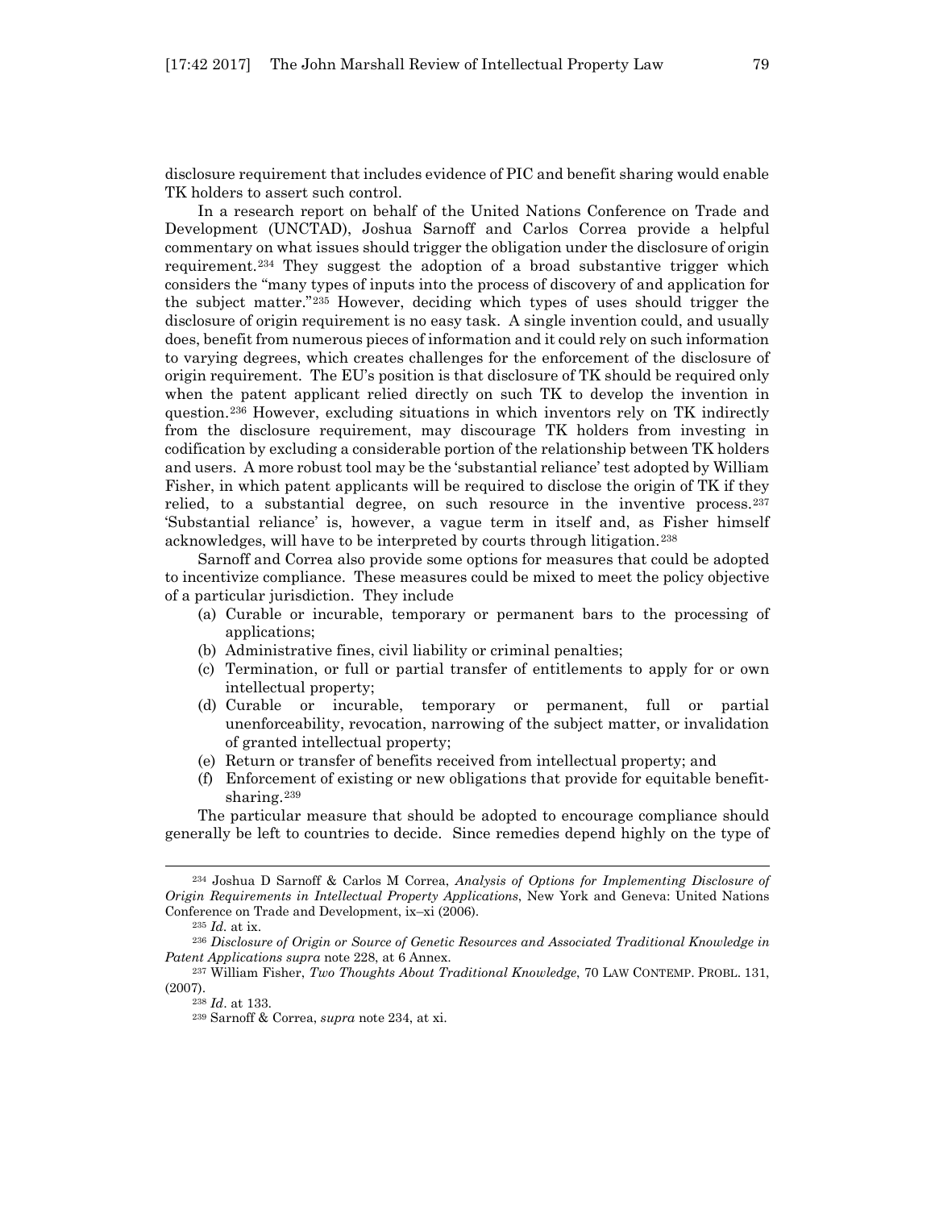disclosure requirement that includes evidence of PIC and benefit sharing would enable TK holders to assert such control.

In a research report on behalf of the United Nations Conference on Trade and Development (UNCTAD), Joshua Sarnoff and Carlos Correa provide a helpful commentary on what issues should trigger the obligation under the disclosure of origin requirement.[234] They suggest the adoption of a broad substantive trigger which considers the "many types of inputs into the process of discovery of and application for the subject matter."[235] However, deciding which types of uses should trigger the disclosure of origin requirement is no easy task. A single invention could, and usually does, benefit from numerous pieces of information and it could rely on such information to varying degrees, which creates challenges for the enforcement of the disclosure of origin requirement. The EU's position is that disclosure of TK should be required only when the patent applicant relied directly on such TK to develop the invention in question.[236] However, excluding situations in which inventors rely on TK indirectly from the disclosure requirement, may discourage TK holders from investing in codification by excluding a considerable portion of the relationship between TK holders and users. A more robust tool may be the 'substantial reliance' test adopted by William Fisher, in which patent applicants will be required to disclose the origin of TK if they relied, to a substantial degree, on such resource in the inventive process.[237] 'Substantial reliance' is, however, a vague term in itself and, as Fisher himself acknowledges, will have to be interpreted by courts through litigation.[238]

Sarnoff and Correa also provide some options for measures that could be adopted to incentivize compliance. These measures could be mixed to meet the policy objective of a particular jurisdiction. They include

(a) Curable or incurable, temporary or permanent bars to the processing of applications;
(b) Administrative fines, civil liability or criminal penalties;
(c) Termination, or full or partial transfer of entitlements to apply for or own intellectual property;
(d) Curable or incurable, temporary or permanent, full or partial unenforceability, revocation, narrowing of the subject matter, or invalidation of granted intellectual property;
(e) Return or transfer of benefits received from intellectual property; and
(f) Enforcement of existing or new obligations that provide for equitable benefit-sharing.[239]

The particular measure that should be adopted to encourage compliance should generally be left to countries to decide. Since remedies depend highly on the type of

---

[234] Joshua D Sarnoff & Carlos M Correa, *Analysis of Options for Implementing Disclosure of Origin Requirements in Intellectual Property Applications*, New York and Geneva: United Nations Conference on Trade and Development, ix–xi (2006).

[235] *Id.* at ix.

[236] *Disclosure of Origin or Source of Genetic Resources and Associated Traditional Knowledge in Patent Applications supra* note 228, at 6 Annex.

[237] William Fisher, *Two Thoughts About Traditional Knowledge*, 70 LAW CONTEMP. PROBL. 131, (2007).

[238] *Id*. at 133.

[239] Sarnoff & Correa, *supra* note 234, at xi.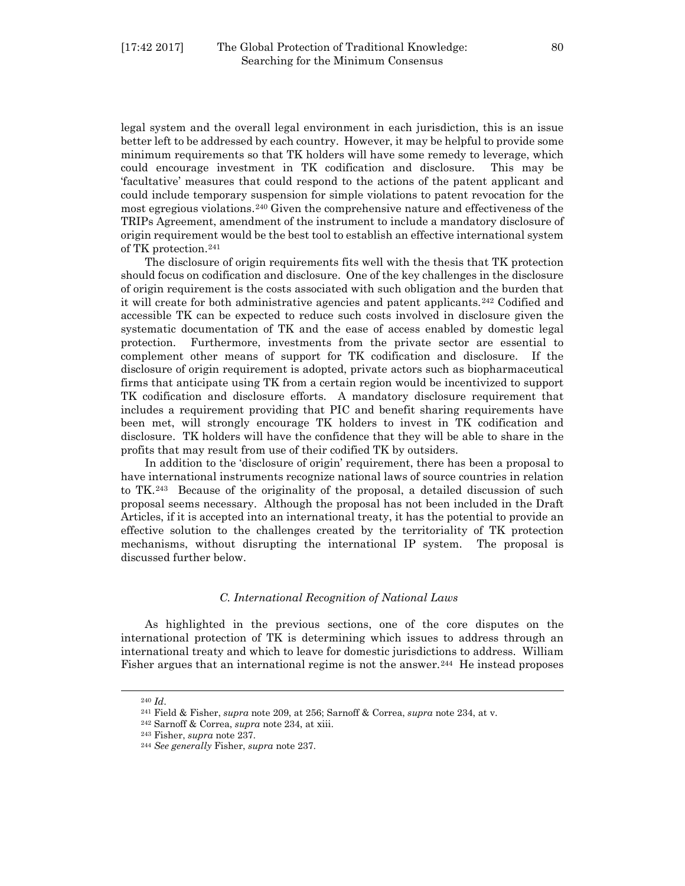legal system and the overall legal environment in each jurisdiction, this is an issue better left to be addressed by each country. However, it may be helpful to provide some minimum requirements so that TK holders will have some remedy to leverage, which could encourage investment in TK codification and disclosure. This may be 'facultative' measures that could respond to the actions of the patent applicant and could include temporary suspension for simple violations to patent revocation for the most egregious violations.[240] Given the comprehensive nature and effectiveness of the TRIPs Agreement, amendment of the instrument to include a mandatory disclosure of origin requirement would be the best tool to establish an effective international system of TK protection.[241]

The disclosure of origin requirements fits well with the thesis that TK protection should focus on codification and disclosure. One of the key challenges in the disclosure of origin requirement is the costs associated with such obligation and the burden that it will create for both administrative agencies and patent applicants.[242] Codified and accessible TK can be expected to reduce such costs involved in disclosure given the systematic documentation of TK and the ease of access enabled by domestic legal protection. Furthermore, investments from the private sector are essential to complement other means of support for TK codification and disclosure. If the disclosure of origin requirement is adopted, private actors such as biopharmaceutical firms that anticipate using TK from a certain region would be incentivized to support TK codification and disclosure efforts. A mandatory disclosure requirement that includes a requirement providing that PIC and benefit sharing requirements have been met, will strongly encourage TK holders to invest in TK codification and disclosure. TK holders will have the confidence that they will be able to share in the profits that may result from use of their codified TK by outsiders.

In addition to the 'disclosure of origin' requirement, there has been a proposal to have international instruments recognize national laws of source countries in relation to TK.[243] Because of the originality of the proposal, a detailed discussion of such proposal seems necessary. Although the proposal has not been included in the Draft Articles, if it is accepted into an international treaty, it has the potential to provide an effective solution to the challenges created by the territoriality of TK protection mechanisms, without disrupting the international IP system. The proposal is discussed further below.

### *C. International Recognition of National Laws*

As highlighted in the previous sections, one of the core disputes on the international protection of TK is determining which issues to address through an international treaty and which to leave for domestic jurisdictions to address. William Fisher argues that an international regime is not the answer.[244] He instead proposes

---

[240] *Id*.

[241] Field & Fisher, *supra* note 209, at 256; Sarnoff & Correa, *supra* note 234, at v.

[242] Sarnoff & Correa, *supra* note 234, at xiii.

[243] Fisher, *supra* note 237.

[244] *See generally* Fisher, *supra* note 237.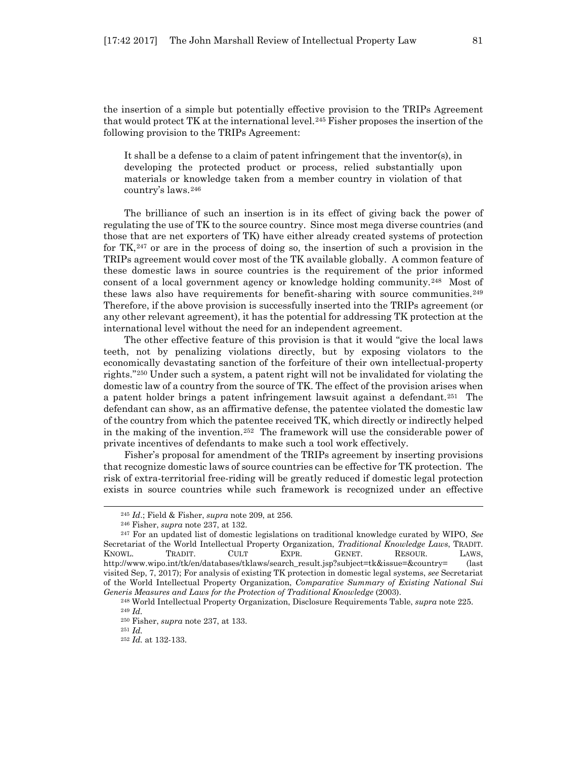the insertion of a simple but potentially effective provision to the TRIPs Agreement that would protect TK at the international level.[245] Fisher proposes the insertion of the following provision to the TRIPs Agreement:

> It shall be a defense to a claim of patent infringement that the inventor(s), in developing the protected product or process, relied substantially upon materials or knowledge taken from a member country in violation of that country's laws.[246]

The brilliance of such an insertion is in its effect of giving back the power of regulating the use of TK to the source country. Since most mega diverse countries (and those that are net exporters of TK) have either already created systems of protection for TK,[247] or are in the process of doing so, the insertion of such a provision in the TRIPs agreement would cover most of the TK available globally. A common feature of these domestic laws in source countries is the requirement of the prior informed consent of a local government agency or knowledge holding community.[248] Most of these laws also have requirements for benefit-sharing with source communities.[249] Therefore, if the above provision is successfully inserted into the TRIPs agreement (or any other relevant agreement), it has the potential for addressing TK protection at the international level without the need for an independent agreement.

The other effective feature of this provision is that it would "give the local laws teeth, not by penalizing violations directly, but by exposing violators to the economically devastating sanction of the forfeiture of their own intellectual-property rights."[250] Under such a system, a patent right will not be invalidated for violating the domestic law of a country from the source of TK. The effect of the provision arises when a patent holder brings a patent infringement lawsuit against a defendant.[251] The defendant can show, as an affirmative defense, the patentee violated the domestic law of the country from which the patentee received TK, which directly or indirectly helped in the making of the invention.[252] The framework will use the considerable power of private incentives of defendants to make such a tool work effectively.

Fisher's proposal for amendment of the TRIPs agreement by inserting provisions that recognize domestic laws of source countries can be effective for TK protection. The risk of extra-territorial free-riding will be greatly reduced if domestic legal protection exists in source countries while such framework is recognized under an effective

---

[245] *Id*.; Field & Fisher, *supra* note 209, at 256.

[246] Fisher, *supra* note 237, at 132.

[247] For an updated list of domestic legislations on traditional knowledge curated by WIPO, *See* Secretariat of the World Intellectual Property Organization, *Traditional Knowledge Laws*, TRADIT. KNOWL. TRADIT. CULT EXPR. GENET. RESOUR. LAWS, http://www.wipo.int/tk/en/databases/tklaws/search_result.jsp?subject=tk&issue=&country= (last visited Sep, 7, 2017); For analysis of existing TK protection in domestic legal systems, *see* Secretariat of the World Intellectual Property Organization, *Comparative Summary of Existing National Sui Generis Measures and Laws for the Protection of Traditional Knowledge* (2003).

[248] World Intellectual Property Organization, Disclosure Requirements Table, *supra* note 225.

[249] *Id.*

[250] Fisher, *supra* note 237, at 133.

[251] *Id.*

[252] *Id.* at 132-133.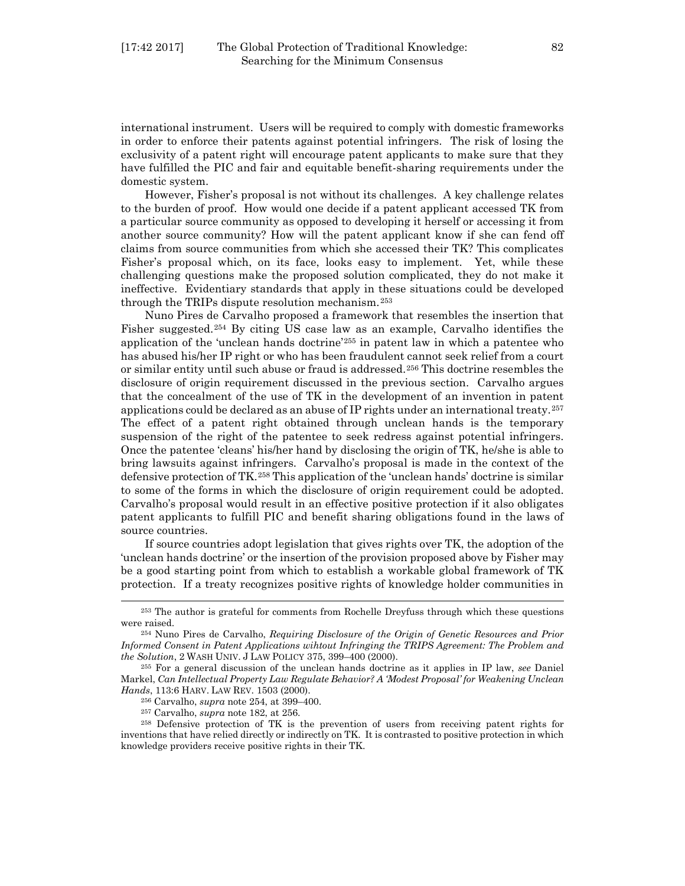international instrument. Users will be required to comply with domestic frameworks in order to enforce their patents against potential infringers. The risk of losing the exclusivity of a patent right will encourage patent applicants to make sure that they have fulfilled the PIC and fair and equitable benefit-sharing requirements under the domestic system.

However, Fisher's proposal is not without its challenges. A key challenge relates to the burden of proof. How would one decide if a patent applicant accessed TK from a particular source community as opposed to developing it herself or accessing it from another source community? How will the patent applicant know if she can fend off claims from source communities from which she accessed their TK? This complicates Fisher's proposal which, on its face, looks easy to implement. Yet, while these challenging questions make the proposed solution complicated, they do not make it ineffective. Evidentiary standards that apply in these situations could be developed through the TRIPs dispute resolution mechanism.[253]

Nuno Pires de Carvalho proposed a framework that resembles the insertion that Fisher suggested.[254] By citing US case law as an example, Carvalho identifies the application of the 'unclean hands doctrine'[255] in patent law in which a patentee who has abused his/her IP right or who has been fraudulent cannot seek relief from a court or similar entity until such abuse or fraud is addressed.[256] This doctrine resembles the disclosure of origin requirement discussed in the previous section. Carvalho argues that the concealment of the use of TK in the development of an invention in patent applications could be declared as an abuse of IP rights under an international treaty.[257] The effect of a patent right obtained through unclean hands is the temporary suspension of the right of the patentee to seek redress against potential infringers. Once the patentee 'cleans' his/her hand by disclosing the origin of TK, he/she is able to bring lawsuits against infringers. Carvalho's proposal is made in the context of the defensive protection of TK.[258] This application of the 'unclean hands' doctrine is similar to some of the forms in which the disclosure of origin requirement could be adopted. Carvalho's proposal would result in an effective positive protection if it also obligates patent applicants to fulfill PIC and benefit sharing obligations found in the laws of source countries.

If source countries adopt legislation that gives rights over TK, the adoption of the 'unclean hands doctrine' or the insertion of the provision proposed above by Fisher may be a good starting point from which to establish a workable global framework of TK protection. If a treaty recognizes positive rights of knowledge holder communities in

---

[253] The author is grateful for comments from Rochelle Dreyfuss through which these questions were raised.

[254] Nuno Pires de Carvalho, *Requiring Disclosure of the Origin of Genetic Resources and Prior Informed Consent in Patent Applications wihtout Infringing the TRIPS Agreement: The Problem and the Solution*, 2 WASH UNIV. J LAW POLICY 375, 399–400 (2000).

[255] For a general discussion of the unclean hands doctrine as it applies in IP law, *see* Daniel Markel, *Can Intellectual Property Law Regulate Behavior? A 'Modest Proposal' for Weakening Unclean Hands*, 113:6 HARV. LAW REV. 1503 (2000).

[256] Carvalho, *supra* note 254, at 399–400.

[257] Carvalho, *supra* note 182, at 256.

[258] Defensive protection of TK is the prevention of users from receiving patent rights for inventions that have relied directly or indirectly on TK. It is contrasted to positive protection in which knowledge providers receive positive rights in their TK.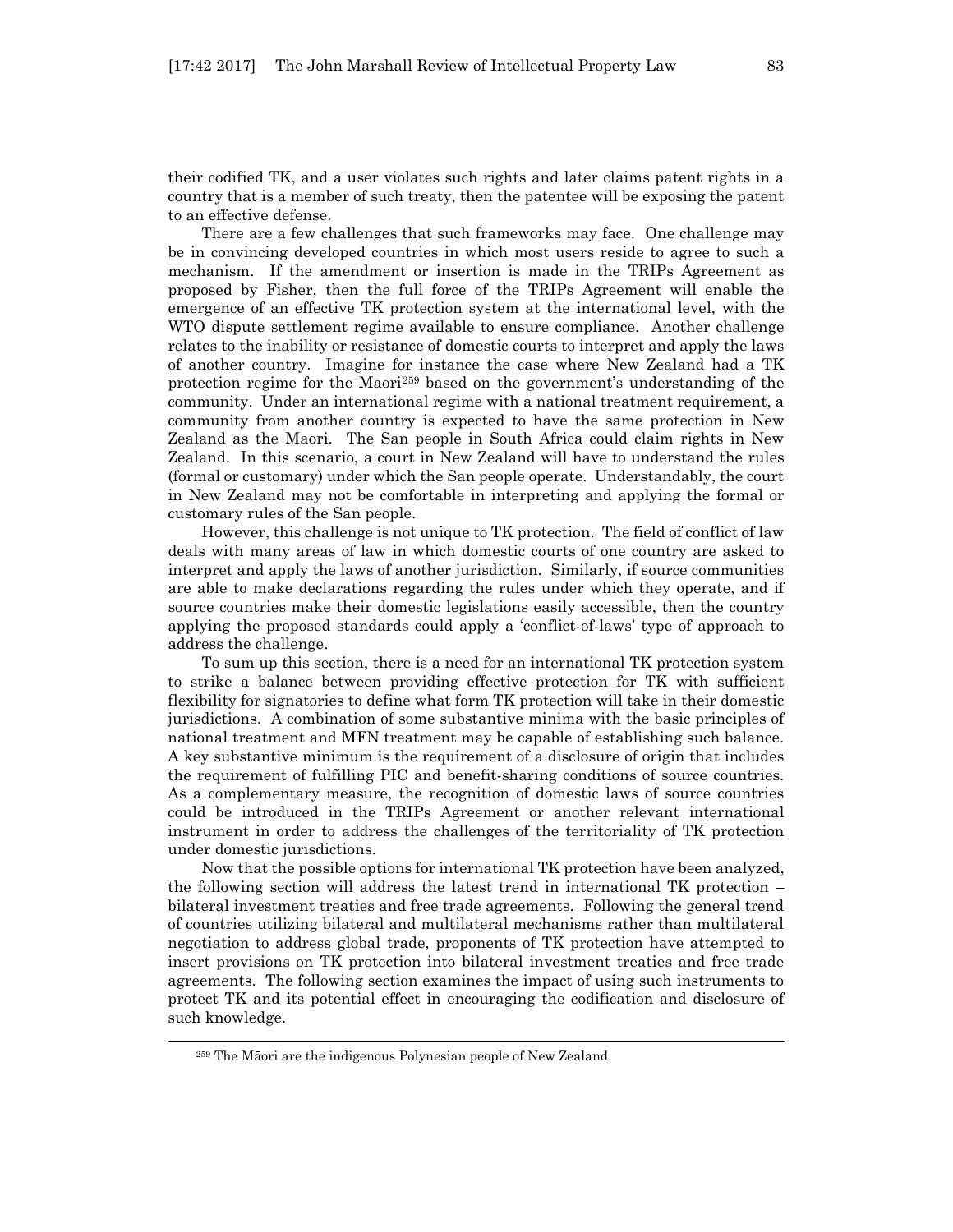their codified TK, and a user violates such rights and later claims patent rights in a country that is a member of such treaty, then the patentee will be exposing the patent to an effective defense.

There are a few challenges that such frameworks may face. One challenge may be in convincing developed countries in which most users reside to agree to such a mechanism. If the amendment or insertion is made in the TRIPs Agreement as proposed by Fisher, then the full force of the TRIPs Agreement will enable the emergence of an effective TK protection system at the international level, with the WTO dispute settlement regime available to ensure compliance. Another challenge relates to the inability or resistance of domestic courts to interpret and apply the laws of another country. Imagine for instance the case where New Zealand had a TK protection regime for the Maori[259] based on the government's understanding of the community. Under an international regime with a national treatment requirement, a community from another country is expected to have the same protection in New Zealand as the Maori. The San people in South Africa could claim rights in New Zealand. In this scenario, a court in New Zealand will have to understand the rules (formal or customary) under which the San people operate. Understandably, the court in New Zealand may not be comfortable in interpreting and applying the formal or customary rules of the San people.

However, this challenge is not unique to TK protection. The field of conflict of law deals with many areas of law in which domestic courts of one country are asked to interpret and apply the laws of another jurisdiction. Similarly, if source communities are able to make declarations regarding the rules under which they operate, and if source countries make their domestic legislations easily accessible, then the country applying the proposed standards could apply a 'conflict-of-laws' type of approach to address the challenge.

To sum up this section, there is a need for an international TK protection system to strike a balance between providing effective protection for TK with sufficient flexibility for signatories to define what form TK protection will take in their domestic jurisdictions. A combination of some substantive minima with the basic principles of national treatment and MFN treatment may be capable of establishing such balance. A key substantive minimum is the requirement of a disclosure of origin that includes the requirement of fulfilling PIC and benefit-sharing conditions of source countries. As a complementary measure, the recognition of domestic laws of source countries could be introduced in the TRIPs Agreement or another relevant international instrument in order to address the challenges of the territoriality of TK protection under domestic jurisdictions.

Now that the possible options for international TK protection have been analyzed, the following section will address the latest trend in international TK protection – bilateral investment treaties and free trade agreements. Following the general trend of countries utilizing bilateral and multilateral mechanisms rather than multilateral negotiation to address global trade, proponents of TK protection have attempted to insert provisions on TK protection into bilateral investment treaties and free trade agreements. The following section examines the impact of using such instruments to protect TK and its potential effect in encouraging the codification and disclosure of such knowledge.

---

[259] The Māori are the indigenous Polynesian people of New Zealand.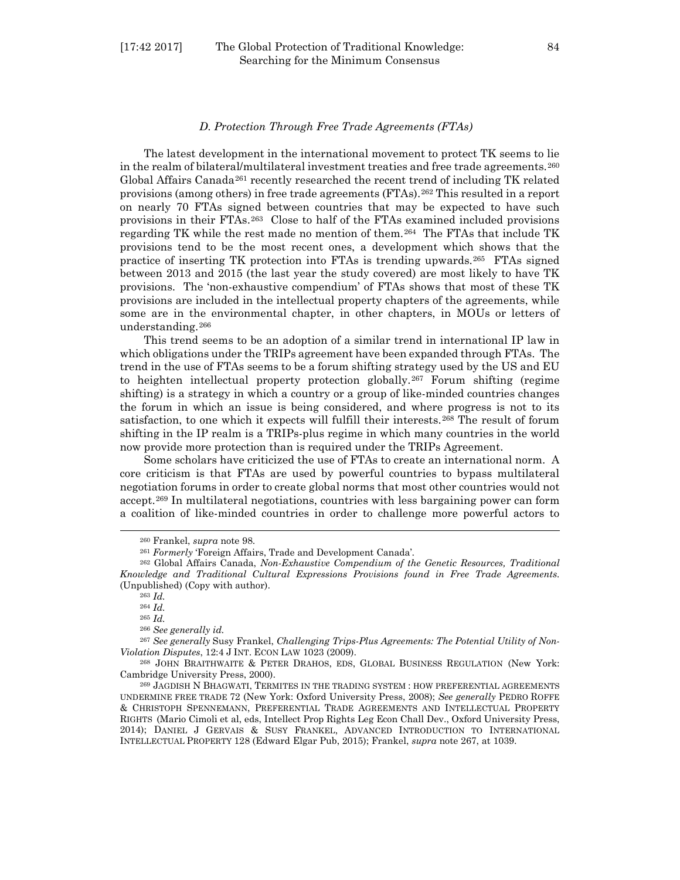### *D. Protection Through Free Trade Agreements (FTAs)*

The latest development in the international movement to protect TK seems to lie in the realm of bilateral/multilateral investment treaties and free trade agreements.[260] Global Affairs Canada[261] recently researched the recent trend of including TK related provisions (among others) in free trade agreements (FTAs).[262] This resulted in a report on nearly 70 FTAs signed between countries that may be expected to have such provisions in their FTAs.[263] Close to half of the FTAs examined included provisions regarding TK while the rest made no mention of them.[264] The FTAs that include TK provisions tend to be the most recent ones, a development which shows that the practice of inserting TK protection into FTAs is trending upwards.[265] FTAs signed between 2013 and 2015 (the last year the study covered) are most likely to have TK provisions. The 'non-exhaustive compendium' of FTAs shows that most of these TK provisions are included in the intellectual property chapters of the agreements, while some are in the environmental chapter, in other chapters, in MOUs or letters of understanding.[266]

This trend seems to be an adoption of a similar trend in international IP law in which obligations under the TRIPs agreement have been expanded through FTAs. The trend in the use of FTAs seems to be a forum shifting strategy used by the US and EU to heighten intellectual property protection globally.[267] Forum shifting (regime shifting) is a strategy in which a country or a group of like-minded countries changes the forum in which an issue is being considered, and where progress is not to its satisfaction, to one which it expects will fulfill their interests.[268] The result of forum shifting in the IP realm is a TRIPs-plus regime in which many countries in the world now provide more protection than is required under the TRIPs Agreement.

Some scholars have criticized the use of FTAs to create an international norm. A core criticism is that FTAs are used by powerful countries to bypass multilateral negotiation forums in order to create global norms that most other countries would not accept.[269] In multilateral negotiations, countries with less bargaining power can form a coalition of like-minded countries in order to challenge more powerful actors to

---

[260] Frankel, *supra* note 98.

[261] *Formerly* 'Foreign Affairs, Trade and Development Canada'.

[262] Global Affairs Canada, *Non-Exhaustive Compendium of the Genetic Resources, Traditional Knowledge and Traditional Cultural Expressions Provisions found in Free Trade Agreements.* (Unpublished) (Copy with author).

[263] *Id.*

[264] *Id.*

[265] *Id.*

[266] *See generally id.*

[267] *See generally* Susy Frankel, *Challenging Trips-Plus Agreements: The Potential Utility of Non-Violation Disputes*, 12:4 J INT. ECON LAW 1023 (2009).

[268] JOHN BRAITHWAITE & PETER DRAHOS, EDS, GLOBAL BUSINESS REGULATION (New York: Cambridge University Press, 2000).

[269] JAGDISH N BHAGWATI, TERMITES IN THE TRADING SYSTEM : HOW PREFERENTIAL AGREEMENTS UNDERMINE FREE TRADE 72 (New York: Oxford University Press, 2008); *See generally* PEDRO ROFFE & CHRISTOPH SPENNEMANN, PREFERENTIAL TRADE AGREEMENTS AND INTELLECTUAL PROPERTY RIGHTS (Mario Cimoli et al, eds, Intellect Prop Rights Leg Econ Chall Dev., Oxford University Press, 2014); DANIEL J GERVAIS & SUSY FRANKEL, ADVANCED INTRODUCTION TO INTERNATIONAL INTELLECTUAL PROPERTY 128 (Edward Elgar Pub, 2015); Frankel, *supra* note 267, at 1039.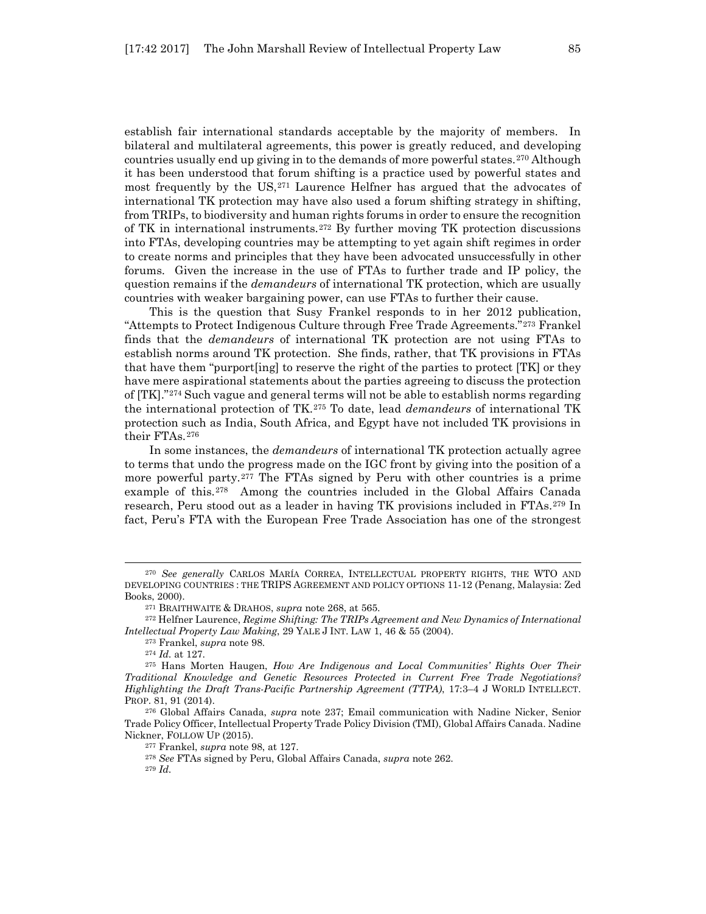establish fair international standards acceptable by the majority of members. In bilateral and multilateral agreements, this power is greatly reduced, and developing countries usually end up giving in to the demands of more powerful states.[270] Although it has been understood that forum shifting is a practice used by powerful states and most frequently by the US,[271] Laurence Helfner has argued that the advocates of international TK protection may have also used a forum shifting strategy in shifting, from TRIPs, to biodiversity and human rights forums in order to ensure the recognition of TK in international instruments.[272] By further moving TK protection discussions into FTAs, developing countries may be attempting to yet again shift regimes in order to create norms and principles that they have been advocated unsuccessfully in other forums. Given the increase in the use of FTAs to further trade and IP policy, the question remains if the *demandeurs* of international TK protection, which are usually countries with weaker bargaining power, can use FTAs to further their cause.

This is the question that Susy Frankel responds to in her 2012 publication, "Attempts to Protect Indigenous Culture through Free Trade Agreements."[273] Frankel finds that the *demandeurs* of international TK protection are not using FTAs to establish norms around TK protection. She finds, rather, that TK provisions in FTAs that have them "purport[ing] to reserve the right of the parties to protect [TK] or they have mere aspirational statements about the parties agreeing to discuss the protection of [TK]."[274] Such vague and general terms will not be able to establish norms regarding the international protection of TK.[275] To date, lead *demandeurs* of international TK protection such as India, South Africa, and Egypt have not included TK provisions in their FTAs.[276]

In some instances, the *demandeurs* of international TK protection actually agree to terms that undo the progress made on the IGC front by giving into the position of a more powerful party.[277] The FTAs signed by Peru with other countries is a prime example of this.[278] Among the countries included in the Global Affairs Canada research, Peru stood out as a leader in having TK provisions included in FTAs.[279] In fact, Peru's FTA with the European Free Trade Association has one of the strongest

---

[270] *See generally* CARLOS MARÍA CORREA, INTELLECTUAL PROPERTY RIGHTS, THE WTO AND DEVELOPING COUNTRIES : THE TRIPS AGREEMENT AND POLICY OPTIONS 11-12 (Penang, Malaysia: Zed Books, 2000).

[271] BRAITHWAITE & DRAHOS, *supra* note 268, at 565.

[272] Helfner Laurence, *Regime Shifting: The TRIPs Agreement and New Dynamics of International Intellectual Property Law Making*, 29 YALE J INT. LAW 1, 46 & 55 (2004).

[273] Frankel, *supra* note 98.

[274] *Id.* at 127.

[275] Hans Morten Haugen, *How Are Indigenous and Local Communities' Rights Over Their Traditional Knowledge and Genetic Resources Protected in Current Free Trade Negotiations? Highlighting the Draft Trans-Pacific Partnership Agreement (TTPA)*, 17:3–4 J WORLD INTELLECT. PROP. 81, 91 (2014).

[276] Global Affairs Canada, *supra* note 237; Email communication with Nadine Nicker, Senior Trade Policy Officer, Intellectual Property Trade Policy Division (TMI), Global Affairs Canada. Nadine Nickner, FOLLOW UP (2015).

[277] Frankel, *supra* note 98, at 127.

[278] *See* FTAs signed by Peru, Global Affairs Canada, *supra* note 262.

[279] *Id.*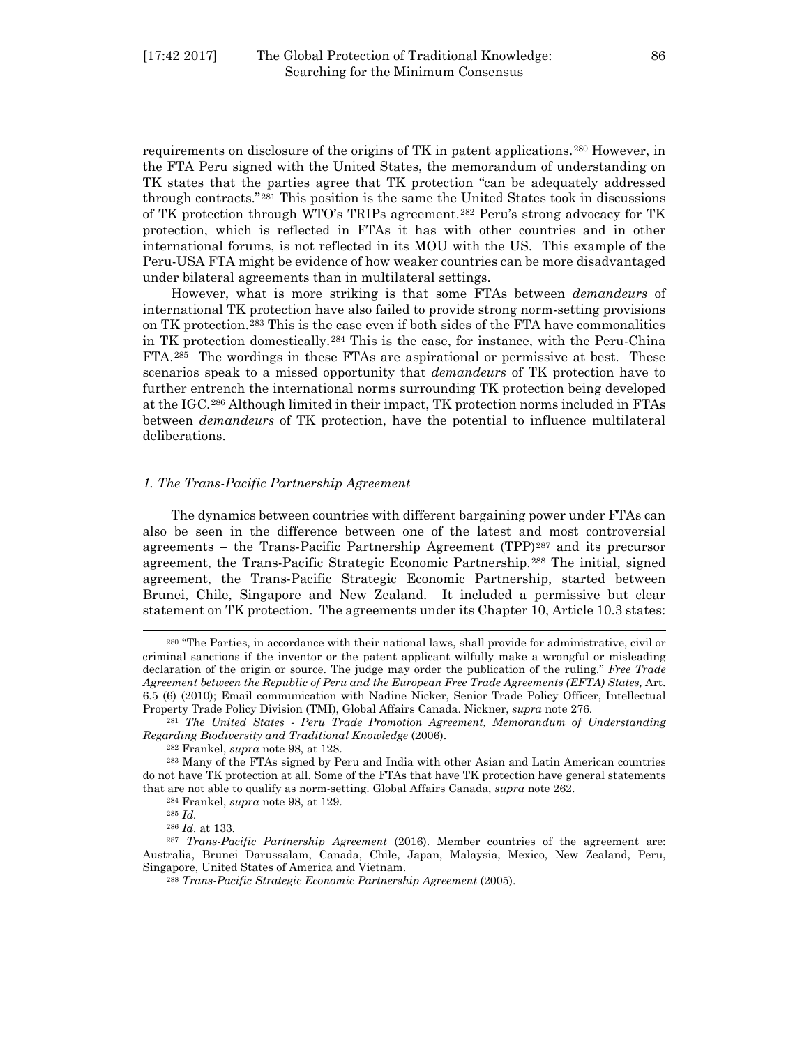requirements on disclosure of the origins of TK in patent applications.[280] However, in the FTA Peru signed with the United States, the memorandum of understanding on TK states that the parties agree that TK protection "can be adequately addressed through contracts."[281] This position is the same the United States took in discussions of TK protection through WTO's TRIPs agreement.[282] Peru's strong advocacy for TK protection, which is reflected in FTAs it has with other countries and in other international forums, is not reflected in its MOU with the US. This example of the Peru-USA FTA might be evidence of how weaker countries can be more disadvantaged under bilateral agreements than in multilateral settings.

However, what is more striking is that some FTAs between *demandeurs* of international TK protection have also failed to provide strong norm-setting provisions on TK protection.[283] This is the case even if both sides of the FTA have commonalities in TK protection domestically.[284] This is the case, for instance, with the Peru-China FTA.[285] The wordings in these FTAs are aspirational or permissive at best. These scenarios speak to a missed opportunity that *demandeurs* of TK protection have to further entrench the international norms surrounding TK protection being developed at the IGC.[286] Although limited in their impact, TK protection norms included in FTAs between *demandeurs* of TK protection, have the potential to influence multilateral deliberations.

### *1. The Trans-Pacific Partnership Agreement*

The dynamics between countries with different bargaining power under FTAs can also be seen in the difference between one of the latest and most controversial agreements – the Trans-Pacific Partnership Agreement (TPP)[287] and its precursor agreement, the Trans-Pacific Strategic Economic Partnership.[288] The initial, signed agreement, the Trans-Pacific Strategic Economic Partnership, started between Brunei, Chile, Singapore and New Zealand. It included a permissive but clear statement on TK protection. The agreements under its Chapter 10, Article 10.3 states:

---

[280] "The Parties, in accordance with their national laws, shall provide for administrative, civil or criminal sanctions if the inventor or the patent applicant wilfully make a wrongful or misleading declaration of the origin or source. The judge may order the publication of the ruling." *Free Trade Agreement between the Republic of Peru and the European Free Trade Agreements (EFTA) States,* Art. 6.5 (6) (2010); Email communication with Nadine Nicker, Senior Trade Policy Officer, Intellectual Property Trade Policy Division (TMI), Global Affairs Canada. Nickner, *supra* note 276.

[281] *The United States - Peru Trade Promotion Agreement, Memorandum of Understanding Regarding Biodiversity and Traditional Knowledge* (2006).

[282] Frankel, *supra* note 98, at 128.

[283] Many of the FTAs signed by Peru and India with other Asian and Latin American countries do not have TK protection at all. Some of the FTAs that have TK protection have general statements that are not able to qualify as norm-setting. Global Affairs Canada, *supra* note 262.

[284] Frankel, *supra* note 98, at 129.

[285] *Id.*

[286] *Id.* at 133.

[287] *Trans-Pacific Partnership Agreement* (2016). Member countries of the agreement are: Australia, Brunei Darussalam, Canada, Chile, Japan, Malaysia, Mexico, New Zealand, Peru, Singapore, United States of America and Vietnam.

[288] *Trans-Pacific Strategic Economic Partnership Agreement* (2005).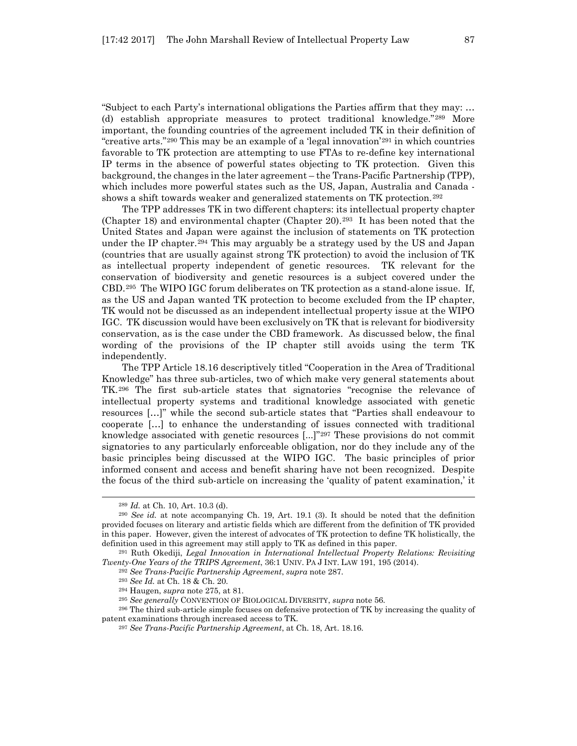"Subject to each Party's international obligations the Parties affirm that they may: … (d) establish appropriate measures to protect traditional knowledge."[289] More important, the founding countries of the agreement included TK in their definition of "creative arts."[290] This may be an example of a 'legal innovation'[291] in which countries favorable to TK protection are attempting to use FTAs to re-define key international IP terms in the absence of powerful states objecting to TK protection. Given this background, the changes in the later agreement – the Trans-Pacific Partnership (TPP), which includes more powerful states such as the US, Japan, Australia and Canada - shows a shift towards weaker and generalized statements on TK protection.[292]

The TPP addresses TK in two different chapters: its intellectual property chapter (Chapter 18) and environmental chapter (Chapter 20).[293] It has been noted that the United States and Japan were against the inclusion of statements on TK protection under the IP chapter.[294] This may arguably be a strategy used by the US and Japan (countries that are usually against strong TK protection) to avoid the inclusion of TK as intellectual property independent of genetic resources. TK relevant for the conservation of biodiversity and genetic resources is a subject covered under the CBD.[295] The WIPO IGC forum deliberates on TK protection as a stand-alone issue. If, as the US and Japan wanted TK protection to become excluded from the IP chapter, TK would not be discussed as an independent intellectual property issue at the WIPO IGC. TK discussion would have been exclusively on TK that is relevant for biodiversity conservation, as is the case under the CBD framework. As discussed below, the final wording of the provisions of the IP chapter still avoids using the term TK independently.

The TPP Article 18.16 descriptively titled "Cooperation in the Area of Traditional Knowledge" has three sub-articles, two of which make very general statements about TK.[296] The first sub-article states that signatories "recognise the relevance of intellectual property systems and traditional knowledge associated with genetic resources […]" while the second sub-article states that "Parties shall endeavour to cooperate […] to enhance the understanding of issues connected with traditional knowledge associated with genetic resources [...]"[297] These provisions do not commit signatories to any particularly enforceable obligation, nor do they include any of the basic principles being discussed at the WIPO IGC. The basic principles of prior informed consent and access and benefit sharing have not been recognized. Despite the focus of the third sub-article on increasing the 'quality of patent examination,' it

---

[289] *Id.* at Ch. 10, Art. 10.3 (d).

[290] *See id.* at note accompanying Ch. 19, Art. 19.1 (3). It should be noted that the definition provided focuses on literary and artistic fields which are different from the definition of TK provided in this paper. However, given the interest of advocates of TK protection to define TK holistically, the definition used in this agreement may still apply to TK as defined in this paper.

[291] Ruth Okediji, *Legal Innovation in International Intellectual Property Relations: Revisiting Twenty-One Years of the TRIPS Agreement*, 36:1 UNIV. PA J INT. LAW 191, 195 (2014).

[292] *See Trans-Pacific Partnership Agreement*, *supra* note 287.

[293] *See Id.* at Ch. 18 & Ch. 20.

[294] Haugen, *supra* note 275, at 81.

[295] *See generally* CONVENTION OF BIOLOGICAL DIVERSITY, *supra* note 56.

[296] The third sub-article simple focuses on defensive protection of TK by increasing the quality of patent examinations through increased access to TK.

[297] *See Trans-Pacific Partnership Agreement*, at Ch. 18, Art. 18.16.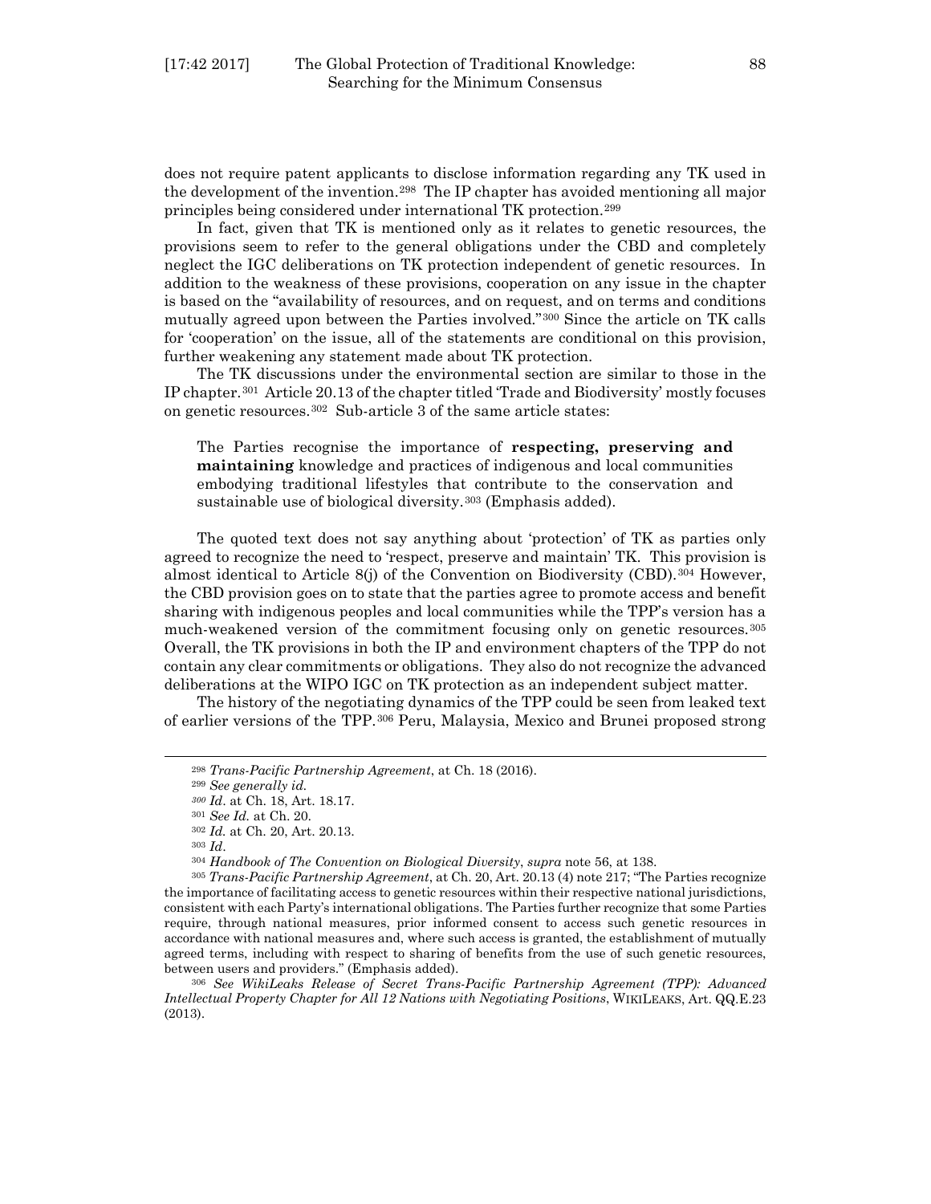does not require patent applicants to disclose information regarding any TK used in the development of the invention.[298] The IP chapter has avoided mentioning all major principles being considered under international TK protection.[299]

In fact, given that TK is mentioned only as it relates to genetic resources, the provisions seem to refer to the general obligations under the CBD and completely neglect the IGC deliberations on TK protection independent of genetic resources. In addition to the weakness of these provisions, cooperation on any issue in the chapter is based on the "availability of resources, and on request, and on terms and conditions mutually agreed upon between the Parties involved."[300] Since the article on TK calls for 'cooperation' on the issue, all of the statements are conditional on this provision, further weakening any statement made about TK protection.

The TK discussions under the environmental section are similar to those in the IP chapter.[301] Article 20.13 of the chapter titled 'Trade and Biodiversity' mostly focuses on genetic resources.[302] Sub-article 3 of the same article states:

> The Parties recognise the importance of **respecting, preserving and maintaining** knowledge and practices of indigenous and local communities embodying traditional lifestyles that contribute to the conservation and sustainable use of biological diversity.[303] (Emphasis added).

The quoted text does not say anything about 'protection' of TK as parties only agreed to recognize the need to 'respect, preserve and maintain' TK. This provision is almost identical to Article 8(j) of the Convention on Biodiversity (CBD).[304] However, the CBD provision goes on to state that the parties agree to promote access and benefit sharing with indigenous peoples and local communities while the TPP's version has a much-weakened version of the commitment focusing only on genetic resources.[305] Overall, the TK provisions in both the IP and environment chapters of the TPP do not contain any clear commitments or obligations. They also do not recognize the advanced deliberations at the WIPO IGC on TK protection as an independent subject matter.

The history of the negotiating dynamics of the TPP could be seen from leaked text of earlier versions of the TPP.[306] Peru, Malaysia, Mexico and Brunei proposed strong

---

[298] *Trans-Pacific Partnership Agreement*, at Ch. 18 (2016).

[299] *See generally id.*

[300] *Id*. at Ch. 18, Art. 18.17.

[301] *See Id.* at Ch. 20.

[302] *Id.* at Ch. 20, Art. 20.13.

[303] *Id*.

[304] *Handbook of The Convention on Biological Diversity*, *supra* note 56, at 138.

[305] *Trans-Pacific Partnership Agreement*, at Ch. 20, Art. 20.13 (4) note 217; "The Parties recognize the importance of facilitating access to genetic resources within their respective national jurisdictions, consistent with each Party's international obligations. The Parties further recognize that some Parties require, through national measures, prior informed consent to access such genetic resources in accordance with national measures and, where such access is granted, the establishment of mutually agreed terms, including with respect to sharing of benefits from the use of such genetic resources, between users and providers." (Emphasis added).

[306] *See WikiLeaks Release of Secret Trans-Pacific Partnership Agreement (TPP): Advanced Intellectual Property Chapter for All 12 Nations with Negotiating Positions*, WIKILEAKS, Art. QQ.E.23 (2013).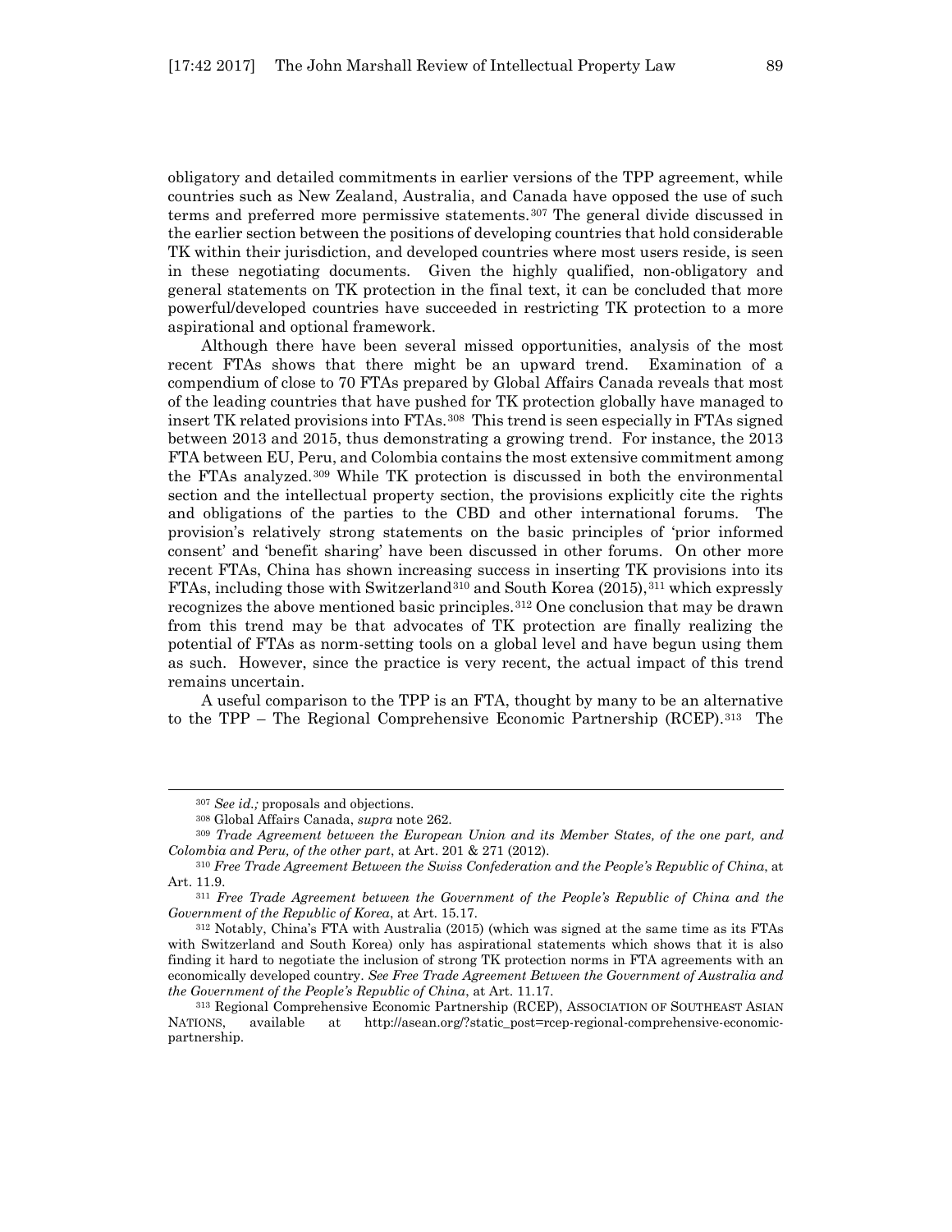obligatory and detailed commitments in earlier versions of the TPP agreement, while countries such as New Zealand, Australia, and Canada have opposed the use of such terms and preferred more permissive statements.[307] The general divide discussed in the earlier section between the positions of developing countries that hold considerable TK within their jurisdiction, and developed countries where most users reside, is seen in these negotiating documents. Given the highly qualified, non-obligatory and general statements on TK protection in the final text, it can be concluded that more powerful/developed countries have succeeded in restricting TK protection to a more aspirational and optional framework.

Although there have been several missed opportunities, analysis of the most recent FTAs shows that there might be an upward trend. Examination of a compendium of close to 70 FTAs prepared by Global Affairs Canada reveals that most of the leading countries that have pushed for TK protection globally have managed to insert TK related provisions into FTAs.[308] This trend is seen especially in FTAs signed between 2013 and 2015, thus demonstrating a growing trend. For instance, the 2013 FTA between EU, Peru, and Colombia contains the most extensive commitment among the FTAs analyzed.[309] While TK protection is discussed in both the environmental section and the intellectual property section, the provisions explicitly cite the rights and obligations of the parties to the CBD and other international forums. The provision's relatively strong statements on the basic principles of 'prior informed consent' and 'benefit sharing' have been discussed in other forums. On other more recent FTAs, China has shown increasing success in inserting TK provisions into its FTAs, including those with Switzerland[310] and South Korea (2015),[311] which expressly recognizes the above mentioned basic principles.[312] One conclusion that may be drawn from this trend may be that advocates of TK protection are finally realizing the potential of FTAs as norm-setting tools on a global level and have begun using them as such. However, since the practice is very recent, the actual impact of this trend remains uncertain.

A useful comparison to the TPP is an FTA, thought by many to be an alternative to the TPP – The Regional Comprehensive Economic Partnership (RCEP).[313] The

---

[307] *See id.;* proposals and objections.

[308] Global Affairs Canada, *supra* note 262.

[309] *Trade Agreement between the European Union and its Member States, of the one part, and Colombia and Peru, of the other part*, at Art. 201 & 271 (2012).

[310] *Free Trade Agreement Between the Swiss Confederation and the People's Republic of China*, at Art. 11.9.

[311] *Free Trade Agreement between the Government of the People's Republic of China and the Government of the Republic of Korea*, at Art. 15.17.

[312] Notably, China's FTA with Australia (2015) (which was signed at the same time as its FTAs with Switzerland and South Korea) only has aspirational statements which shows that it is also finding it hard to negotiate the inclusion of strong TK protection norms in FTA agreements with an economically developed country. *See Free Trade Agreement Between the Government of Australia and the Government of the People's Republic of China*, at Art. 11.17.

[313] Regional Comprehensive Economic Partnership (RCEP), ASSOCIATION OF SOUTHEAST ASIAN NATIONS, available at http://asean.org/?static_post=rcep-regional-comprehensive-economic-partnership.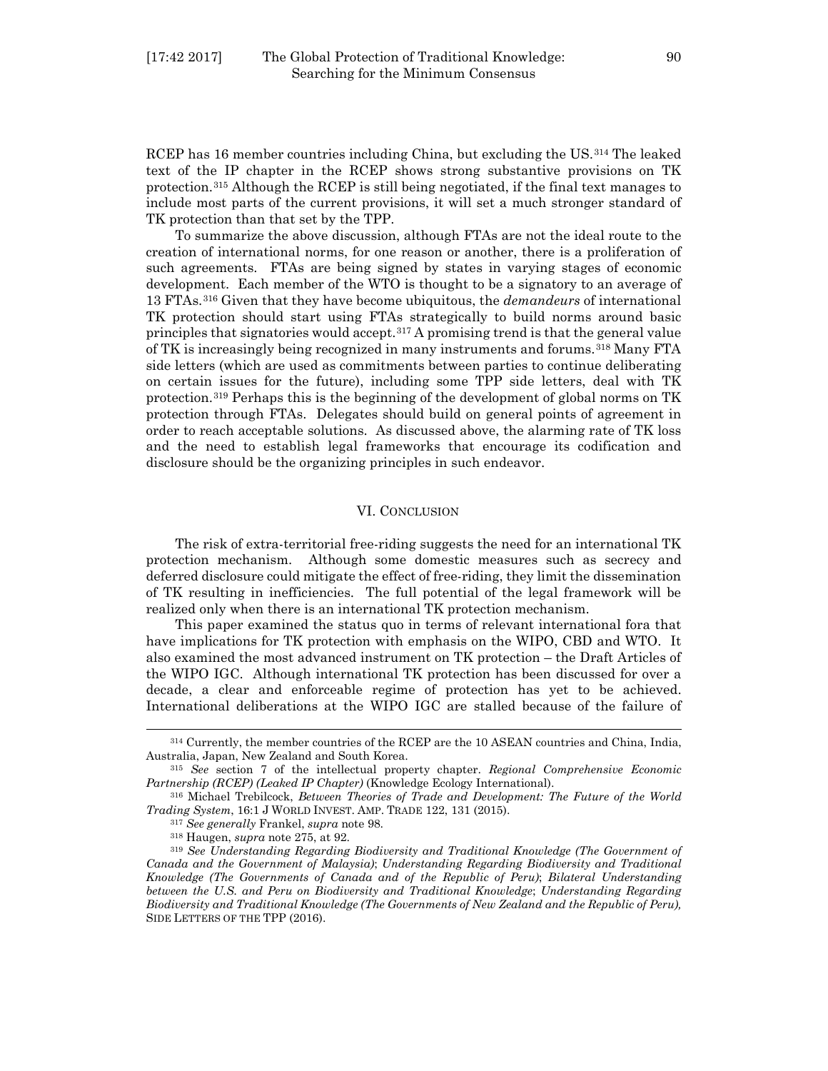RCEP has 16 member countries including China, but excluding the US.[314] The leaked text of the IP chapter in the RCEP shows strong substantive provisions on TK protection.[315] Although the RCEP is still being negotiated, if the final text manages to include most parts of the current provisions, it will set a much stronger standard of TK protection than that set by the TPP.

To summarize the above discussion, although FTAs are not the ideal route to the creation of international norms, for one reason or another, there is a proliferation of such agreements. FTAs are being signed by states in varying stages of economic development. Each member of the WTO is thought to be a signatory to an average of 13 FTAs.[316] Given that they have become ubiquitous, the *demandeurs* of international TK protection should start using FTAs strategically to build norms around basic principles that signatories would accept.[317] A promising trend is that the general value of TK is increasingly being recognized in many instruments and forums.[318] Many FTA side letters (which are used as commitments between parties to continue deliberating on certain issues for the future), including some TPP side letters, deal with TK protection.[319] Perhaps this is the beginning of the development of global norms on TK protection through FTAs. Delegates should build on general points of agreement in order to reach acceptable solutions. As discussed above, the alarming rate of TK loss and the need to establish legal frameworks that encourage its codification and disclosure should be the organizing principles in such endeavor.

## VI. Conclusion

The risk of extra-territorial free-riding suggests the need for an international TK protection mechanism. Although some domestic measures such as secrecy and deferred disclosure could mitigate the effect of free-riding, they limit the dissemination of TK resulting in inefficiencies. The full potential of the legal framework will be realized only when there is an international TK protection mechanism.

This paper examined the status quo in terms of relevant international fora that have implications for TK protection with emphasis on the WIPO, CBD and WTO. It also examined the most advanced instrument on TK protection – the Draft Articles of the WIPO IGC. Although international TK protection has been discussed for over a decade, a clear and enforceable regime of protection has yet to be achieved. International deliberations at the WIPO IGC are stalled because of the failure of

---

[314] Currently, the member countries of the RCEP are the 10 ASEAN countries and China, India, Australia, Japan, New Zealand and South Korea.

[315] *See* section 7 of the intellectual property chapter. *Regional Comprehensive Economic Partnership (RCEP) (Leaked IP Chapter)* (Knowledge Ecology International).

[316] Michael Trebilcock, *Between Theories of Trade and Development: The Future of the World Trading System*, 16:1 J WORLD INVEST. AMP. TRADE 122, 131 (2015).

[317] *See generally* Frankel, *supra* note 98.

[318] Haugen, *supra* note 275, at 92.

[319] *See Understanding Regarding Biodiversity and Traditional Knowledge (The Government of Canada and the Government of Malaysia)*; *Understanding Regarding Biodiversity and Traditional Knowledge (The Governments of Canada and of the Republic of Peru)*; *Bilateral Understanding between the U.S. and Peru on Biodiversity and Traditional Knowledge*; *Understanding Regarding Biodiversity and Traditional Knowledge (The Governments of New Zealand and the Republic of Peru),* SIDE LETTERS OF THE TPP (2016).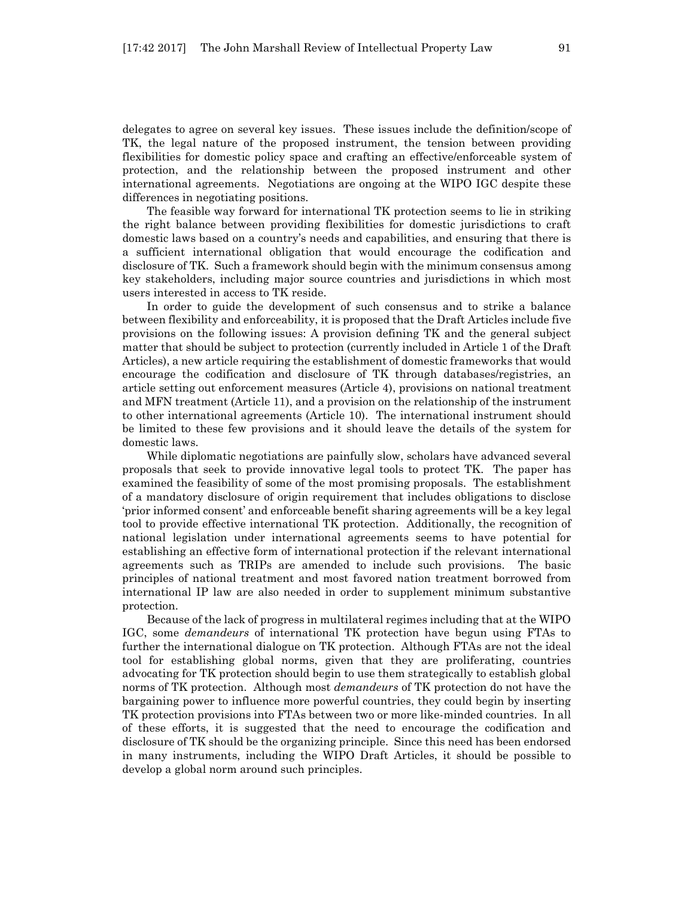delegates to agree on several key issues. These issues include the definition/scope of TK, the legal nature of the proposed instrument, the tension between providing flexibilities for domestic policy space and crafting an effective/enforceable system of protection, and the relationship between the proposed instrument and other international agreements. Negotiations are ongoing at the WIPO IGC despite these differences in negotiating positions.

The feasible way forward for international TK protection seems to lie in striking the right balance between providing flexibilities for domestic jurisdictions to craft domestic laws based on a country's needs and capabilities, and ensuring that there is a sufficient international obligation that would encourage the codification and disclosure of TK. Such a framework should begin with the minimum consensus among key stakeholders, including major source countries and jurisdictions in which most users interested in access to TK reside.

In order to guide the development of such consensus and to strike a balance between flexibility and enforceability, it is proposed that the Draft Articles include five provisions on the following issues: A provision defining TK and the general subject matter that should be subject to protection (currently included in Article 1 of the Draft Articles), a new article requiring the establishment of domestic frameworks that would encourage the codification and disclosure of TK through databases/registries, an article setting out enforcement measures (Article 4), provisions on national treatment and MFN treatment (Article 11), and a provision on the relationship of the instrument to other international agreements (Article 10). The international instrument should be limited to these few provisions and it should leave the details of the system for domestic laws.

While diplomatic negotiations are painfully slow, scholars have advanced several proposals that seek to provide innovative legal tools to protect TK. The paper has examined the feasibility of some of the most promising proposals. The establishment of a mandatory disclosure of origin requirement that includes obligations to disclose 'prior informed consent' and enforceable benefit sharing agreements will be a key legal tool to provide effective international TK protection. Additionally, the recognition of national legislation under international agreements seems to have potential for establishing an effective form of international protection if the relevant international agreements such as TRIPs are amended to include such provisions. The basic principles of national treatment and most favored nation treatment borrowed from international IP law are also needed in order to supplement minimum substantive protection.

Because of the lack of progress in multilateral regimes including that at the WIPO IGC, some *demandeurs* of international TK protection have begun using FTAs to further the international dialogue on TK protection. Although FTAs are not the ideal tool for establishing global norms, given that they are proliferating, countries advocating for TK protection should begin to use them strategically to establish global norms of TK protection. Although most *demandeurs* of TK protection do not have the bargaining power to influence more powerful countries, they could begin by inserting TK protection provisions into FTAs between two or more like-minded countries. In all of these efforts, it is suggested that the need to encourage the codification and disclosure of TK should be the organizing principle. Since this need has been endorsed in many instruments, including the WIPO Draft Articles, it should be possible to develop a global norm around such principles.